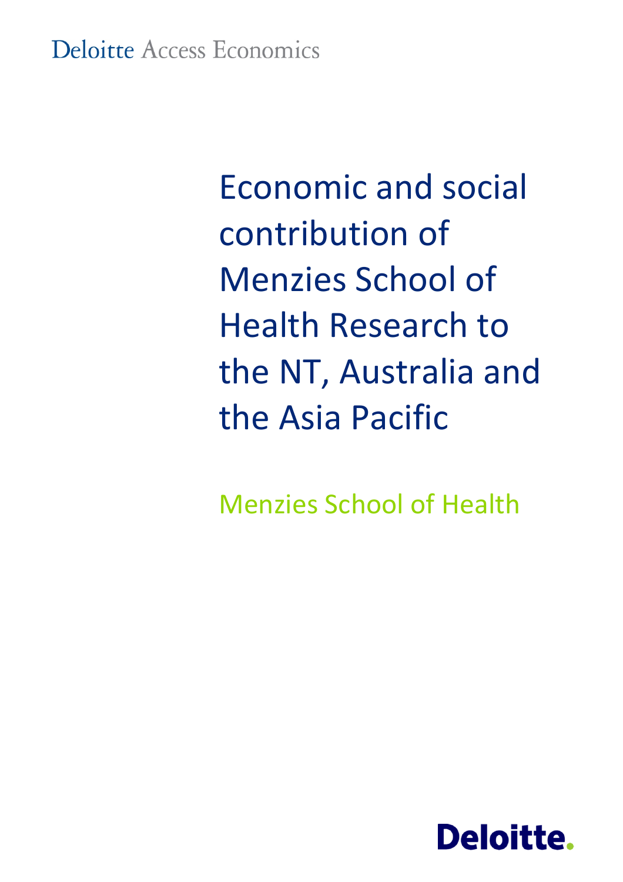Deloitte Access Economics

# Economic and social contribution of Menzies School of Health Research to the NT, Australia and the Asia Pacific

Menzies School of Health

Deloitte.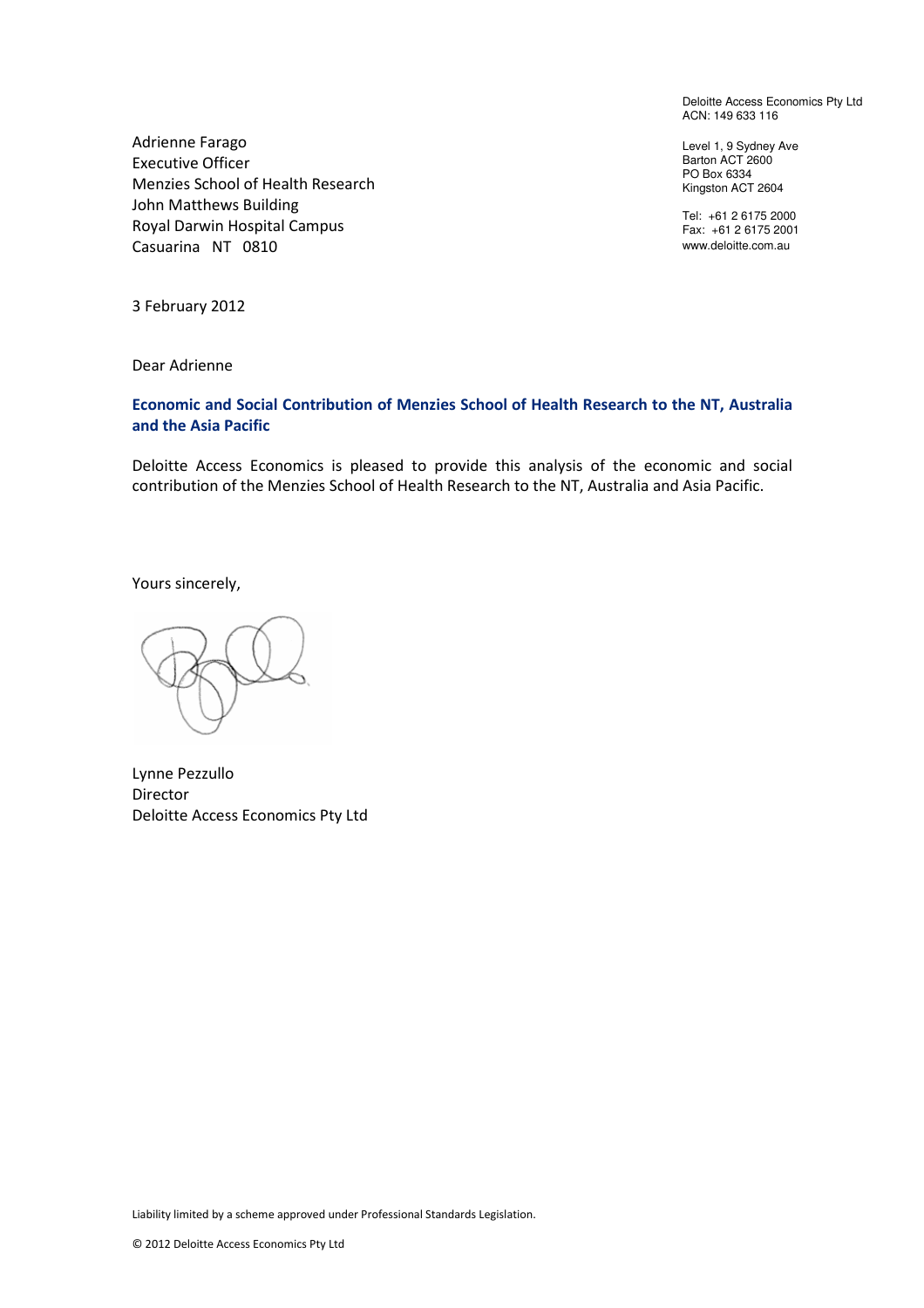Deloitte Access Economics Pty Ltd
ACN: 149 633 116

Level 1, 9 Sydney Ave
Barton ACT 2600
PO Box 6334
Kingston ACT 2604

Tel: +61 2 6175 2000
Fax: +61 2 6175 2001
www.deloitte.com.au

Adrienne Farago
Executive Officer
Menzies School of Health Research
John Matthews Building
Royal Darwin Hospital Campus
Casuarina NT 0810

3 February 2012

Dear Adrienne

**Economic and Social Contribution of Menzies School of Health Research to the NT, Australia and the Asia Pacific**

Deloitte Access Economics is pleased to provide this analysis of the economic and social contribution of the Menzies School of Health Research to the NT, Australia and Asia Pacific.

Yours sincerely,

Lynne Pezzullo
Director
Deloitte Access Economics Pty Ltd

Liability limited by a scheme approved under Professional Standards Legislation.

© 2012 Deloitte Access Economics Pty Ltd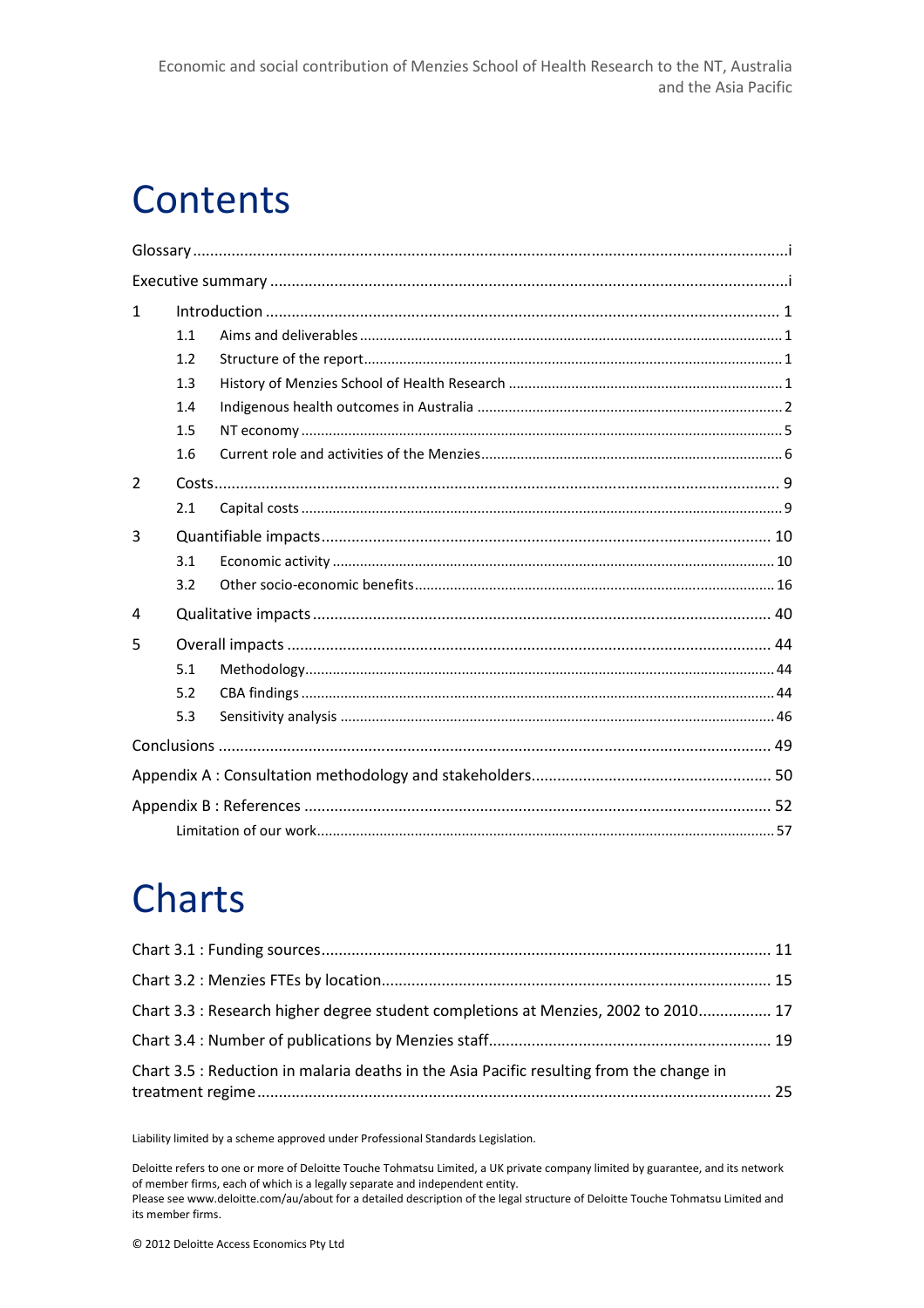# Contents

Glossary ........................................................................................................................................ i

Executive summary ........................................................................................................................ i

1 Introduction ........................................................................................................................ 1
   - 1.1 Aims and deliverables ................................................................................................ 1
   - 1.2 Structure of the report ................................................................................................ 1
   - 1.3 History of Menzies School of Health Research ........................................................... 1
   - 1.4 Indigenous health outcomes in Australia .................................................................... 2
   - 1.5 NT economy ............................................................................................................... 5
   - 1.6 Current role and activities of the Menzies .................................................................. 6

2 Costs .................................................................................................................................... 9
   - 2.1 Capital costs ............................................................................................................... 9

3 Quantifiable impacts ........................................................................................................ 10
   - 3.1 Economic activity ...................................................................................................... 10
   - 3.2 Other socio-economic benefits .................................................................................. 16

4 Qualitative impacts .......................................................................................................... 40

5 Overall impacts ................................................................................................................. 44
   - 5.1 Methodology ............................................................................................................. 44
   - 5.2 CBA findings ............................................................................................................. 44
   - 5.3 Sensitivity analysis ................................................................................................... 46

Conclusions .................................................................................................................................. 49

Appendix A : Consultation methodology and stakeholders ......................................................... 50

Appendix B : References ............................................................................................................. 52

Limitation of our work .................................................................................................................. 57

# Charts

Chart 3.1 : Funding sources .......................................................................................................... 11

Chart 3.2 : Menzies FTEs by location ........................................................................................... 15

Chart 3.3 : Research higher degree student completions at Menzies, 2002 to 2010 ................... 17

Chart 3.4 : Number of publications by Menzies staff ................................................................... 19

Chart 3.5 : Reduction in malaria deaths in the Asia Pacific resulting from the change in treatment regime ........................................................................................................................ 25

Liability limited by a scheme approved under Professional Standards Legislation.

Deloitte refers to one or more of Deloitte Touche Tohmatsu Limited, a UK private company limited by guarantee, and its network of member firms, each of which is a legally separate and independent entity.
Please see www.deloitte.com/au/about for a detailed description of the legal structure of Deloitte Touche Tohmatsu Limited and its member firms.

© 2012 Deloitte Access Economics Pty Ltd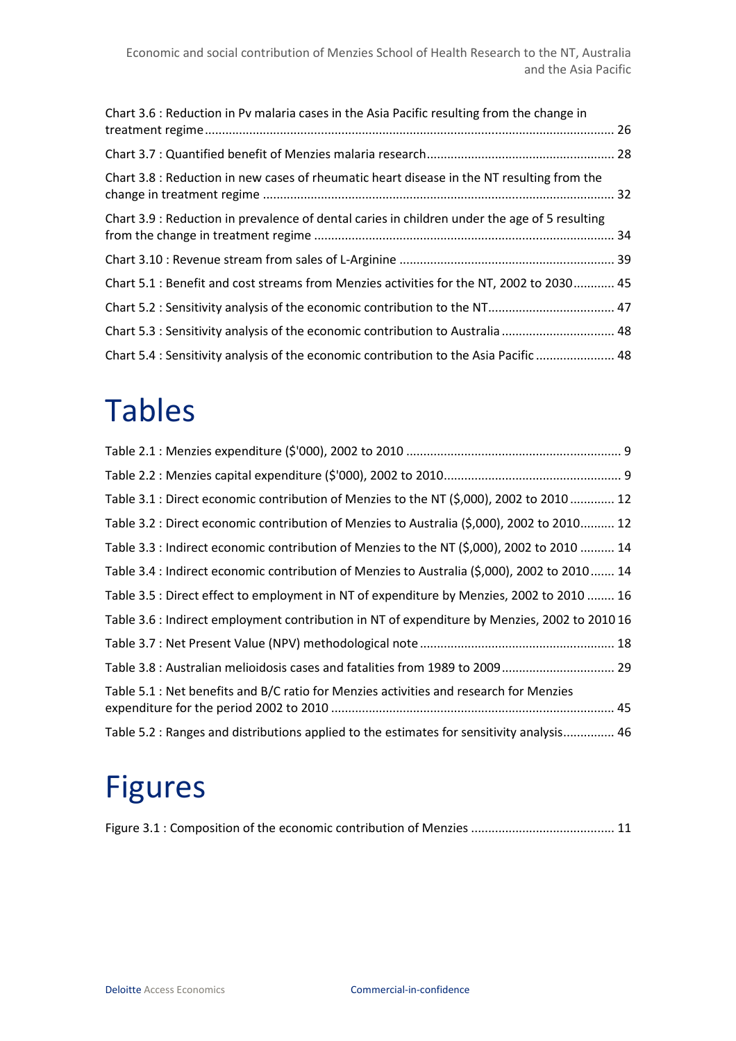Chart 3.6 : Reduction in Pv malaria cases in the Asia Pacific resulting from the change in treatment regime ....... 26

Chart 3.7 : Quantified benefit of Menzies malaria research ....... 28

Chart 3.8 : Reduction in new cases of rheumatic heart disease in the NT resulting from the change in treatment regime ....... 32

Chart 3.9 : Reduction in prevalence of dental caries in children under the age of 5 resulting from the change in treatment regime ....... 34

Chart 3.10 : Revenue stream from sales of L-Arginine ....... 39

Chart 5.1 : Benefit and cost streams from Menzies activities for the NT, 2002 to 2030 ....... 45

Chart 5.2 : Sensitivity analysis of the economic contribution to the NT ....... 47

Chart 5.3 : Sensitivity analysis of the economic contribution to Australia ....... 48

Chart 5.4 : Sensitivity analysis of the economic contribution to the Asia Pacific ....... 48

# Tables

Table 2.1 : Menzies expenditure ($'000), 2002 to 2010 ....... 9

Table 2.2 : Menzies capital expenditure ($'000), 2002 to 2010 ....... 9

Table 3.1 : Direct economic contribution of Menzies to the NT ($,000), 2002 to 2010 ....... 12

Table 3.2 : Direct economic contribution of Menzies to Australia ($,000), 2002 to 2010 ....... 12

Table 3.3 : Indirect economic contribution of Menzies to the NT ($,000), 2002 to 2010 ....... 14

Table 3.4 : Indirect economic contribution of Menzies to Australia ($,000), 2002 to 2010 ....... 14

Table 3.5 : Direct effect to employment in NT of expenditure by Menzies, 2002 to 2010 ....... 16

Table 3.6 : Indirect employment contribution in NT of expenditure by Menzies, 2002 to 2010 ....... 16

Table 3.7 : Net Present Value (NPV) methodological note ....... 18

Table 3.8 : Australian melioidosis cases and fatalities from 1989 to 2009 ....... 29

Table 5.1 : Net benefits and B/C ratio for Menzies activities and research for Menzies expenditure for the period 2002 to 2010 ....... 45

Table 5.2 : Ranges and distributions applied to the estimates for sensitivity analysis ....... 46

# Figures

Figure 3.1 : Composition of the economic contribution of Menzies ....... 11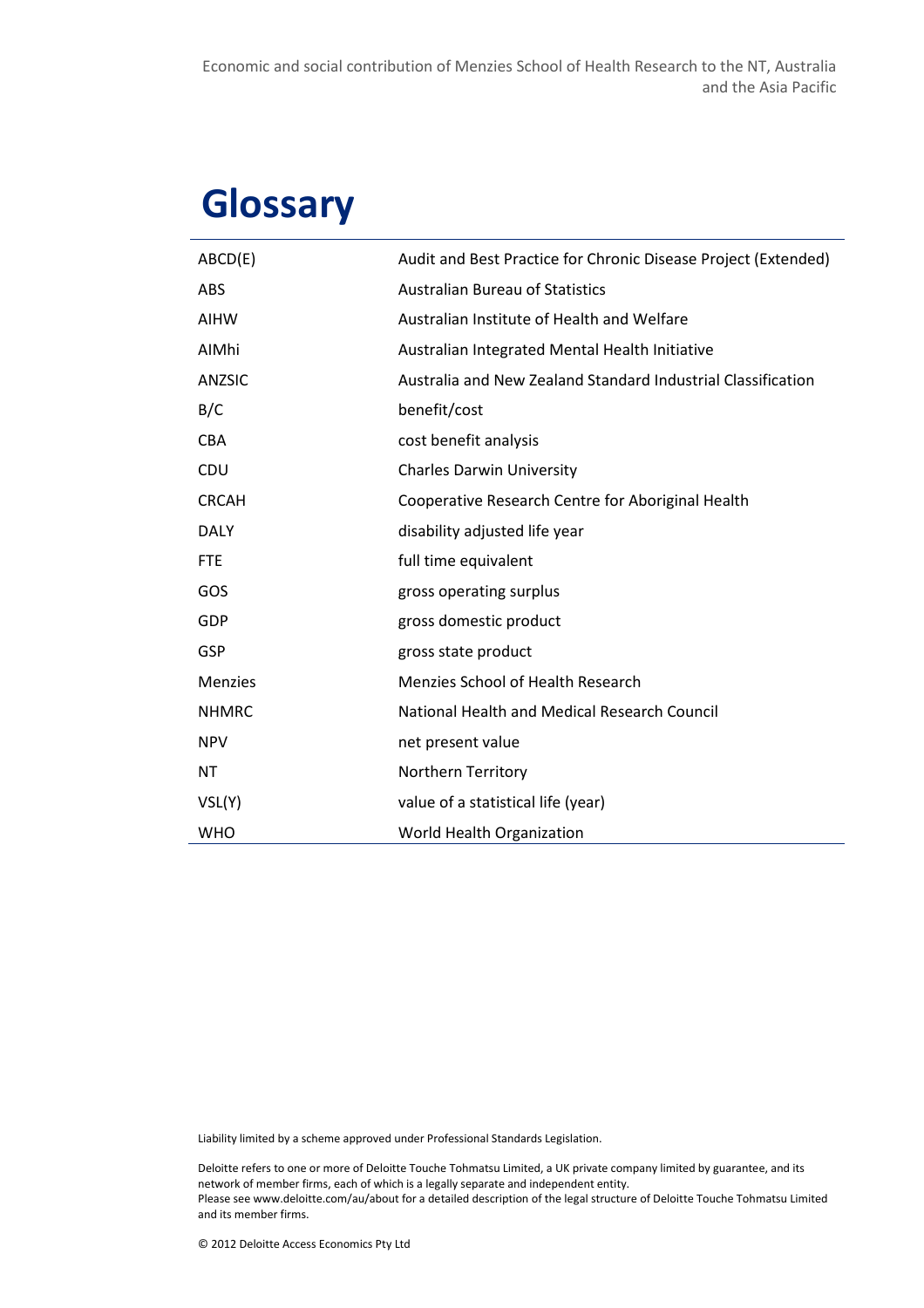# Glossary

| | |
|---|---|
| ABCD(E) | Audit and Best Practice for Chronic Disease Project (Extended) |
| ABS | Australian Bureau of Statistics |
| AIHW | Australian Institute of Health and Welfare |
| AIMhi | Australian Integrated Mental Health Initiative |
| ANZSIC | Australia and New Zealand Standard Industrial Classification |
| B/C | benefit/cost |
| CBA | cost benefit analysis |
| CDU | Charles Darwin University |
| CRCAH | Cooperative Research Centre for Aboriginal Health |
| DALY | disability adjusted life year |
| FTE | full time equivalent |
| GOS | gross operating surplus |
| GDP | gross domestic product |
| GSP | gross state product |
| Menzies | Menzies School of Health Research |
| NHMRC | National Health and Medical Research Council |
| NPV | net present value |
| NT | Northern Territory |
| VSL(Y) | value of a statistical life (year) |
| WHO | World Health Organization |

Liability limited by a scheme approved under Professional Standards Legislation.

Deloitte refers to one or more of Deloitte Touche Tohmatsu Limited, a UK private company limited by guarantee, and its network of member firms, each of which is a legally separate and independent entity.
Please see www.deloitte.com/au/about for a detailed description of the legal structure of Deloitte Touche Tohmatsu Limited and its member firms.

© 2012 Deloitte Access Economics Pty Ltd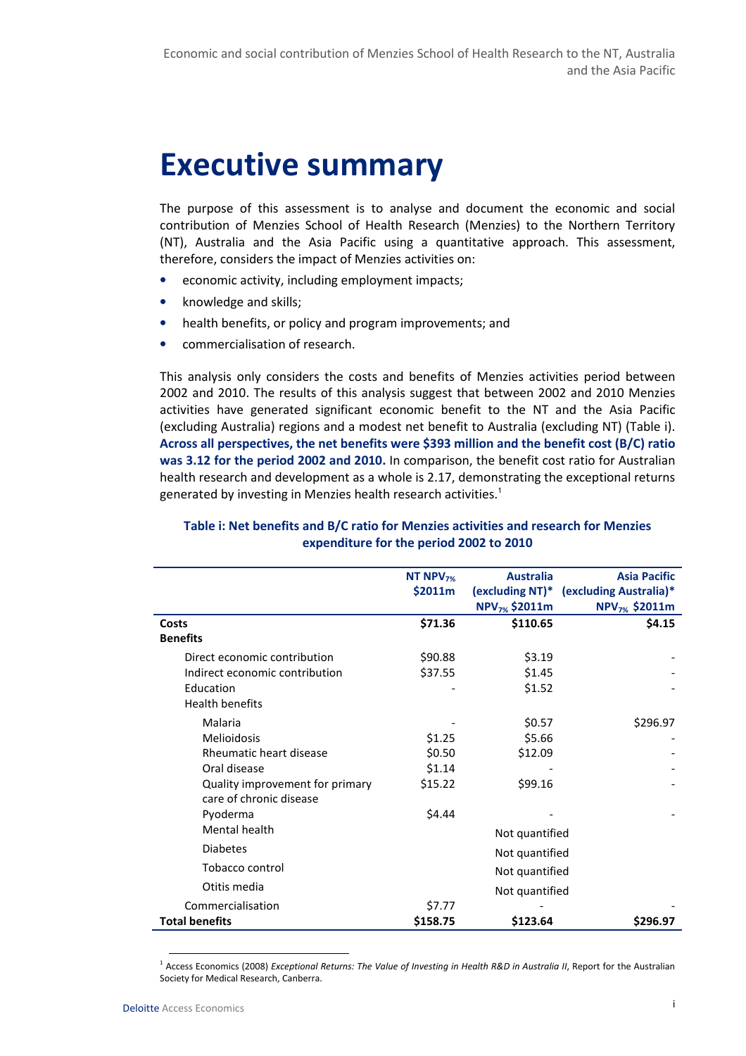# Executive summary

The purpose of this assessment is to analyse and document the economic and social contribution of Menzies School of Health Research (Menzies) to the Northern Territory (NT), Australia and the Asia Pacific using a quantitative approach. This assessment, therefore, considers the impact of Menzies activities on:

- economic activity, including employment impacts;
- knowledge and skills;
- health benefits, or policy and program improvements; and
- commercialisation of research.

This analysis only considers the costs and benefits of Menzies activities period between 2002 and 2010. The results of this analysis suggest that between 2002 and 2010 Menzies activities have generated significant economic benefit to the NT and the Asia Pacific (excluding Australia) regions and a modest net benefit to Australia (excluding NT) (Table i). **Across all perspectives, the net benefits were $393 million and the benefit cost (B/C) ratio was 3.12 for the period 2002 and 2010.** In comparison, the benefit cost ratio for Australian health research and development as a whole is 2.17, demonstrating the exceptional returns generated by investing in Menzies health research activities.[1]

**Table i: Net benefits and B/C ratio for Menzies activities and research for Menzies expenditure for the period 2002 to 2010**

| | NT $NPV_{7\%}$ \$2011m | Australia (excluding NT)* $NPV_{7\%}$ \$2011m | Asia Pacific (excluding Australia)* $NPV_{7\%}$ \$2011m |
|---|---|---|---|
| **Costs** | **\$71.36** | **\$110.65** | **\$4.15** |
| **Benefits** | | | |
| Direct economic contribution | \$90.88 | \$3.19 | - |
| Indirect economic contribution | \$37.55 | \$1.45 | - |
| Education | - | \$1.52 | - |
| Health benefits | | | |
| Malaria | - | \$0.57 | \$296.97 |
| Melioidosis | \$1.25 | \$5.66 | - |
| Rheumatic heart disease | \$0.50 | \$12.09 | - |
| Oral disease | \$1.14 | - | - |
| Quality improvement for primary care of chronic disease | \$15.22 | \$99.16 | - |
| Pyoderma | \$4.44 | - | - |
| Mental health | | Not quantified | |
| Diabetes | | Not quantified | |
| Tobacco control | | Not quantified | |
| Otitis media | | Not quantified | |
| Commercialisation | \$7.77 | - | - |
| **Total benefits** | **\$158.75** | **\$123.64** | **\$296.97** |

[1] Access Economics (2008) *Exceptional Returns: The Value of Investing in Health R&D in Australia II*, Report for the Australian Society for Medical Research, Canberra.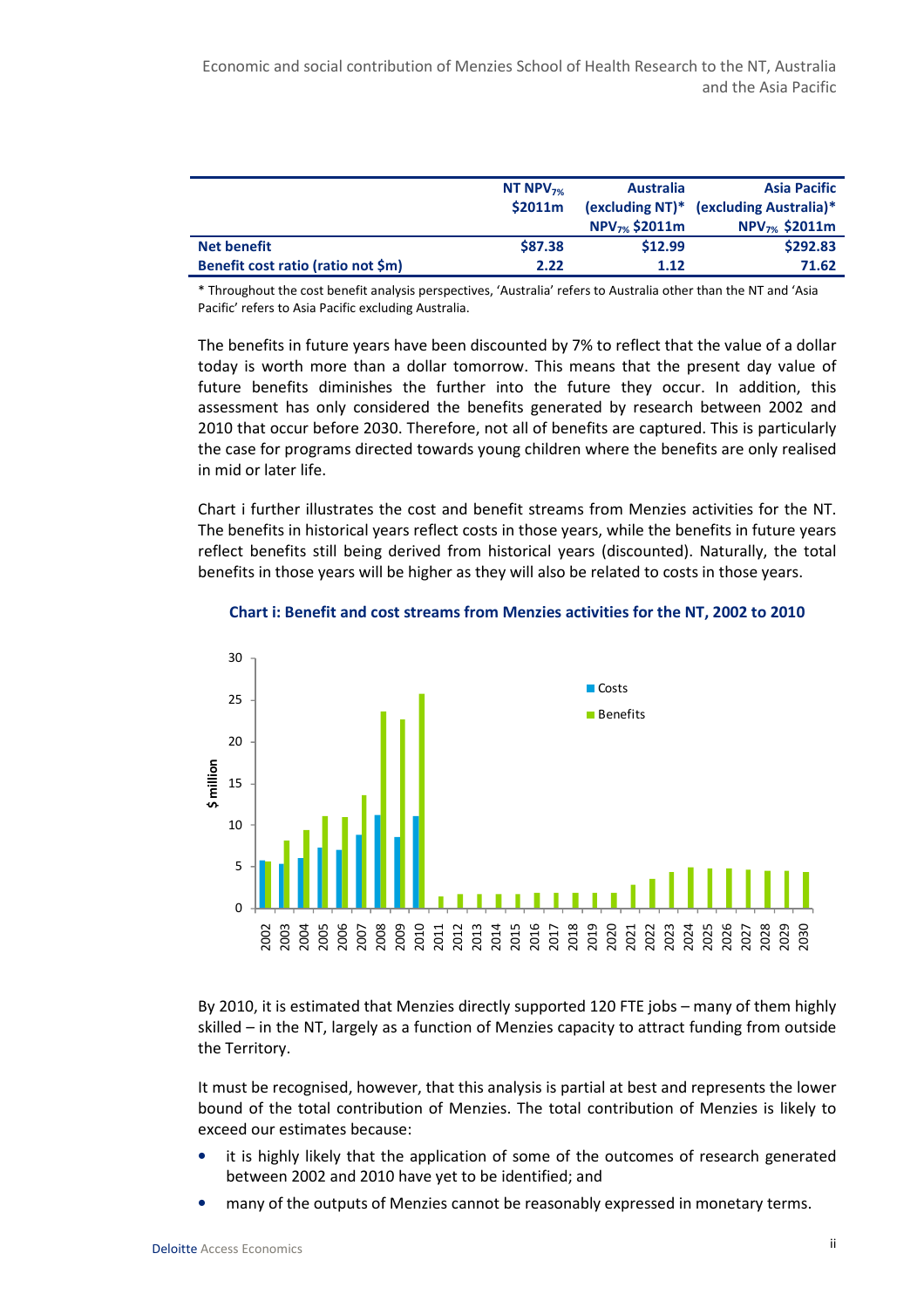| | NT $NPV_{7\%}$ \$2011m | Australia (excluding NT)* $NPV_{7\%}$ \$2011m | Asia Pacific (excluding Australia)* $NPV_{7\%}$ \$2011m |
|---|---|---|---|
| **Net benefit** | **\$87.38** | **\$12.99** | **\$292.83** |
| **Benefit cost ratio (ratio not \$m)** | **2.22** | **1.12** | **71.62** |

\* Throughout the cost benefit analysis perspectives, 'Australia' refers to Australia other than the NT and 'Asia Pacific' refers to Asia Pacific excluding Australia.

The benefits in future years have been discounted by 7% to reflect that the value of a dollar today is worth more than a dollar tomorrow. This means that the present day value of future benefits diminishes the further into the future they occur. In addition, this assessment has only considered the benefits generated by research between 2002 and 2010 that occur before 2030. Therefore, not all of benefits are captured. This is particularly the case for programs directed towards young children where the benefits are only realised in mid or later life.

Chart i further illustrates the cost and benefit streams from Menzies activities for the NT. The benefits in historical years reflect costs in those years, while the benefits in future years reflect benefits still being derived from historical years (discounted). Naturally, the total benefits in those years will be higher as they will also be related to costs in those years.

**Chart i: Benefit and cost streams from Menzies activities for the NT, 2002 to 2010**

By 2010, it is estimated that Menzies directly supported 120 FTE jobs – many of them highly skilled – in the NT, largely as a function of Menzies capacity to attract funding from outside the Territory.

It must be recognised, however, that this analysis is partial at best and represents the lower bound of the total contribution of Menzies. The total contribution of Menzies is likely to exceed our estimates because:

- it is highly likely that the application of some of the outcomes of research generated between 2002 and 2010 have yet to be identified; and
- many of the outputs of Menzies cannot be reasonably expressed in monetary terms.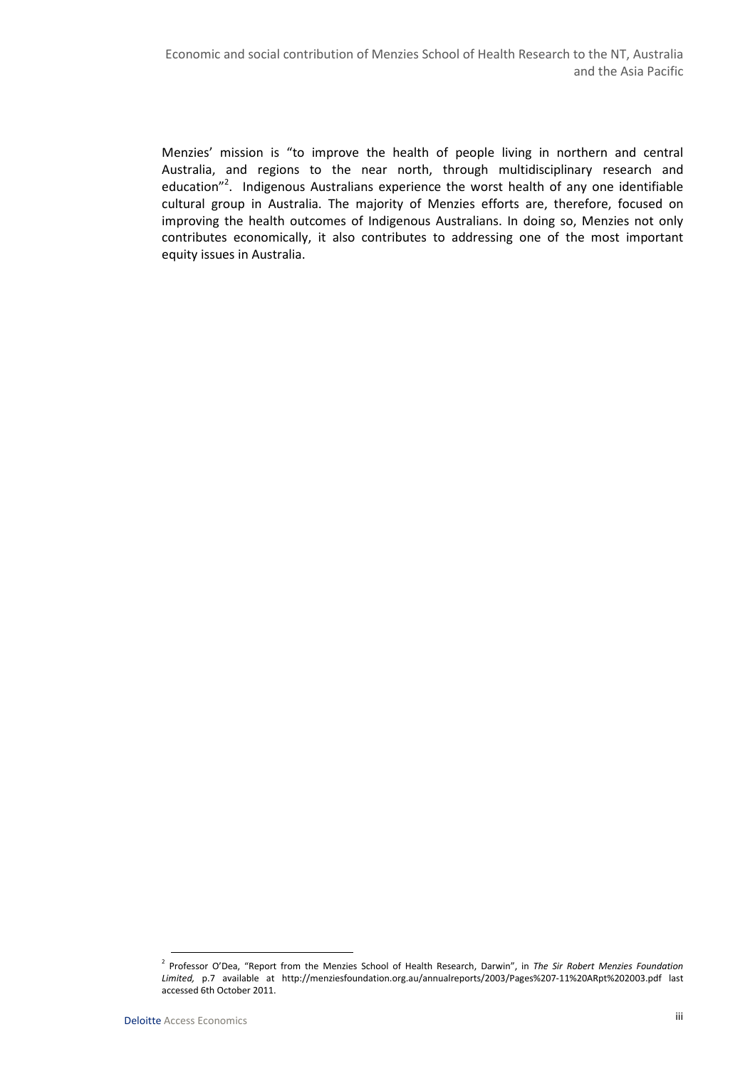Menzies' mission is "to improve the health of people living in northern and central Australia, and regions to the near north, through multidisciplinary research and education"[2]. Indigenous Australians experience the worst health of any one identifiable cultural group in Australia. The majority of Menzies efforts are, therefore, focused on improving the health outcomes of Indigenous Australians. In doing so, Menzies not only contributes economically, it also contributes to addressing one of the most important equity issues in Australia.

[2] Professor O'Dea, "Report from the Menzies School of Health Research, Darwin", in *The Sir Robert Menzies Foundation Limited,* p.7 available at http://menziesfoundation.org.au/annualreports/2003/Pages%207-11%20ARpt%202003.pdf last accessed 6th October 2011.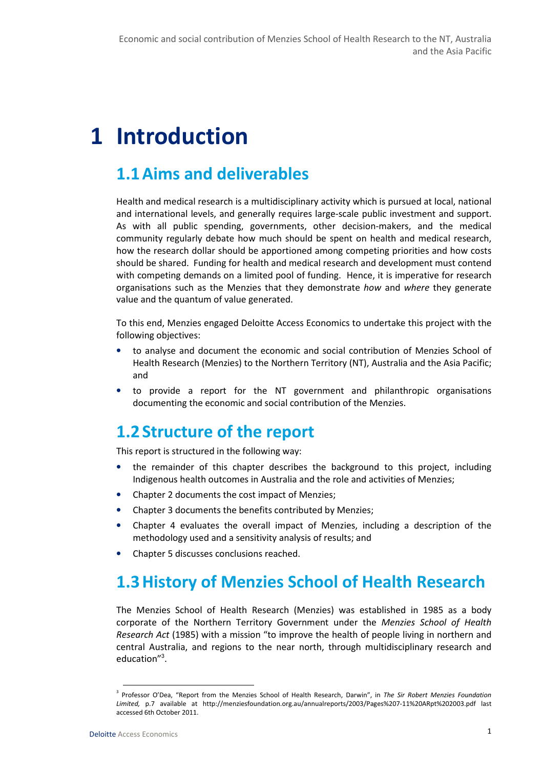# 1 Introduction

## 1.1 Aims and deliverables

Health and medical research is a multidisciplinary activity which is pursued at local, national and international levels, and generally requires large-scale public investment and support. As with all public spending, governments, other decision-makers, and the medical community regularly debate how much should be spent on health and medical research, how the research dollar should be apportioned among competing priorities and how costs should be shared. Funding for health and medical research and development must contend with competing demands on a limited pool of funding. Hence, it is imperative for research organisations such as the Menzies that they demonstrate *how* and *where* they generate value and the quantum of value generated.

To this end, Menzies engaged Deloitte Access Economics to undertake this project with the following objectives:

- to analyse and document the economic and social contribution of Menzies School of Health Research (Menzies) to the Northern Territory (NT), Australia and the Asia Pacific; and
- to provide a report for the NT government and philanthropic organisations documenting the economic and social contribution of the Menzies.

## 1.2 Structure of the report

This report is structured in the following way:

- the remainder of this chapter describes the background to this project, including Indigenous health outcomes in Australia and the role and activities of Menzies;
- Chapter 2 documents the cost impact of Menzies;
- Chapter 3 documents the benefits contributed by Menzies;
- Chapter 4 evaluates the overall impact of Menzies, including a description of the methodology used and a sensitivity analysis of results; and
- Chapter 5 discusses conclusions reached.

## 1.3 History of Menzies School of Health Research

The Menzies School of Health Research (Menzies) was established in 1985 as a body corporate of the Northern Territory Government under the *Menzies School of Health Research Act* (1985) with a mission "to improve the health of people living in northern and central Australia, and regions to the near north, through multidisciplinary research and education"[3].

[3] Professor O'Dea, "Report from the Menzies School of Health Research, Darwin", in *The Sir Robert Menzies Foundation Limited,* p.7 available at http://menziesfoundation.org.au/annualreports/2003/Pages%207-11%20ARpt%202003.pdf last accessed 6th October 2011.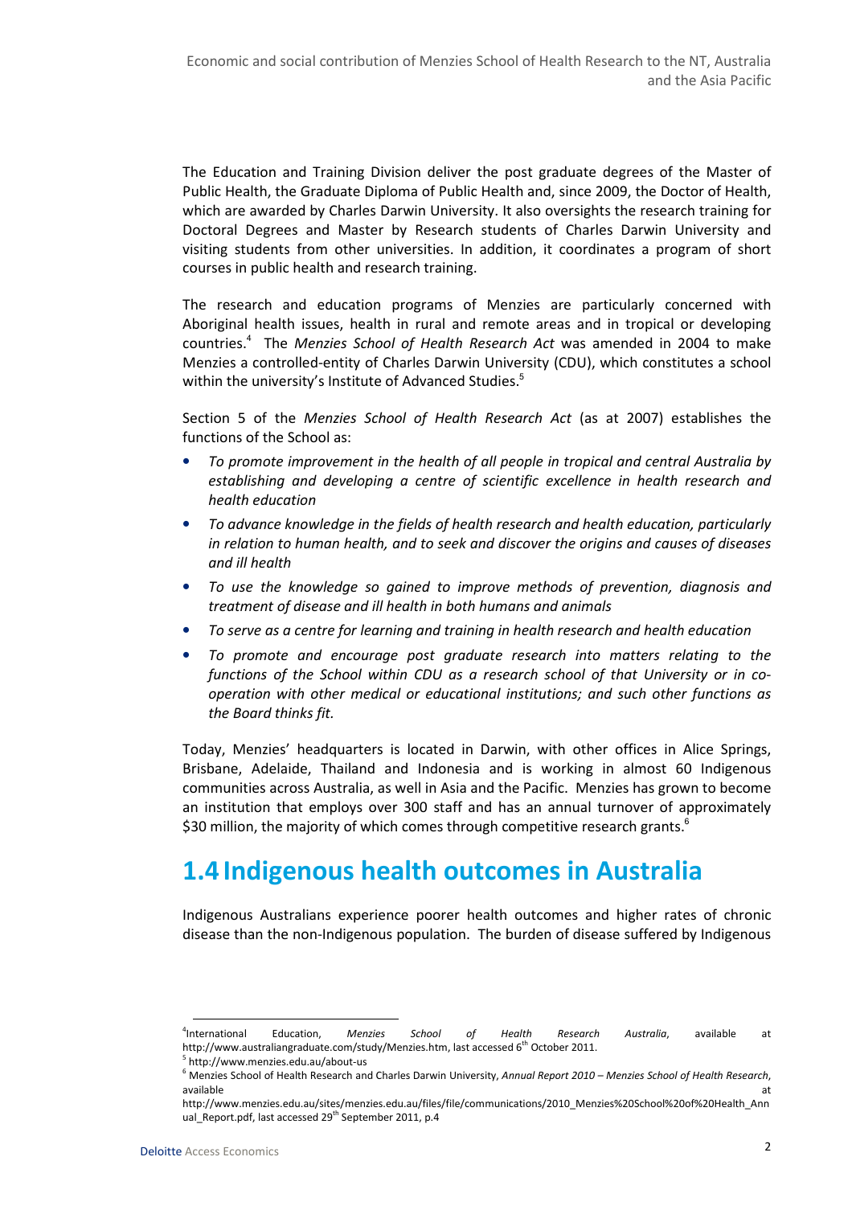The Education and Training Division deliver the post graduate degrees of the Master of Public Health, the Graduate Diploma of Public Health and, since 2009, the Doctor of Health, which are awarded by Charles Darwin University. It also oversights the research training for Doctoral Degrees and Master by Research students of Charles Darwin University and visiting students from other universities. In addition, it coordinates a program of short courses in public health and research training.

The research and education programs of Menzies are particularly concerned with Aboriginal health issues, health in rural and remote areas and in tropical or developing countries.[4] The *Menzies School of Health Research Act* was amended in 2004 to make Menzies a controlled-entity of Charles Darwin University (CDU), which constitutes a school within the university's Institute of Advanced Studies.[5]

Section 5 of the *Menzies School of Health Research Act* (as at 2007) establishes the functions of the School as:

- *To promote improvement in the health of all people in tropical and central Australia by establishing and developing a centre of scientific excellence in health research and health education*
- *To advance knowledge in the fields of health research and health education, particularly in relation to human health, and to seek and discover the origins and causes of diseases and ill health*
- *To use the knowledge so gained to improve methods of prevention, diagnosis and treatment of disease and ill health in both humans and animals*
- *To serve as a centre for learning and training in health research and health education*
- *To promote and encourage post graduate research into matters relating to the functions of the School within CDU as a research school of that University or in co-operation with other medical or educational institutions; and such other functions as the Board thinks fit.*

Today, Menzies' headquarters is located in Darwin, with other offices in Alice Springs, Brisbane, Adelaide, Thailand and Indonesia and is working in almost 60 Indigenous communities across Australia, as well in Asia and the Pacific. Menzies has grown to become an institution that employs over 300 staff and has an annual turnover of approximately $30 million, the majority of which comes through competitive research grants.[6]

## 1.4 Indigenous health outcomes in Australia

Indigenous Australians experience poorer health outcomes and higher rates of chronic disease than the non-Indigenous population. The burden of disease suffered by Indigenous

---

[4] International Education, *Menzies School of Health Research Australia*, available at http://www.australiangraduate.com/study/Menzies.htm, last accessed 6th October 2011.

[5] http://www.menzies.edu.au/about-us

[6] Menzies School of Health Research and Charles Darwin University, *Annual Report 2010 – Menzies School of Health Research*, available at http://www.menzies.edu.au/sites/menzies.edu.au/files/file/communications/2010_Menzies%20School%20of%20Health_Annual_Report.pdf, last accessed 29th September 2011, p.4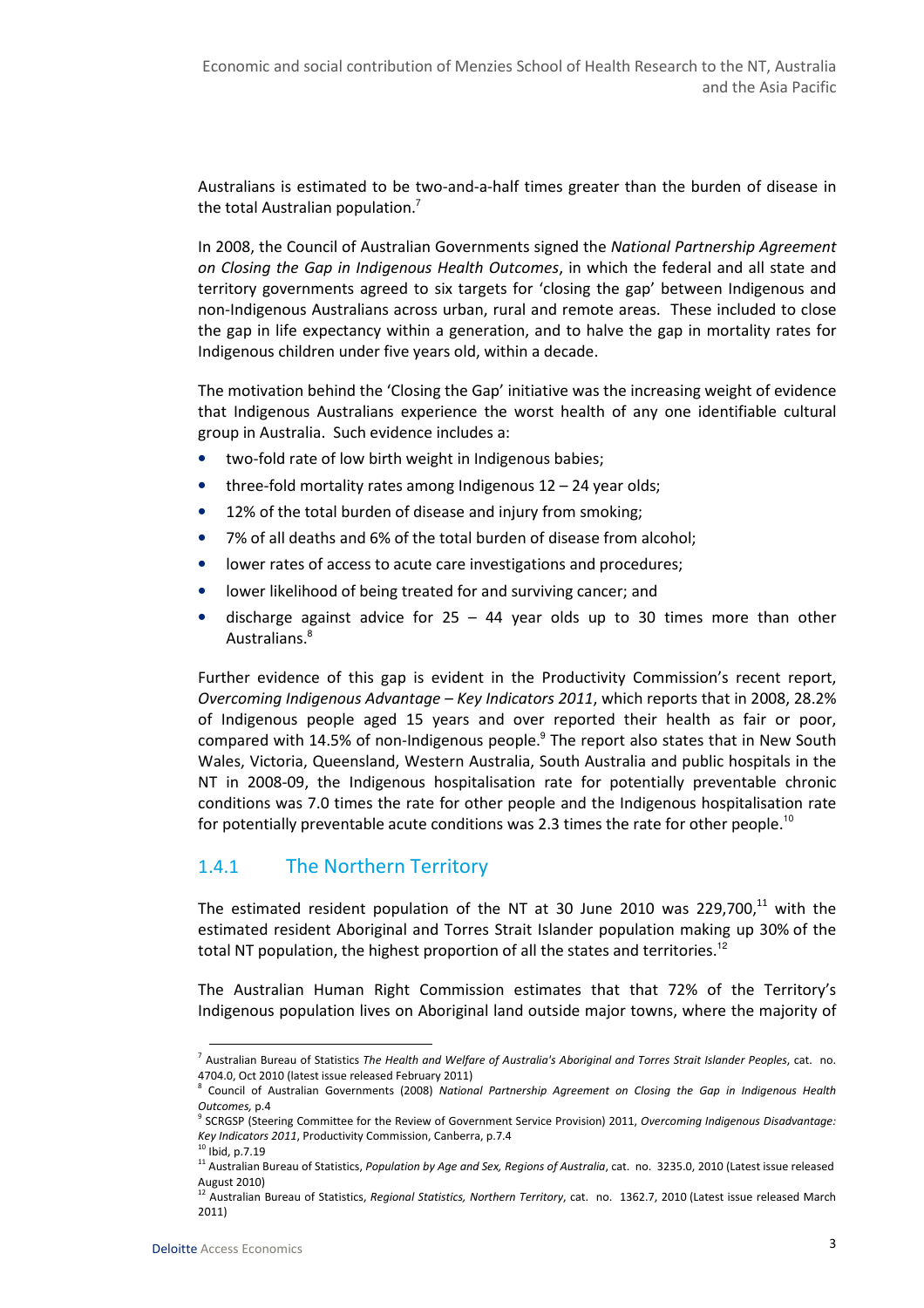Australians is estimated to be two-and-a-half times greater than the burden of disease in the total Australian population.[7]

In 2008, the Council of Australian Governments signed the *National Partnership Agreement on Closing the Gap in Indigenous Health Outcomes*, in which the federal and all state and territory governments agreed to six targets for 'closing the gap' between Indigenous and non-Indigenous Australians across urban, rural and remote areas. These included to close the gap in life expectancy within a generation, and to halve the gap in mortality rates for Indigenous children under five years old, within a decade.

The motivation behind the 'Closing the Gap' initiative was the increasing weight of evidence that Indigenous Australians experience the worst health of any one identifiable cultural group in Australia. Such evidence includes a:

- two-fold rate of low birth weight in Indigenous babies;
- three-fold mortality rates among Indigenous 12 – 24 year olds;
- 12% of the total burden of disease and injury from smoking;
- 7% of all deaths and 6% of the total burden of disease from alcohol;
- lower rates of access to acute care investigations and procedures;
- lower likelihood of being treated for and surviving cancer; and
- discharge against advice for 25 – 44 year olds up to 30 times more than other Australians.[8]

Further evidence of this gap is evident in the Productivity Commission's recent report, *Overcoming Indigenous Advantage – Key Indicators 2011*, which reports that in 2008, 28.2% of Indigenous people aged 15 years and over reported their health as fair or poor, compared with 14.5% of non-Indigenous people.[9] The report also states that in New South Wales, Victoria, Queensland, Western Australia, South Australia and public hospitals in the NT in 2008-09, the Indigenous hospitalisation rate for potentially preventable chronic conditions was 7.0 times the rate for other people and the Indigenous hospitalisation rate for potentially preventable acute conditions was 2.3 times the rate for other people.[10]

### 1.4.1 The Northern Territory

The estimated resident population of the NT at 30 June 2010 was 229,700,[11] with the estimated resident Aboriginal and Torres Strait Islander population making up 30% of the total NT population, the highest proportion of all the states and territories.[12]

The Australian Human Right Commission estimates that that 72% of the Territory's Indigenous population lives on Aboriginal land outside major towns, where the majority of

---

[7] Australian Bureau of Statistics *The Health and Welfare of Australia's Aboriginal and Torres Strait Islander Peoples*, cat. no. 4704.0, Oct 2010 (latest issue released February 2011)

[8] Council of Australian Governments (2008) *National Partnership Agreement on Closing the Gap in Indigenous Health Outcomes,* p.4

[9] SCRGSP (Steering Committee for the Review of Government Service Provision) 2011, *Overcoming Indigenous Disadvantage: Key Indicators 2011*, Productivity Commission, Canberra, p.7.4

[10] Ibid, p.7.19

[11] Australian Bureau of Statistics, *Population by Age and Sex, Regions of Australia*, cat. no. 3235.0, 2010 (Latest issue released August 2010)

[12] Australian Bureau of Statistics, *Regional Statistics, Northern Territory*, cat. no. 1362.7, 2010 (Latest issue released March 2011)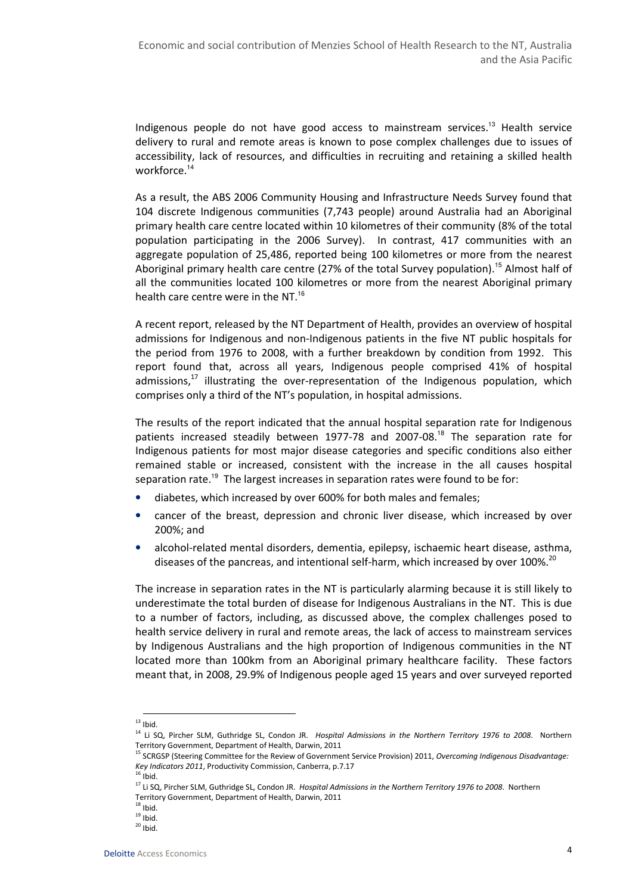Indigenous people do not have good access to mainstream services.[13] Health service delivery to rural and remote areas is known to pose complex challenges due to issues of accessibility, lack of resources, and difficulties in recruiting and retaining a skilled health workforce.[14]

As a result, the ABS 2006 Community Housing and Infrastructure Needs Survey found that 104 discrete Indigenous communities (7,743 people) around Australia had an Aboriginal primary health care centre located within 10 kilometres of their community (8% of the total population participating in the 2006 Survey). In contrast, 417 communities with an aggregate population of 25,486, reported being 100 kilometres or more from the nearest Aboriginal primary health care centre (27% of the total Survey population).[15] Almost half of all the communities located 100 kilometres or more from the nearest Aboriginal primary health care centre were in the NT.[16]

A recent report, released by the NT Department of Health, provides an overview of hospital admissions for Indigenous and non-Indigenous patients in the five NT public hospitals for the period from 1976 to 2008, with a further breakdown by condition from 1992. This report found that, across all years, Indigenous people comprised 41% of hospital admissions,[17] illustrating the over-representation of the Indigenous population, which comprises only a third of the NT's population, in hospital admissions.

The results of the report indicated that the annual hospital separation rate for Indigenous patients increased steadily between 1977-78 and 2007-08.[18] The separation rate for Indigenous patients for most major disease categories and specific conditions also either remained stable or increased, consistent with the increase in the all causes hospital separation rate.[19] The largest increases in separation rates were found to be for:

- diabetes, which increased by over 600% for both males and females;
- cancer of the breast, depression and chronic liver disease, which increased by over 200%; and
- alcohol-related mental disorders, dementia, epilepsy, ischaemic heart disease, asthma, diseases of the pancreas, and intentional self-harm, which increased by over 100%.[20]

The increase in separation rates in the NT is particularly alarming because it is still likely to underestimate the total burden of disease for Indigenous Australians in the NT. This is due to a number of factors, including, as discussed above, the complex challenges posed to health service delivery in rural and remote areas, the lack of access to mainstream services by Indigenous Australians and the high proportion of Indigenous communities in the NT located more than 100km from an Aboriginal primary healthcare facility. These factors meant that, in 2008, 29.9% of Indigenous people aged 15 years and over surveyed reported

---

[13] Ibid.

[14] Li SQ, Pircher SLM, Guthridge SL, Condon JR. *Hospital Admissions in the Northern Territory 1976 to 2008*. Northern Territory Government, Department of Health, Darwin, 2011

[15] SCRGSP (Steering Committee for the Review of Government Service Provision) 2011, *Overcoming Indigenous Disadvantage: Key Indicators 2011*, Productivity Commission, Canberra, p.7.17

[16] Ibid.

[17] Li SQ, Pircher SLM, Guthridge SL, Condon JR. *Hospital Admissions in the Northern Territory 1976 to 2008*. Northern Territory Government, Department of Health, Darwin, 2011

[18] Ibid.

[19] Ibid.

[20] Ibid.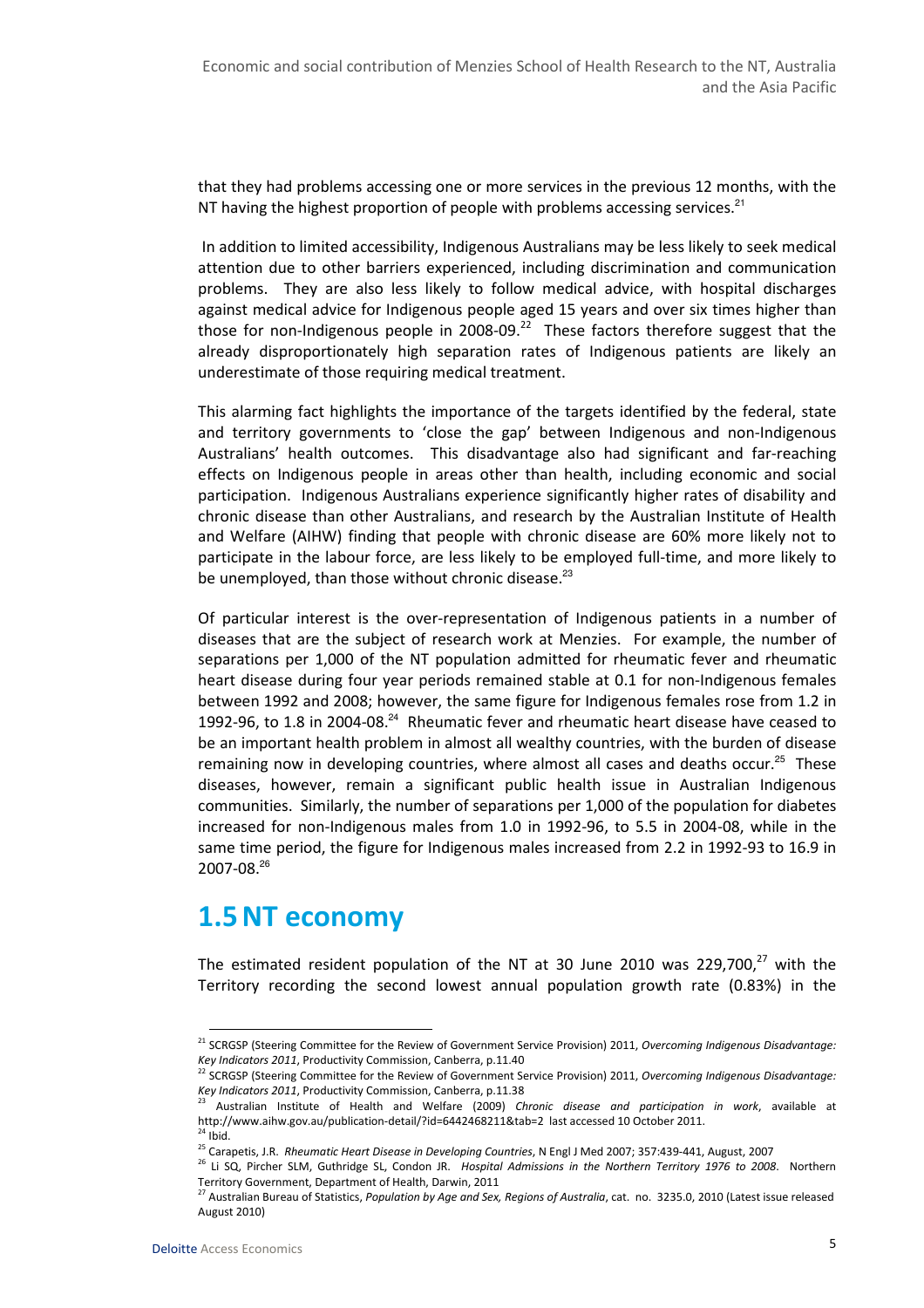that they had problems accessing one or more services in the previous 12 months, with the NT having the highest proportion of people with problems accessing services.[21]

In addition to limited accessibility, Indigenous Australians may be less likely to seek medical attention due to other barriers experienced, including discrimination and communication problems. They are also less likely to follow medical advice, with hospital discharges against medical advice for Indigenous people aged 15 years and over six times higher than those for non-Indigenous people in 2008-09.[22] These factors therefore suggest that the already disproportionately high separation rates of Indigenous patients are likely an underestimate of those requiring medical treatment.

This alarming fact highlights the importance of the targets identified by the federal, state and territory governments to 'close the gap' between Indigenous and non-Indigenous Australians' health outcomes. This disadvantage also had significant and far-reaching effects on Indigenous people in areas other than health, including economic and social participation. Indigenous Australians experience significantly higher rates of disability and chronic disease than other Australians, and research by the Australian Institute of Health and Welfare (AIHW) finding that people with chronic disease are 60% more likely not to participate in the labour force, are less likely to be employed full-time, and more likely to be unemployed, than those without chronic disease.[23]

Of particular interest is the over-representation of Indigenous patients in a number of diseases that are the subject of research work at Menzies. For example, the number of separations per 1,000 of the NT population admitted for rheumatic fever and rheumatic heart disease during four year periods remained stable at 0.1 for non-Indigenous females between 1992 and 2008; however, the same figure for Indigenous females rose from 1.2 in 1992-96, to 1.8 in 2004-08.[24] Rheumatic fever and rheumatic heart disease have ceased to be an important health problem in almost all wealthy countries, with the burden of disease remaining now in developing countries, where almost all cases and deaths occur.[25] These diseases, however, remain a significant public health issue in Australian Indigenous communities. Similarly, the number of separations per 1,000 of the population for diabetes increased for non-Indigenous males from 1.0 in 1992-96, to 5.5 in 2004-08, while in the same time period, the figure for Indigenous males increased from 2.2 in 1992-93 to 16.9 in 2007-08.[26]

## 1.5 NT economy

The estimated resident population of the NT at 30 June 2010 was 229,700,[27] with the Territory recording the second lowest annual population growth rate (0.83%) in the

---

[21] SCRGSP (Steering Committee for the Review of Government Service Provision) 2011, *Overcoming Indigenous Disadvantage: Key Indicators 2011*, Productivity Commission, Canberra, p.11.40

[22] SCRGSP (Steering Committee for the Review of Government Service Provision) 2011, *Overcoming Indigenous Disadvantage: Key Indicators 2011*, Productivity Commission, Canberra, p.11.38

[23] Australian Institute of Health and Welfare (2009) *Chronic disease and participation in work*, available at http://www.aihw.gov.au/publication-detail/?id=6442468211&tab=2 last accessed 10 October 2011.

[24] Ibid.

[25] Carapetis, J.R. *Rheumatic Heart Disease in Developing Countries*, N Engl J Med 2007; 357:439-441, August, 2007

[26] Li SQ, Pircher SLM, Guthridge SL, Condon JR. *Hospital Admissions in the Northern Territory 1976 to 2008*. Northern Territory Government, Department of Health, Darwin, 2011

[27] Australian Bureau of Statistics, *Population by Age and Sex, Regions of Australia*, cat. no. 3235.0, 2010 (Latest issue released August 2010)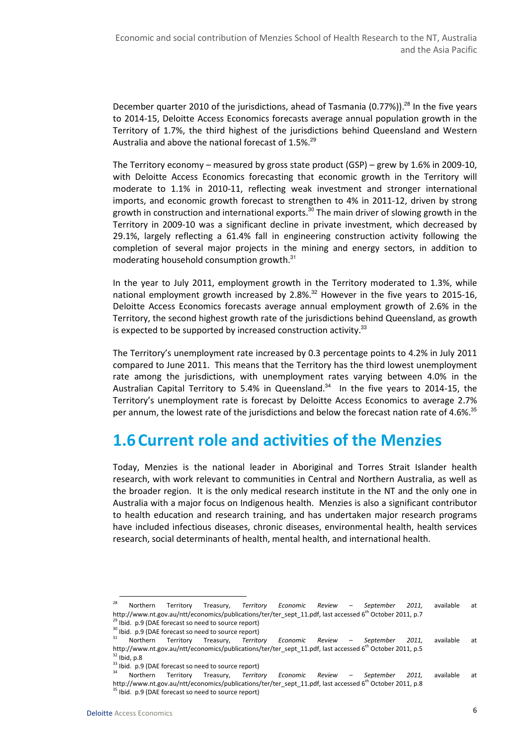December quarter 2010 of the jurisdictions, ahead of Tasmania (0.77%)).[28] In the five years to 2014-15, Deloitte Access Economics forecasts average annual population growth in the Territory of 1.7%, the third highest of the jurisdictions behind Queensland and Western Australia and above the national forecast of 1.5%.[29]

The Territory economy – measured by gross state product (GSP) – grew by 1.6% in 2009-10, with Deloitte Access Economics forecasting that economic growth in the Territory will moderate to 1.1% in 2010-11, reflecting weak investment and stronger international imports, and economic growth forecast to strengthen to 4% in 2011-12, driven by strong growth in construction and international exports.[30] The main driver of slowing growth in the Territory in 2009-10 was a significant decline in private investment, which decreased by 29.1%, largely reflecting a 61.4% fall in engineering construction activity following the completion of several major projects in the mining and energy sectors, in addition to moderating household consumption growth.[31]

In the year to July 2011, employment growth in the Territory moderated to 1.3%, while national employment growth increased by 2.8%.[32] However in the five years to 2015-16, Deloitte Access Economics forecasts average annual employment growth of 2.6% in the Territory, the second highest growth rate of the jurisdictions behind Queensland, as growth is expected to be supported by increased construction activity.[33]

The Territory's unemployment rate increased by 0.3 percentage points to 4.2% in July 2011 compared to June 2011. This means that the Territory has the third lowest unemployment rate among the jurisdictions, with unemployment rates varying between 4.0% in the Australian Capital Territory to 5.4% in Queensland.[34] In the five years to 2014-15, the Territory's unemployment rate is forecast by Deloitte Access Economics to average 2.7% per annum, the lowest rate of the jurisdictions and below the forecast nation rate of 4.6%.[35]

## 1.6 Current role and activities of the Menzies

Today, Menzies is the national leader in Aboriginal and Torres Strait Islander health research, with work relevant to communities in Central and Northern Australia, as well as the broader region. It is the only medical research institute in the NT and the only one in Australia with a major focus on Indigenous health. Menzies is also a significant contributor to health education and research training, and has undertaken major research programs have included infectious diseases, chronic diseases, environmental health, health services research, social determinants of health, mental health, and international health.

---

[28] Northern Territory Treasury, *Territory Economic Review – September 2011,* available at http://www.nt.gov.au/ntt/economics/publications/ter/ter_sept_11.pdf, last accessed 6th October 2011, p.7

[29] Ibid. p.9 (DAE forecast so need to source report)

[30] Ibid. p.9 (DAE forecast so need to source report)

[31] Northern Territory Treasury, *Territory Economic Review – September 2011,* available at http://www.nt.gov.au/ntt/economics/publications/ter/ter_sept_11.pdf, last accessed 6th October 2011, p.5

[32] Ibid, p.8

[33] Ibid. p.9 (DAE forecast so need to source report)

[34] Northern Territory Treasury, *Territory Economic Review – September 2011,* available at http://www.nt.gov.au/ntt/economics/publications/ter/ter_sept_11.pdf, last accessed 6th October 2011, p.8

[35] Ibid. p.9 (DAE forecast so need to source report)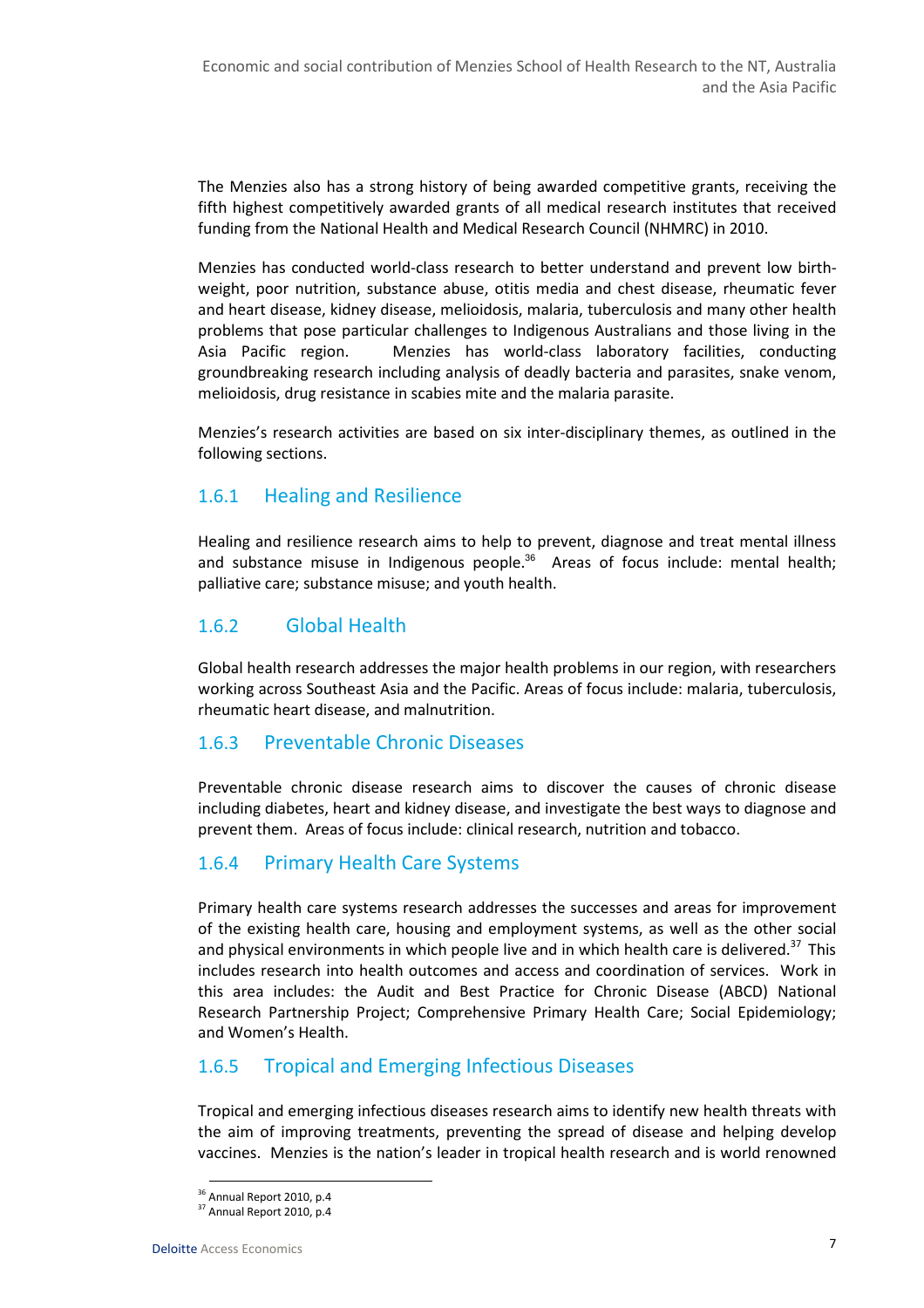The Menzies also has a strong history of being awarded competitive grants, receiving the fifth highest competitively awarded grants of all medical research institutes that received funding from the National Health and Medical Research Council (NHMRC) in 2010.

Menzies has conducted world-class research to better understand and prevent low birth-weight, poor nutrition, substance abuse, otitis media and chest disease, rheumatic fever and heart disease, kidney disease, melioidosis, malaria, tuberculosis and many other health problems that pose particular challenges to Indigenous Australians and those living in the Asia Pacific region. Menzies has world-class laboratory facilities, conducting groundbreaking research including analysis of deadly bacteria and parasites, snake venom, melioidosis, drug resistance in scabies mite and the malaria parasite.

Menzies's research activities are based on six inter-disciplinary themes, as outlined in the following sections.

### 1.6.1 Healing and Resilience

Healing and resilience research aims to help to prevent, diagnose and treat mental illness and substance misuse in Indigenous people.[36] Areas of focus include: mental health; palliative care; substance misuse; and youth health.

### 1.6.2 Global Health

Global health research addresses the major health problems in our region, with researchers working across Southeast Asia and the Pacific. Areas of focus include: malaria, tuberculosis, rheumatic heart disease, and malnutrition.

### 1.6.3 Preventable Chronic Diseases

Preventable chronic disease research aims to discover the causes of chronic disease including diabetes, heart and kidney disease, and investigate the best ways to diagnose and prevent them. Areas of focus include: clinical research, nutrition and tobacco.

### 1.6.4 Primary Health Care Systems

Primary health care systems research addresses the successes and areas for improvement of the existing health care, housing and employment systems, as well as the other social and physical environments in which people live and in which health care is delivered.[37] This includes research into health outcomes and access and coordination of services. Work in this area includes: the Audit and Best Practice for Chronic Disease (ABCD) National Research Partnership Project; Comprehensive Primary Health Care; Social Epidemiology; and Women's Health.

### 1.6.5 Tropical and Emerging Infectious Diseases

Tropical and emerging infectious diseases research aims to identify new health threats with the aim of improving treatments, preventing the spread of disease and helping develop vaccines. Menzies is the nation's leader in tropical health research and is world renowned

---

[36] Annual Report 2010, p.4

[37] Annual Report 2010, p.4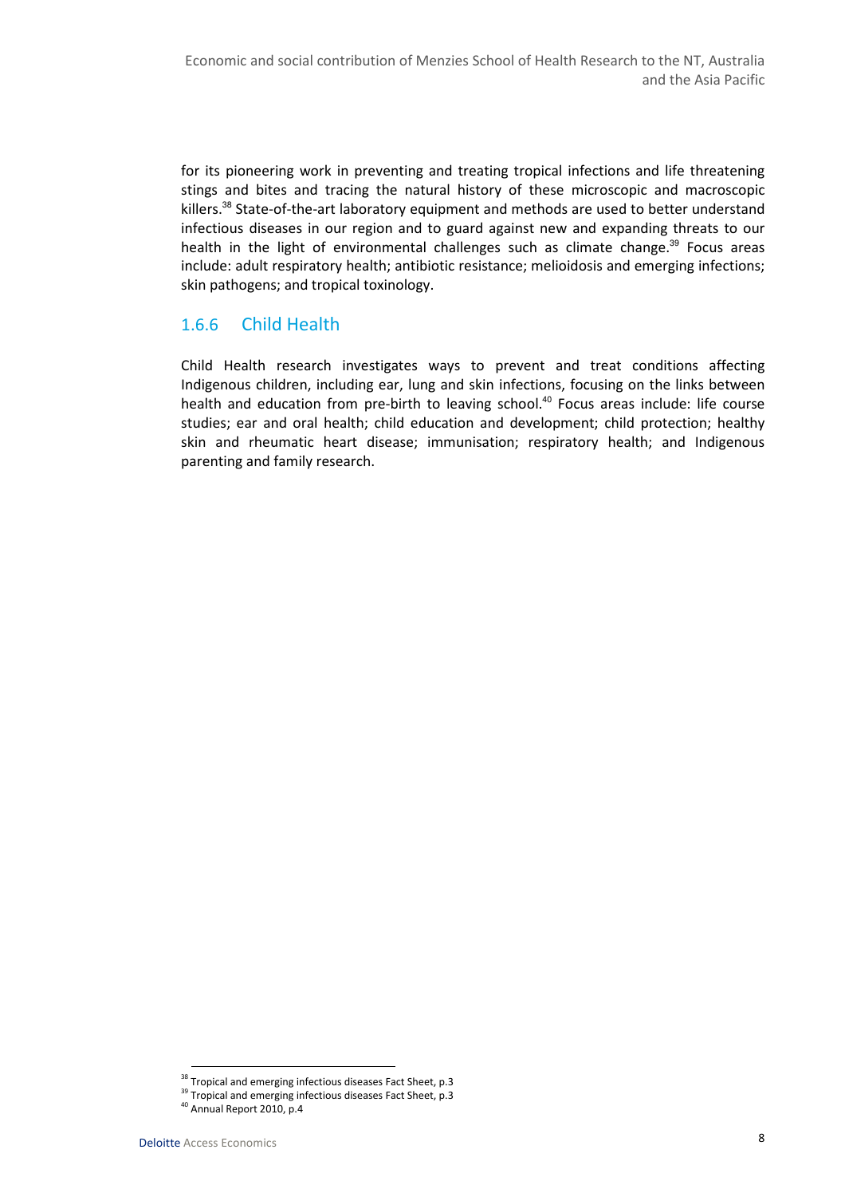for its pioneering work in preventing and treating tropical infections and life threatening stings and bites and tracing the natural history of these microscopic and macroscopic killers.[38] State-of-the-art laboratory equipment and methods are used to better understand infectious diseases in our region and to guard against new and expanding threats to our health in the light of environmental challenges such as climate change.[39] Focus areas include: adult respiratory health; antibiotic resistance; melioidosis and emerging infections; skin pathogens; and tropical toxinology.

### 1.6.6 Child Health

Child Health research investigates ways to prevent and treat conditions affecting Indigenous children, including ear, lung and skin infections, focusing on the links between health and education from pre-birth to leaving school.[40] Focus areas include: life course studies; ear and oral health; child education and development; child protection; healthy skin and rheumatic heart disease; immunisation; respiratory health; and Indigenous parenting and family research.

---

[38] Tropical and emerging infectious diseases Fact Sheet, p.3

[39] Tropical and emerging infectious diseases Fact Sheet, p.3

[40] Annual Report 2010, p.4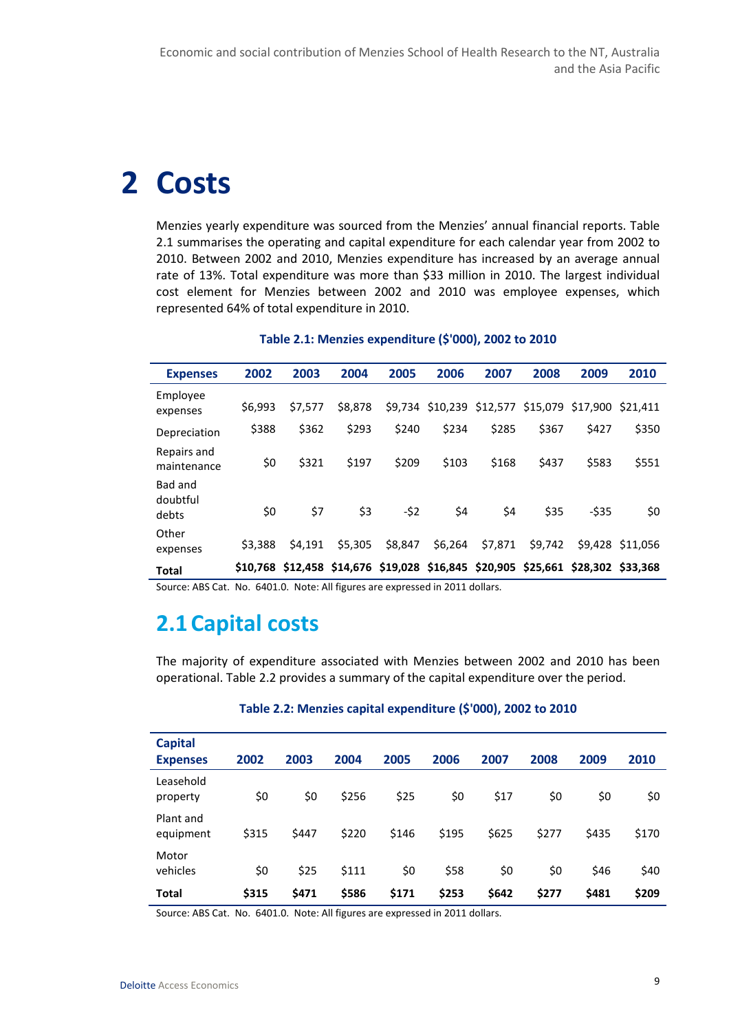# 2 Costs

Menzies yearly expenditure was sourced from the Menzies' annual financial reports. Table 2.1 summarises the operating and capital expenditure for each calendar year from 2002 to 2010. Between 2002 and 2010, Menzies expenditure has increased by an average annual rate of 13%. Total expenditure was more than $33 million in 2010. The largest individual cost element for Menzies between 2002 and 2010 was employee expenses, which represented 64% of total expenditure in 2010.

**Table 2.1: Menzies expenditure ($'000), 2002 to 2010**

| Expenses | 2002 | 2003 | 2004 | 2005 | 2006 | 2007 | 2008 | 2009 | 2010 |
|---|---|---|---|---|---|---|---|---|---|
| Employee expenses | $6,993 | $7,577 | $8,878 | $9,734 | $10,239 | $12,577 | $15,079 | $17,900 | $21,411 |
| Depreciation | $388 | $362 | $293 | $240 | $234 | $285 | $367 | $427 | $350 |
| Repairs and maintenance | $0 | $321 | $197 | $209 | $103 | $168 | $437 | $583 | $551 |
| Bad and doubtful debts | $0 | $7 | $3 | -$2 | $4 | $4 | $35 | -$35 | $0 |
| Other expenses | $3,388 | $4,191 | $5,305 | $8,847 | $6,264 | $7,871 | $9,742 | $9,428 | $11,056 |
| **Total** | **$10,768** | **$12,458** | **$14,676** | **$19,028** | **$16,845** | **$20,905** | **$25,661** | **$28,302** | **$33,368** |

Source: ABS Cat. No. 6401.0. Note: All figures are expressed in 2011 dollars.

## 2.1 Capital costs

The majority of expenditure associated with Menzies between 2002 and 2010 has been operational. Table 2.2 provides a summary of the capital expenditure over the period.

**Table 2.2: Menzies capital expenditure ($'000), 2002 to 2010**

| Capital Expenses | 2002 | 2003 | 2004 | 2005 | 2006 | 2007 | 2008 | 2009 | 2010 |
|---|---|---|---|---|---|---|---|---|---|
| Leasehold property | $0 | $0 | $256 | $25 | $0 | $17 | $0 | $0 | $0 |
| Plant and equipment | $315 | $447 | $220 | $146 | $195 | $625 | $277 | $435 | $170 |
| Motor vehicles | $0 | $25 | $111 | $0 | $58 | $0 | $0 | $46 | $40 |
| **Total** | **$315** | **$471** | **$586** | **$171** | **$253** | **$642** | **$277** | **$481** | **$209** |

Source: ABS Cat. No. 6401.0. Note: All figures are expressed in 2011 dollars.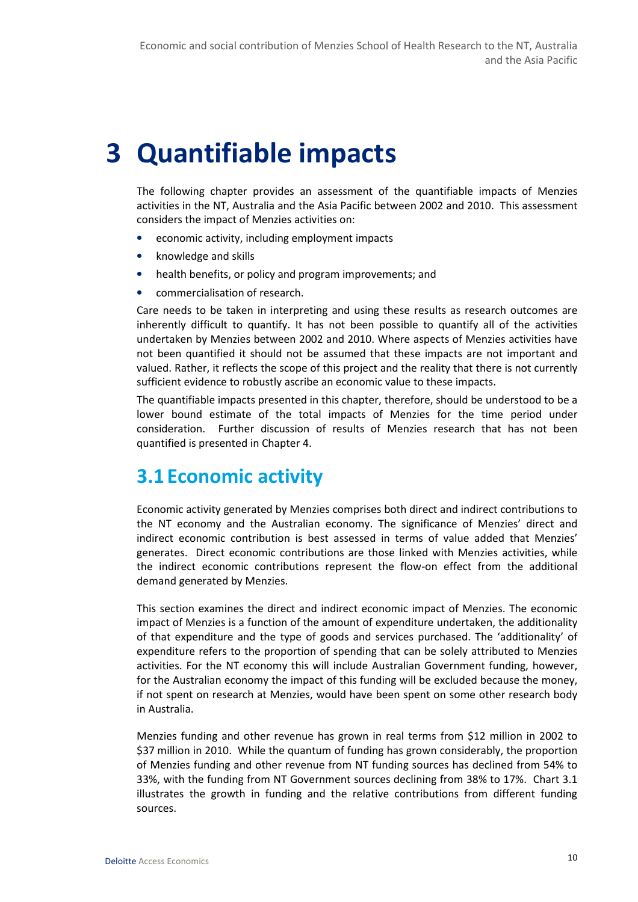# 3 Quantifiable impacts

The following chapter provides an assessment of the quantifiable impacts of Menzies activities in the NT, Australia and the Asia Pacific between 2002 and 2010. This assessment considers the impact of Menzies activities on:

- economic activity, including employment impacts
- knowledge and skills
- health benefits, or policy and program improvements; and
- commercialisation of research.

Care needs to be taken in interpreting and using these results as research outcomes are inherently difficult to quantify. It has not been possible to quantify all of the activities undertaken by Menzies between 2002 and 2010. Where aspects of Menzies activities have not been quantified it should not be assumed that these impacts are not important and valued. Rather, it reflects the scope of this project and the reality that there is not currently sufficient evidence to robustly ascribe an economic value to these impacts.

The quantifiable impacts presented in this chapter, therefore, should be understood to be a lower bound estimate of the total impacts of Menzies for the time period under consideration. Further discussion of results of Menzies research that has not been quantified is presented in Chapter 4.

## 3.1 Economic activity

Economic activity generated by Menzies comprises both direct and indirect contributions to the NT economy and the Australian economy. The significance of Menzies' direct and indirect economic contribution is best assessed in terms of value added that Menzies' generates. Direct economic contributions are those linked with Menzies activities, while the indirect economic contributions represent the flow-on effect from the additional demand generated by Menzies.

This section examines the direct and indirect economic impact of Menzies. The economic impact of Menzies is a function of the amount of expenditure undertaken, the additionality of that expenditure and the type of goods and services purchased. The 'additionality' of expenditure refers to the proportion of spending that can be solely attributed to Menzies activities. For the NT economy this will include Australian Government funding, however, for the Australian economy the impact of this funding will be excluded because the money, if not spent on research at Menzies, would have been spent on some other research body in Australia.

Menzies funding and other revenue has grown in real terms from $12 million in 2002 to $37 million in 2010. While the quantum of funding has grown considerably, the proportion of Menzies funding and other revenue from NT funding sources has declined from 54% to 33%, with the funding from NT Government sources declining from 38% to 17%. Chart 3.1 illustrates the growth in funding and the relative contributions from different funding sources.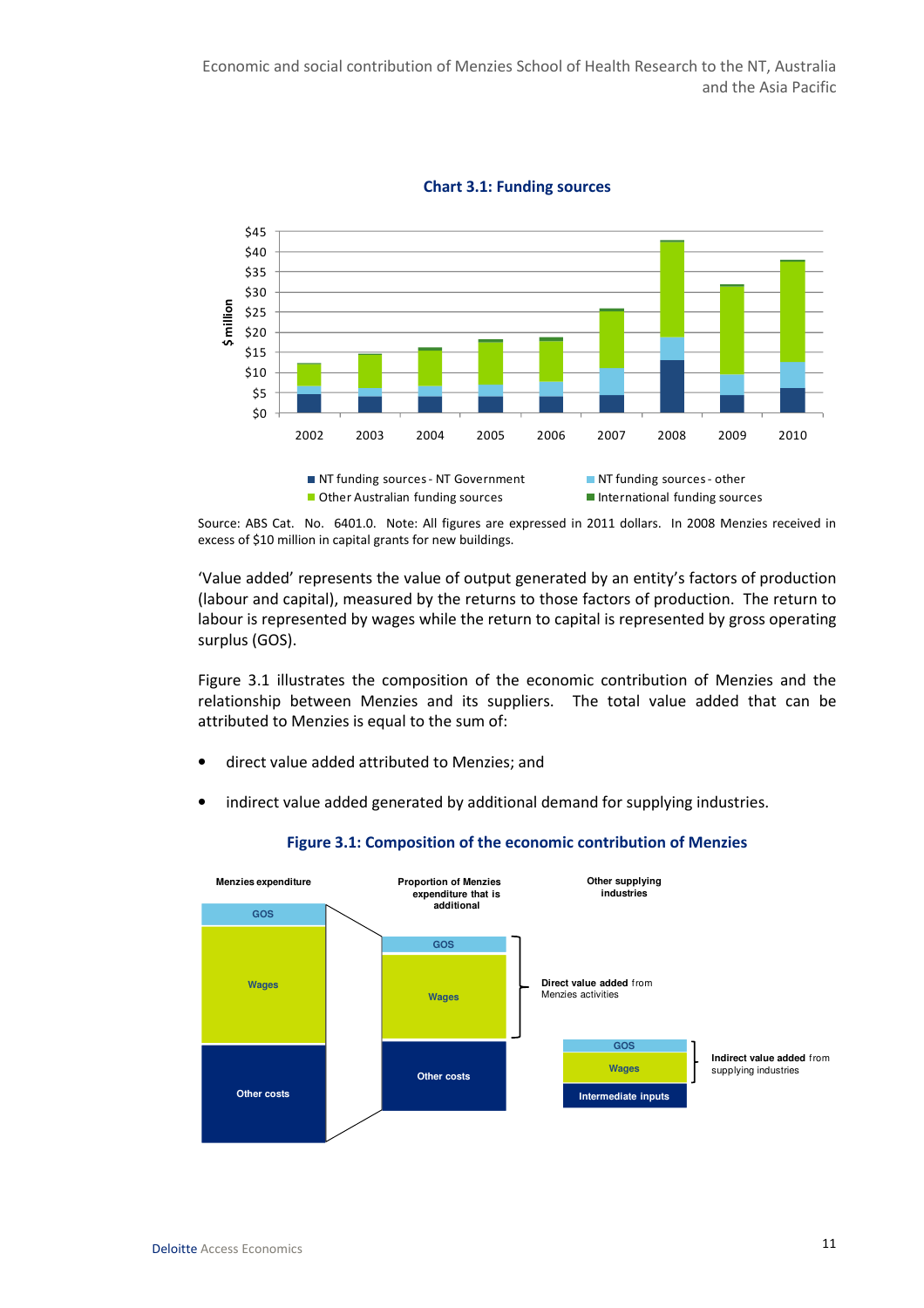**Chart 3.1: Funding sources**

Source: ABS Cat. No. 6401.0. Note: All figures are expressed in 2011 dollars. In 2008 Menzies received in excess of $10 million in capital grants for new buildings.

'Value added' represents the value of output generated by an entity's factors of production (labour and capital), measured by the returns to those factors of production. The return to labour is represented by wages while the return to capital is represented by gross operating surplus (GOS).

Figure 3.1 illustrates the composition of the economic contribution of Menzies and the relationship between Menzies and its suppliers. The total value added that can be attributed to Menzies is equal to the sum of:

- direct value added attributed to Menzies; and
- indirect value added generated by additional demand for supplying industries.

**Figure 3.1: Composition of the economic contribution of Menzies**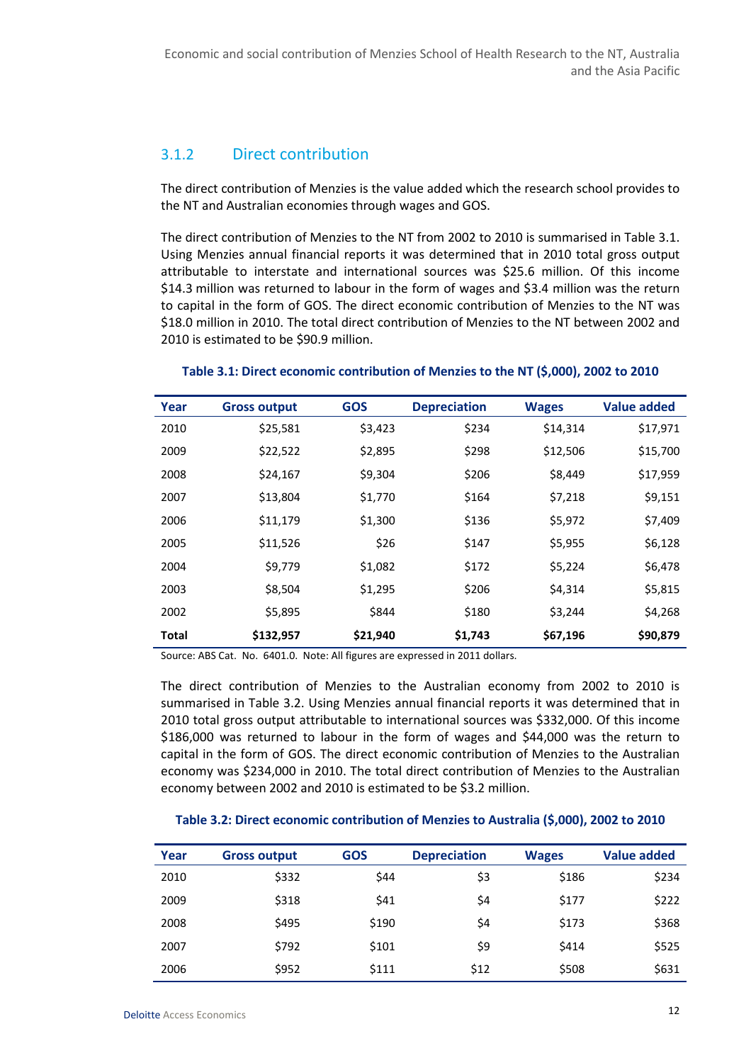### 3.1.2 Direct contribution

The direct contribution of Menzies is the value added which the research school provides to the NT and Australian economies through wages and GOS.

The direct contribution of Menzies to the NT from 2002 to 2010 is summarised in Table 3.1. Using Menzies annual financial reports it was determined that in 2010 total gross output attributable to interstate and international sources was $25.6 million. Of this income $14.3 million was returned to labour in the form of wages and $3.4 million was the return to capital in the form of GOS. The direct economic contribution of Menzies to the NT was $18.0 million in 2010. The total direct contribution of Menzies to the NT between 2002 and 2010 is estimated to be $90.9 million.

**Table 3.1: Direct economic contribution of Menzies to the NT ($,000), 2002 to 2010**

| Year | Gross output | GOS | Depreciation | Wages | Value added |
|---|---|---|---|---|---|
| 2010 | $25,581 | $3,423 | $234 | $14,314 | $17,971 |
| 2009 | $22,522 | $2,895 | $298 | $12,506 | $15,700 |
| 2008 | $24,167 | $9,304 | $206 | $8,449 | $17,959 |
| 2007 | $13,804 | $1,770 | $164 | $7,218 | $9,151 |
| 2006 | $11,179 | $1,300 | $136 | $5,972 | $7,409 |
| 2005 | $11,526 | $26 | $147 | $5,955 | $6,128 |
| 2004 | $9,779 | $1,082 | $172 | $5,224 | $6,478 |
| 2003 | $8,504 | $1,295 | $206 | $4,314 | $5,815 |
| 2002 | $5,895 | $844 | $180 | $3,244 | $4,268 |
| **Total** | **$132,957** | **$21,940** | **$1,743** | **$67,196** | **$90,879** |

Source: ABS Cat. No. 6401.0. Note: All figures are expressed in 2011 dollars.

The direct contribution of Menzies to the Australian economy from 2002 to 2010 is summarised in Table 3.2. Using Menzies annual financial reports it was determined that in 2010 total gross output attributable to international sources was $332,000. Of this income $186,000 was returned to labour in the form of wages and $44,000 was the return to capital in the form of GOS. The direct economic contribution of Menzies to the Australian economy was $234,000 in 2010. The total direct contribution of Menzies to the Australian economy between 2002 and 2010 is estimated to be $3.2 million.

**Table 3.2: Direct economic contribution of Menzies to Australia ($,000), 2002 to 2010**

| Year | Gross output | GOS | Depreciation | Wages | Value added |
|---|---|---|---|---|---|
| 2010 | $332 | $44 | $3 | $186 | $234 |
| 2009 | $318 | $41 | $4 | $177 | $222 |
| 2008 | $495 | $190 | $4 | $173 | $368 |
| 2007 | $792 | $101 | $9 | $414 | $525 |
| 2006 | $952 | $111 | $12 | $508 | $631 |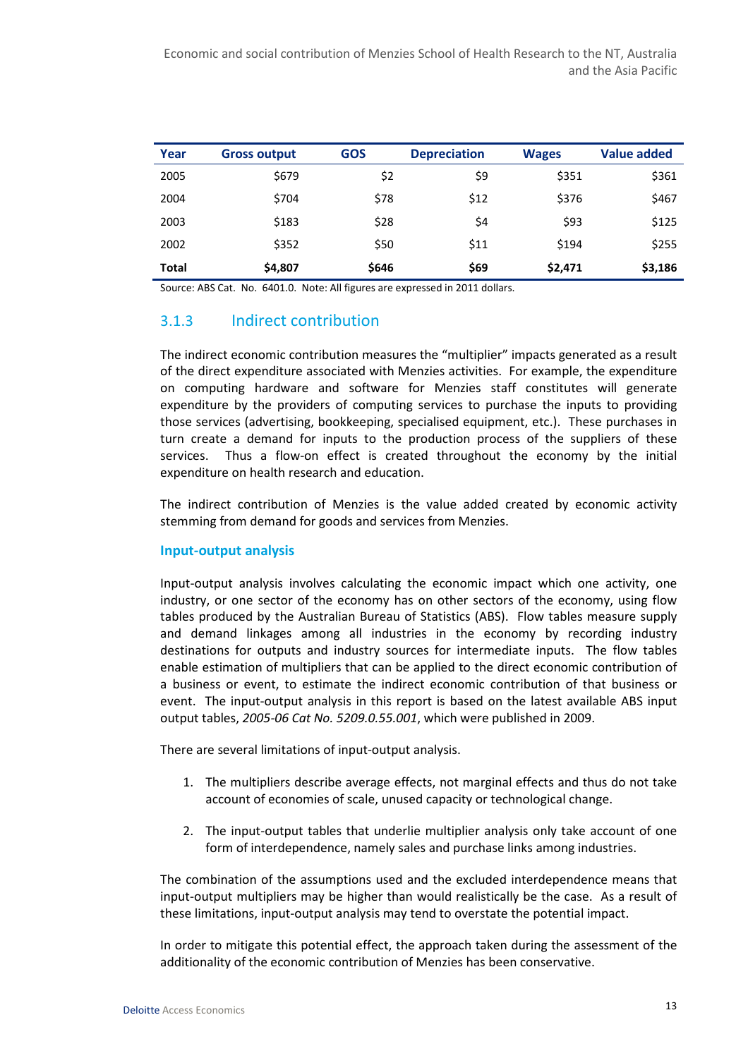| Year | Gross output | GOS | Depreciation | Wages | Value added |
|---|---|---|---|---|---|
| 2005 | $679 | $2 | $9 | $351 | $361 |
| 2004 | $704 | $78 | $12 | $376 | $467 |
| 2003 | $183 | $28 | $4 | $93 | $125 |
| 2002 | $352 | $50 | $11 | $194 | $255 |
| **Total** | **$4,807** | **$646** | **$69** | **$2,471** | **$3,186** |

Source: ABS Cat. No. 6401.0. Note: All figures are expressed in 2011 dollars.

### 3.1.3 Indirect contribution

The indirect economic contribution measures the "multiplier" impacts generated as a result of the direct expenditure associated with Menzies activities. For example, the expenditure on computing hardware and software for Menzies staff constitutes will generate expenditure by the providers of computing services to purchase the inputs to providing those services (advertising, bookkeeping, specialised equipment, etc.). These purchases in turn create a demand for inputs to the production process of the suppliers of these services. Thus a flow-on effect is created throughout the economy by the initial expenditure on health research and education.

The indirect contribution of Menzies is the value added created by economic activity stemming from demand for goods and services from Menzies.

#### Input-output analysis

Input-output analysis involves calculating the economic impact which one activity, one industry, or one sector of the economy has on other sectors of the economy, using flow tables produced by the Australian Bureau of Statistics (ABS). Flow tables measure supply and demand linkages among all industries in the economy by recording industry destinations for outputs and industry sources for intermediate inputs. The flow tables enable estimation of multipliers that can be applied to the direct economic contribution of a business or event, to estimate the indirect economic contribution of that business or event. The input-output analysis in this report is based on the latest available ABS input output tables, *2005-06 Cat No. 5209.0.55.001*, which were published in 2009.

There are several limitations of input-output analysis.

1. The multipliers describe average effects, not marginal effects and thus do not take account of economies of scale, unused capacity or technological change.

2. The input-output tables that underlie multiplier analysis only take account of one form of interdependence, namely sales and purchase links among industries.

The combination of the assumptions used and the excluded interdependence means that input-output multipliers may be higher than would realistically be the case. As a result of these limitations, input-output analysis may tend to overstate the potential impact.

In order to mitigate this potential effect, the approach taken during the assessment of the additionality of the economic contribution of Menzies has been conservative.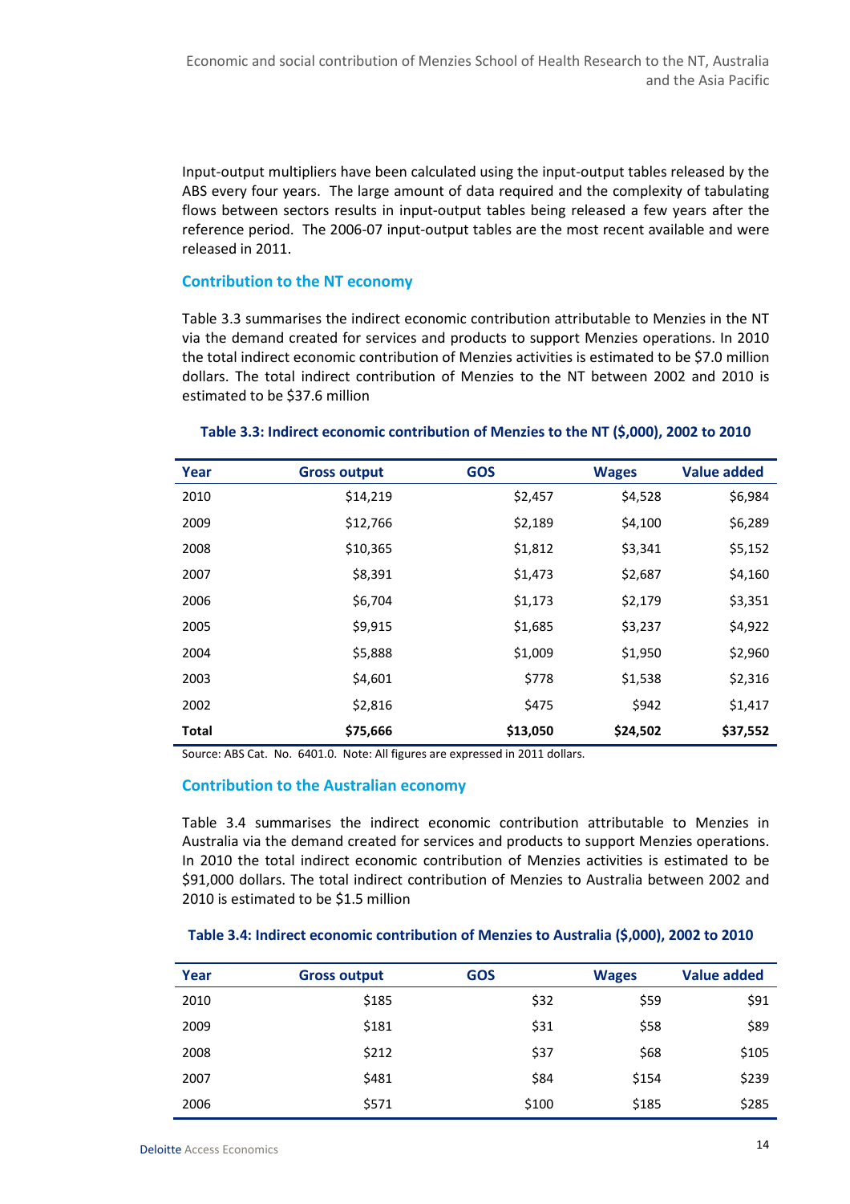Input-output multipliers have been calculated using the input-output tables released by the ABS every four years. The large amount of data required and the complexity of tabulating flows between sectors results in input-output tables being released a few years after the reference period. The 2006-07 input-output tables are the most recent available and were released in 2011.

### Contribution to the NT economy

Table 3.3 summarises the indirect economic contribution attributable to Menzies in the NT via the demand created for services and products to support Menzies operations. In 2010 the total indirect economic contribution of Menzies activities is estimated to be $7.0 million dollars. The total indirect contribution of Menzies to the NT between 2002 and 2010 is estimated to be $37.6 million

**Table 3.3: Indirect economic contribution of Menzies to the NT ($,000), 2002 to 2010**

| Year | Gross output | GOS | Wages | Value added |
|---|---|---|---|---|
| 2010 | $14,219 | $2,457 | $4,528 | $6,984 |
| 2009 | $12,766 | $2,189 | $4,100 | $6,289 |
| 2008 | $10,365 | $1,812 | $3,341 | $5,152 |
| 2007 | $8,391 | $1,473 | $2,687 | $4,160 |
| 2006 | $6,704 | $1,173 | $2,179 | $3,351 |
| 2005 | $9,915 | $1,685 | $3,237 | $4,922 |
| 2004 | $5,888 | $1,009 | $1,950 | $2,960 |
| 2003 | $4,601 | $778 | $1,538 | $2,316 |
| 2002 | $2,816 | $475 | $942 | $1,417 |
| **Total** | **$75,666** | **$13,050** | **$24,502** | **$37,552** |

Source: ABS Cat. No. 6401.0. Note: All figures are expressed in 2011 dollars.

### Contribution to the Australian economy

Table 3.4 summarises the indirect economic contribution attributable to Menzies in Australia via the demand created for services and products to support Menzies operations. In 2010 the total indirect economic contribution of Menzies activities is estimated to be $91,000 dollars. The total indirect contribution of Menzies to Australia between 2002 and 2010 is estimated to be $1.5 million

**Table 3.4: Indirect economic contribution of Menzies to Australia ($,000), 2002 to 2010**

| Year | Gross output | GOS | Wages | Value added |
|---|---|---|---|---|
| 2010 | $185 | $32 | $59 | $91 |
| 2009 | $181 | $31 | $58 | $89 |
| 2008 | $212 | $37 | $68 | $105 |
| 2007 | $481 | $84 | $154 | $239 |
| 2006 | $571 | $100 | $185 | $285 |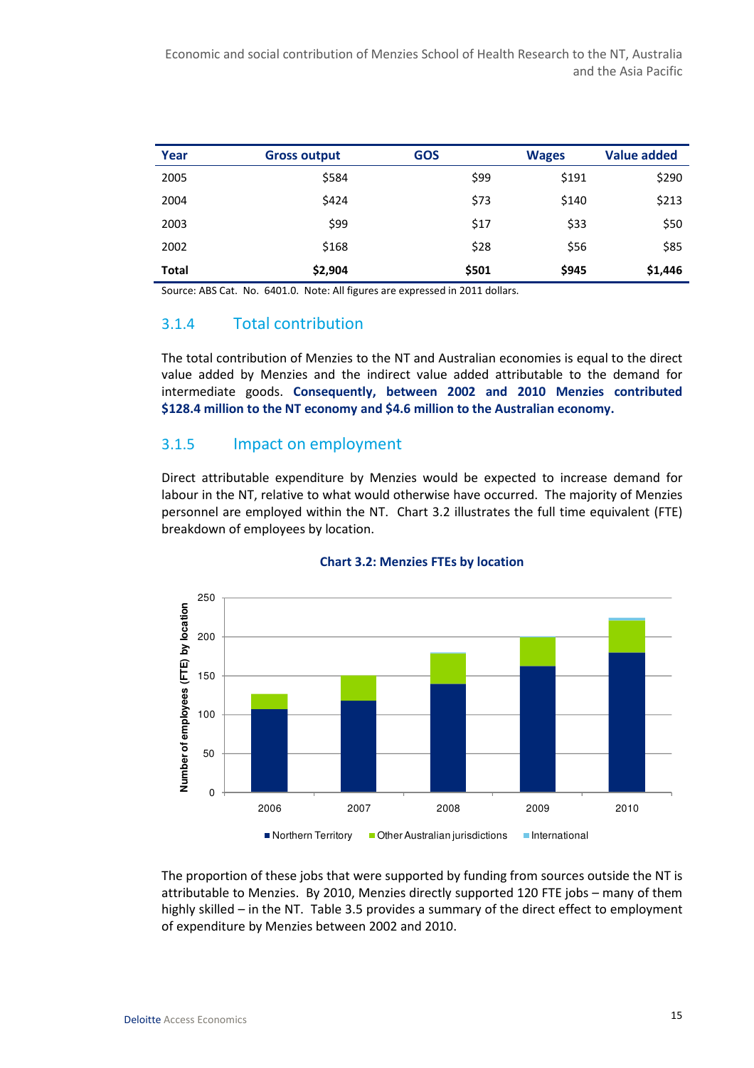| Year | Gross output | GOS | Wages | Value added |
| --- | --- | --- | --- | --- |
| 2005 | $584 | $99 | $191 | $290 |
| 2004 | $424 | $73 | $140 | $213 |
| 2003 | $99 | $17 | $33 | $50 |
| 2002 | $168 | $28 | $56 | $85 |
| **Total** | **$2,904** | **$501** | **$945** | **$1,446** |

Source: ABS Cat. No. 6401.0. Note: All figures are expressed in 2011 dollars.

### 3.1.4 Total contribution

The total contribution of Menzies to the NT and Australian economies is equal to the direct value added by Menzies and the indirect value added attributable to the demand for intermediate goods. **Consequently, between 2002 and 2010 Menzies contributed $128.4 million to the NT economy and $4.6 million to the Australian economy.**

### 3.1.5 Impact on employment

Direct attributable expenditure by Menzies would be expected to increase demand for labour in the NT, relative to what would otherwise have occurred. The majority of Menzies personnel are employed within the NT. Chart 3.2 illustrates the full time equivalent (FTE) breakdown of employees by location.

**Chart 3.2: Menzies FTEs by location**

The proportion of these jobs that were supported by funding from sources outside the NT is attributable to Menzies. By 2010, Menzies directly supported 120 FTE jobs – many of them highly skilled – in the NT. Table 3.5 provides a summary of the direct effect to employment of expenditure by Menzies between 2002 and 2010.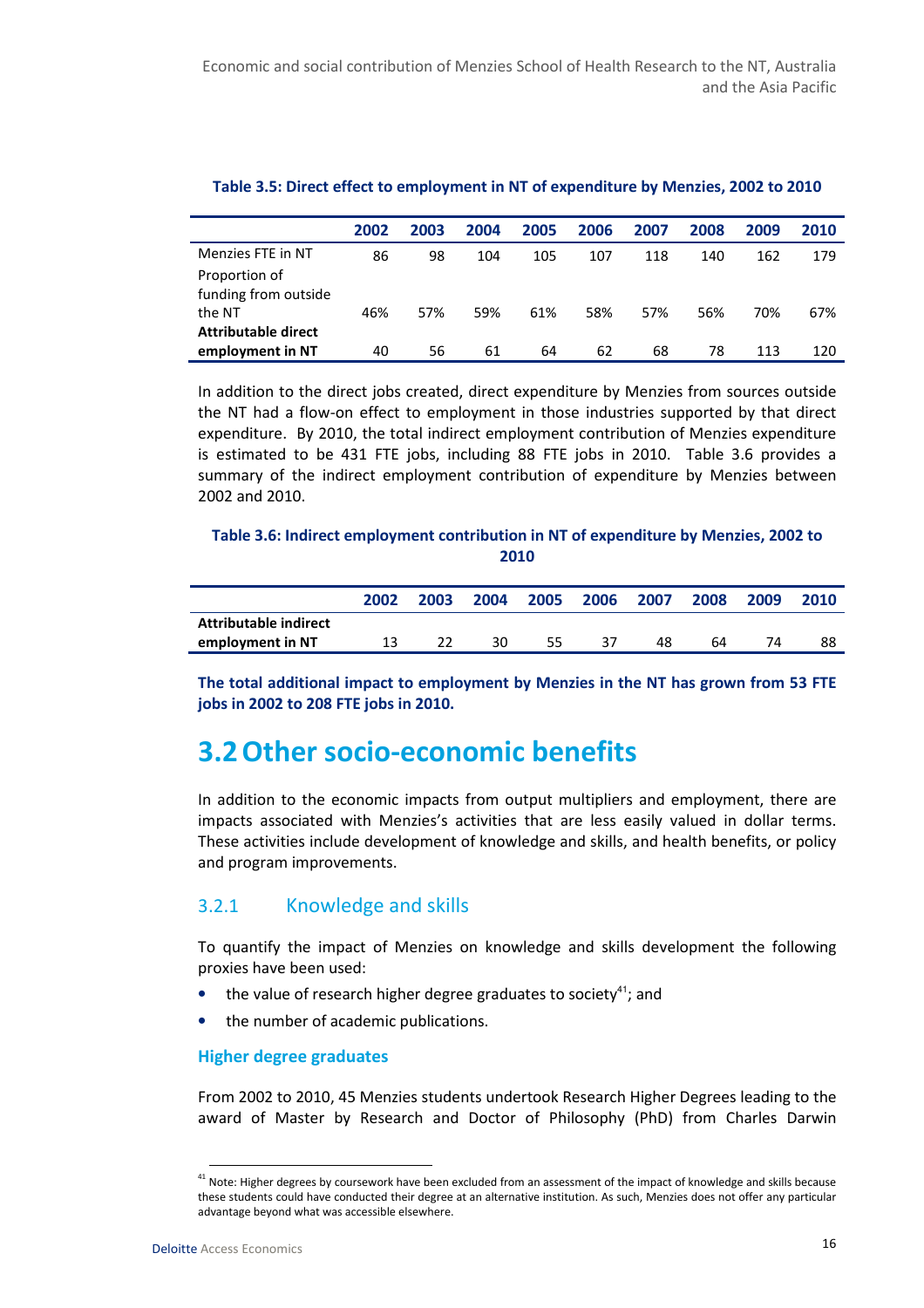**Table 3.5: Direct effect to employment in NT of expenditure by Menzies, 2002 to 2010**

| | 2002 | 2003 | 2004 | 2005 | 2006 | 2007 | 2008 | 2009 | 2010 |
|---|---|---|---|---|---|---|---|---|---|
| Menzies FTE in NT | 86 | 98 | 104 | 105 | 107 | 118 | 140 | 162 | 179 |
| Proportion of funding from outside the NT | 46% | 57% | 59% | 61% | 58% | 57% | 56% | 70% | 67% |
| **Attributable direct employment in NT** | 40 | 56 | 61 | 64 | 62 | 68 | 78 | 113 | 120 |

In addition to the direct jobs created, direct expenditure by Menzies from sources outside the NT had a flow-on effect to employment in those industries supported by that direct expenditure. By 2010, the total indirect employment contribution of Menzies expenditure is estimated to be 431 FTE jobs, including 88 FTE jobs in 2010. Table 3.6 provides a summary of the indirect employment contribution of expenditure by Menzies between 2002 and 2010.

**Table 3.6: Indirect employment contribution in NT of expenditure by Menzies, 2002 to 2010**

| | 2002 | 2003 | 2004 | 2005 | 2006 | 2007 | 2008 | 2009 | 2010 |
|---|---|---|---|---|---|---|---|---|---|
| **Attributable indirect employment in NT** | 13 | 22 | 30 | 55 | 37 | 48 | 64 | 74 | 88 |

**The total additional impact to employment by Menzies in the NT has grown from 53 FTE jobs in 2002 to 208 FTE jobs in 2010.**

# 3.2 Other socio-economic benefits

In addition to the economic impacts from output multipliers and employment, there are impacts associated with Menzies's activities that are less easily valued in dollar terms. These activities include development of knowledge and skills, and health benefits, or policy and program improvements.

## 3.2.1 Knowledge and skills

To quantify the impact of Menzies on knowledge and skills development the following proxies have been used:

- the value of research higher degree graduates to society[41]; and
- the number of academic publications.

### Higher degree graduates

From 2002 to 2010, 45 Menzies students undertook Research Higher Degrees leading to the award of Master by Research and Doctor of Philosophy (PhD) from Charles Darwin

[41] Note: Higher degrees by coursework have been excluded from an assessment of the impact of knowledge and skills because these students could have conducted their degree at an alternative institution. As such, Menzies does not offer any particular advantage beyond what was accessible elsewhere.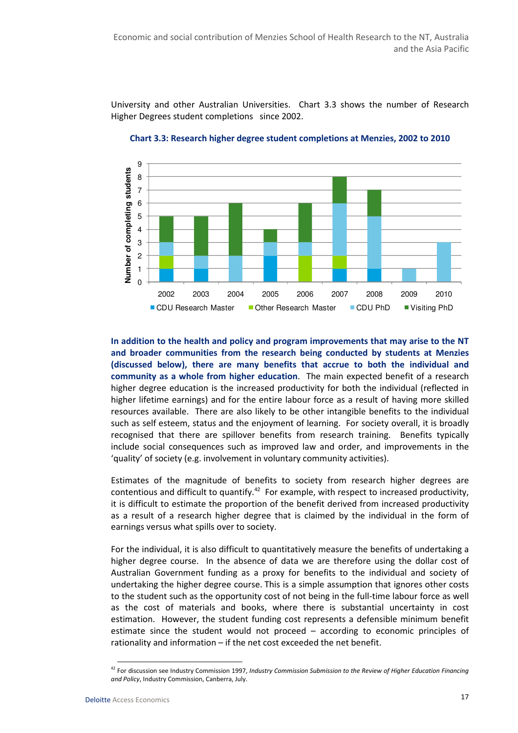University and other Australian Universities. Chart 3.3 shows the number of Research Higher Degrees student completions since 2002.

**Chart 3.3: Research higher degree student completions at Menzies, 2002 to 2010**

**In addition to the health and policy and program improvements that may arise to the NT and broader communities from the research being conducted by students at Menzies (discussed below), there are many benefits that accrue to both the individual and community as a whole from higher education**. The main expected benefit of a research higher degree education is the increased productivity for both the individual (reflected in higher lifetime earnings) and for the entire labour force as a result of having more skilled resources available. There are also likely to be other intangible benefits to the individual such as self esteem, status and the enjoyment of learning. For society overall, it is broadly recognised that there are spillover benefits from research training. Benefits typically include social consequences such as improved law and order, and improvements in the 'quality' of society (e.g. involvement in voluntary community activities).

Estimates of the magnitude of benefits to society from research higher degrees are contentious and difficult to quantify.[42] For example, with respect to increased productivity, it is difficult to estimate the proportion of the benefit derived from increased productivity as a result of a research higher degree that is claimed by the individual in the form of earnings versus what spills over to society.

For the individual, it is also difficult to quantitatively measure the benefits of undertaking a higher degree course. In the absence of data we are therefore using the dollar cost of Australian Government funding as a proxy for benefits to the individual and society of undertaking the higher degree course. This is a simple assumption that ignores other costs to the student such as the opportunity cost of not being in the full-time labour force as well as the cost of materials and books, where there is substantial uncertainty in cost estimation. However, the student funding cost represents a defensible minimum benefit estimate since the student would not proceed – according to economic principles of rationality and information – if the net cost exceeded the net benefit.

[42] For discussion see Industry Commission 1997, *Industry Commission Submission to the Review of Higher Education Financing and Policy*, Industry Commission, Canberra, July.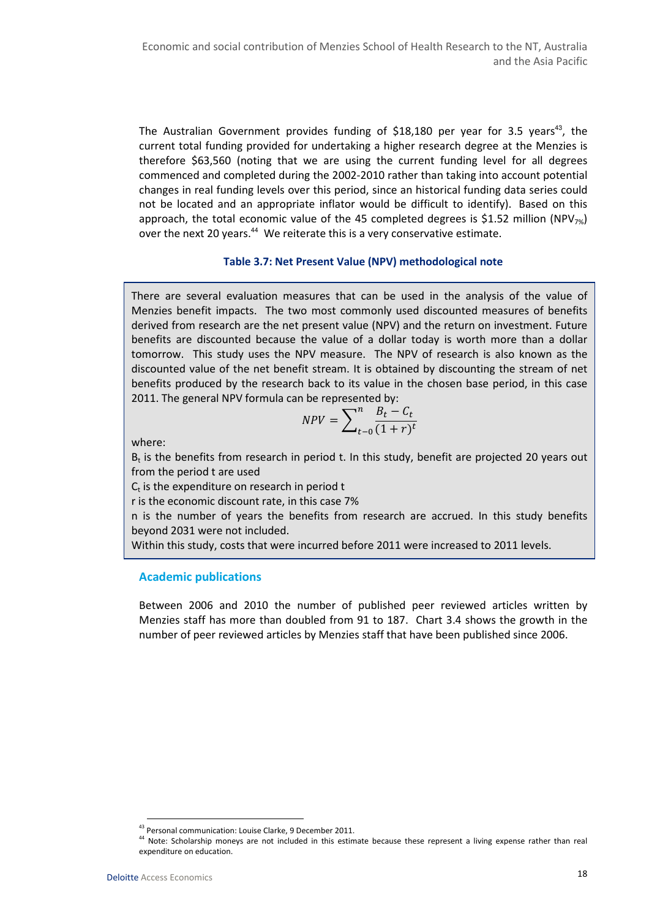The Australian Government provides funding of $18,180 per year for 3.5 years[43], the current total funding provided for undertaking a higher research degree at the Menzies is therefore $63,560 (noting that we are using the current funding level for all degrees commenced and completed during the 2002-2010 rather than taking into account potential changes in real funding levels over this period, since an historical funding data series could not be located and an appropriate inflator would be difficult to identify). Based on this approach, the total economic value of the 45 completed degrees is $1.52 million ($NPV_{7\%}$) over the next 20 years.[44] We reiterate this is a very conservative estimate.

**Table 3.7: Net Present Value (NPV) methodological note**

There are several evaluation measures that can be used in the analysis of the value of Menzies benefit impacts. The two most commonly used discounted measures of benefits derived from research are the net present value (NPV) and the return on investment. Future benefits are discounted because the value of a dollar today is worth more than a dollar tomorrow. This study uses the NPV measure. The NPV of research is also known as the discounted value of the net benefit stream. It is obtained by discounting the stream of net benefits produced by the research back to its value in the chosen base period, in this case 2011. The general NPV formula can be represented by:

$$NPV = \sum_{t-0}^{n} \frac{B_t - C_t}{(1+r)^t}$$

where:

$B_t$ is the benefits from research in period t. In this study, benefit are projected 20 years out from the period t are used

$C_t$ is the expenditure on research in period t

r is the economic discount rate, in this case 7%

n is the number of years the benefits from research are accrued. In this study benefits beyond 2031 were not included.

Within this study, costs that were incurred before 2011 were increased to 2011 levels.

### Academic publications

Between 2006 and 2010 the number of published peer reviewed articles written by Menzies staff has more than doubled from 91 to 187. Chart 3.4 shows the growth in the number of peer reviewed articles by Menzies staff that have been published since 2006.

---

[43] Personal communication: Louise Clarke, 9 December 2011.

[44] Note: Scholarship moneys are not included in this estimate because these represent a living expense rather than real expenditure on education.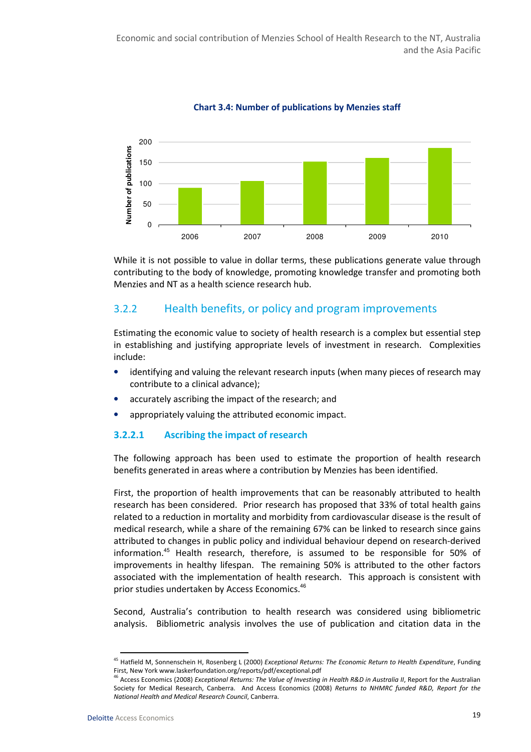**Chart 3.4: Number of publications by Menzies staff**

While it is not possible to value in dollar terms, these publications generate value through contributing to the body of knowledge, promoting knowledge transfer and promoting both Menzies and NT as a health science research hub.

## 3.2.2 Health benefits, or policy and program improvements

Estimating the economic value to society of health research is a complex but essential step in establishing and justifying appropriate levels of investment in research. Complexities include:

- identifying and valuing the relevant research inputs (when many pieces of research may contribute to a clinical advance);
- accurately ascribing the impact of the research; and
- appropriately valuing the attributed economic impact.

### 3.2.2.1 Ascribing the impact of research

The following approach has been used to estimate the proportion of health research benefits generated in areas where a contribution by Menzies has been identified.

First, the proportion of health improvements that can be reasonably attributed to health research has been considered. Prior research has proposed that 33% of total health gains related to a reduction in mortality and morbidity from cardiovascular disease is the result of medical research, while a share of the remaining 67% can be linked to research since gains attributed to changes in public policy and individual behaviour depend on research-derived information.[45] Health research, therefore, is assumed to be responsible for 50% of improvements in healthy lifespan. The remaining 50% is attributed to the other factors associated with the implementation of health research. This approach is consistent with prior studies undertaken by Access Economics.[46]

Second, Australia's contribution to health research was considered using bibliometric analysis. Bibliometric analysis involves the use of publication and citation data in the

---

[45] Hatfield M, Sonnenschein H, Rosenberg L (2000) *Exceptional Returns: The Economic Return to Health Expenditure*, Funding First, New York www.laskerfoundation.org/reports/pdf/exceptional.pdf

[46] Access Economics (2008) *Exceptional Returns: The Value of Investing in Health R&D in Australia II*, Report for the Australian Society for Medical Research, Canberra. And Access Economics (2008) *Returns to NHMRC funded R&D, Report for the National Health and Medical Research Council*, Canberra.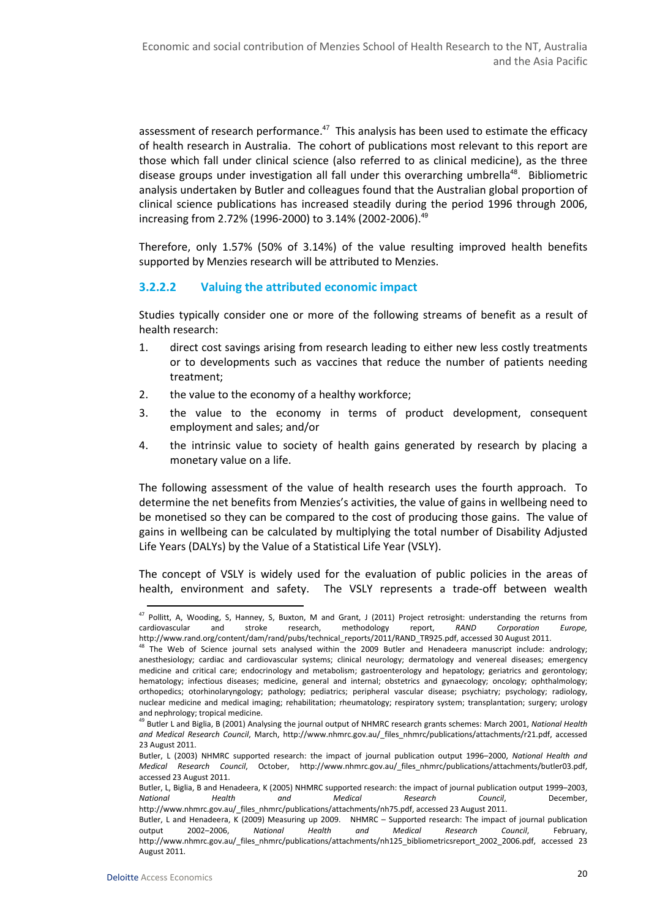assessment of research performance.[47] This analysis has been used to estimate the efficacy of health research in Australia. The cohort of publications most relevant to this report are those which fall under clinical science (also referred to as clinical medicine), as the three disease groups under investigation all fall under this overarching umbrella[48]. Bibliometric analysis undertaken by Butler and colleagues found that the Australian global proportion of clinical science publications has increased steadily during the period 1996 through 2006, increasing from 2.72% (1996-2000) to 3.14% (2002-2006).[49]

Therefore, only 1.57% (50% of 3.14%) of the value resulting improved health benefits supported by Menzies research will be attributed to Menzies.

#### 3.2.2.2 Valuing the attributed economic impact

Studies typically consider one or more of the following streams of benefit as a result of health research:

1. direct cost savings arising from research leading to either new less costly treatments or to developments such as vaccines that reduce the number of patients needing treatment;
2. the value to the economy of a healthy workforce;
3. the value to the economy in terms of product development, consequent employment and sales; and/or
4. the intrinsic value to society of health gains generated by research by placing a monetary value on a life.

The following assessment of the value of health research uses the fourth approach. To determine the net benefits from Menzies's activities, the value of gains in wellbeing need to be monetised so they can be compared to the cost of producing those gains. The value of gains in wellbeing can be calculated by multiplying the total number of Disability Adjusted Life Years (DALYs) by the Value of a Statistical Life Year (VSLY).

The concept of VSLY is widely used for the evaluation of public policies in the areas of health, environment and safety. The VSLY represents a trade-off between wealth

---

[47] Pollitt, A, Wooding, S, Hanney, S, Buxton, M and Grant, J (2011) Project retrosight: understanding the returns from cardiovascular and stroke research, methodology report, *RAND Corporation Europe,* http://www.rand.org/content/dam/rand/pubs/technical_reports/2011/RAND_TR925.pdf, accessed 30 August 2011.

[48] The Web of Science journal sets analysed within the 2009 Butler and Henadeera manuscript include: andrology; anesthesiology; cardiac and cardiovascular systems; clinical neurology; dermatology and venereal diseases; emergency medicine and critical care; endocrinology and metabolism; gastroenterology and hepatology; geriatrics and gerontology; hematology; infectious diseases; medicine, general and internal; obstetrics and gynaecology; oncology; ophthalmology; orthopedics; otorhinolaryngology; pathology; pediatrics; peripheral vascular disease; psychiatry; psychology; radiology, nuclear medicine and medical imaging; rehabilitation; rheumatology; respiratory system; transplantation; surgery; urology and nephrology; tropical medicine.

[49] Butler L and Biglia, B (2001) Analysing the journal output of NHMRC research grants schemes: March 2001, *National Health and Medical Research Council*, March, http://www.nhmrc.gov.au/_files_nhmrc/publications/attachments/r21.pdf, accessed 23 August 2011.

Butler, L (2003) NHMRC supported research: the impact of journal publication output 1996–2000, *National Health and Medical Research Council*, October, http://www.nhmrc.gov.au/_files_nhmrc/publications/attachments/butler03.pdf, accessed 23 August 2011.

Butler, L, Biglia, B and Henadeera, K (2005) NHMRC supported research: the impact of journal publication output 1999–2003, *National Health and Medical Research Council*, December, http://www.nhmrc.gov.au/_files_nhmrc/publications/attachments/nh75.pdf, accessed 23 August 2011.

Butler, L and Henadeera, K (2009) Measuring up 2009. NHMRC – Supported research: The impact of journal publication output 2002–2006, *National Health and Medical Research Council*, February, http://www.nhmrc.gov.au/_files_nhmrc/publications/attachments/nh125_bibliometricsreport_2002_2006.pdf, accessed 23 August 2011.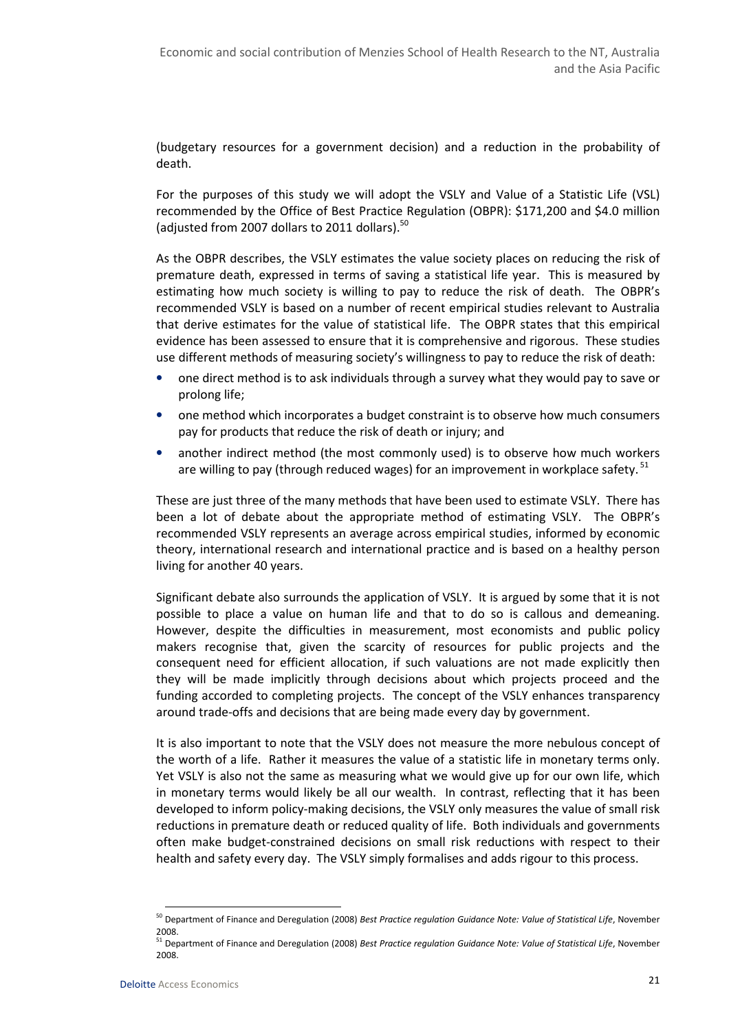(budgetary resources for a government decision) and a reduction in the probability of death.

For the purposes of this study we will adopt the VSLY and Value of a Statistic Life (VSL) recommended by the Office of Best Practice Regulation (OBPR): $171,200 and $4.0 million (adjusted from 2007 dollars to 2011 dollars).[50]

As the OBPR describes, the VSLY estimates the value society places on reducing the risk of premature death, expressed in terms of saving a statistical life year. This is measured by estimating how much society is willing to pay to reduce the risk of death. The OBPR's recommended VSLY is based on a number of recent empirical studies relevant to Australia that derive estimates for the value of statistical life. The OBPR states that this empirical evidence has been assessed to ensure that it is comprehensive and rigorous. These studies use different methods of measuring society's willingness to pay to reduce the risk of death:

- one direct method is to ask individuals through a survey what they would pay to save or prolong life;
- one method which incorporates a budget constraint is to observe how much consumers pay for products that reduce the risk of death or injury; and
- another indirect method (the most commonly used) is to observe how much workers are willing to pay (through reduced wages) for an improvement in workplace safety.[51]

These are just three of the many methods that have been used to estimate VSLY. There has been a lot of debate about the appropriate method of estimating VSLY. The OBPR's recommended VSLY represents an average across empirical studies, informed by economic theory, international research and international practice and is based on a healthy person living for another 40 years.

Significant debate also surrounds the application of VSLY. It is argued by some that it is not possible to place a value on human life and that to do so is callous and demeaning. However, despite the difficulties in measurement, most economists and public policy makers recognise that, given the scarcity of resources for public projects and the consequent need for efficient allocation, if such valuations are not made explicitly then they will be made implicitly through decisions about which projects proceed and the funding accorded to completing projects. The concept of the VSLY enhances transparency around trade-offs and decisions that are being made every day by government.

It is also important to note that the VSLY does not measure the more nebulous concept of the worth of a life. Rather it measures the value of a statistic life in monetary terms only. Yet VSLY is also not the same as measuring what we would give up for our own life, which in monetary terms would likely be all our wealth. In contrast, reflecting that it has been developed to inform policy-making decisions, the VSLY only measures the value of small risk reductions in premature death or reduced quality of life. Both individuals and governments often make budget-constrained decisions on small risk reductions with respect to their health and safety every day. The VSLY simply formalises and adds rigour to this process.

---

[50] Department of Finance and Deregulation (2008) *Best Practice regulation Guidance Note: Value of Statistical Life*, November 2008.

[51] Department of Finance and Deregulation (2008) *Best Practice regulation Guidance Note: Value of Statistical Life*, November 2008.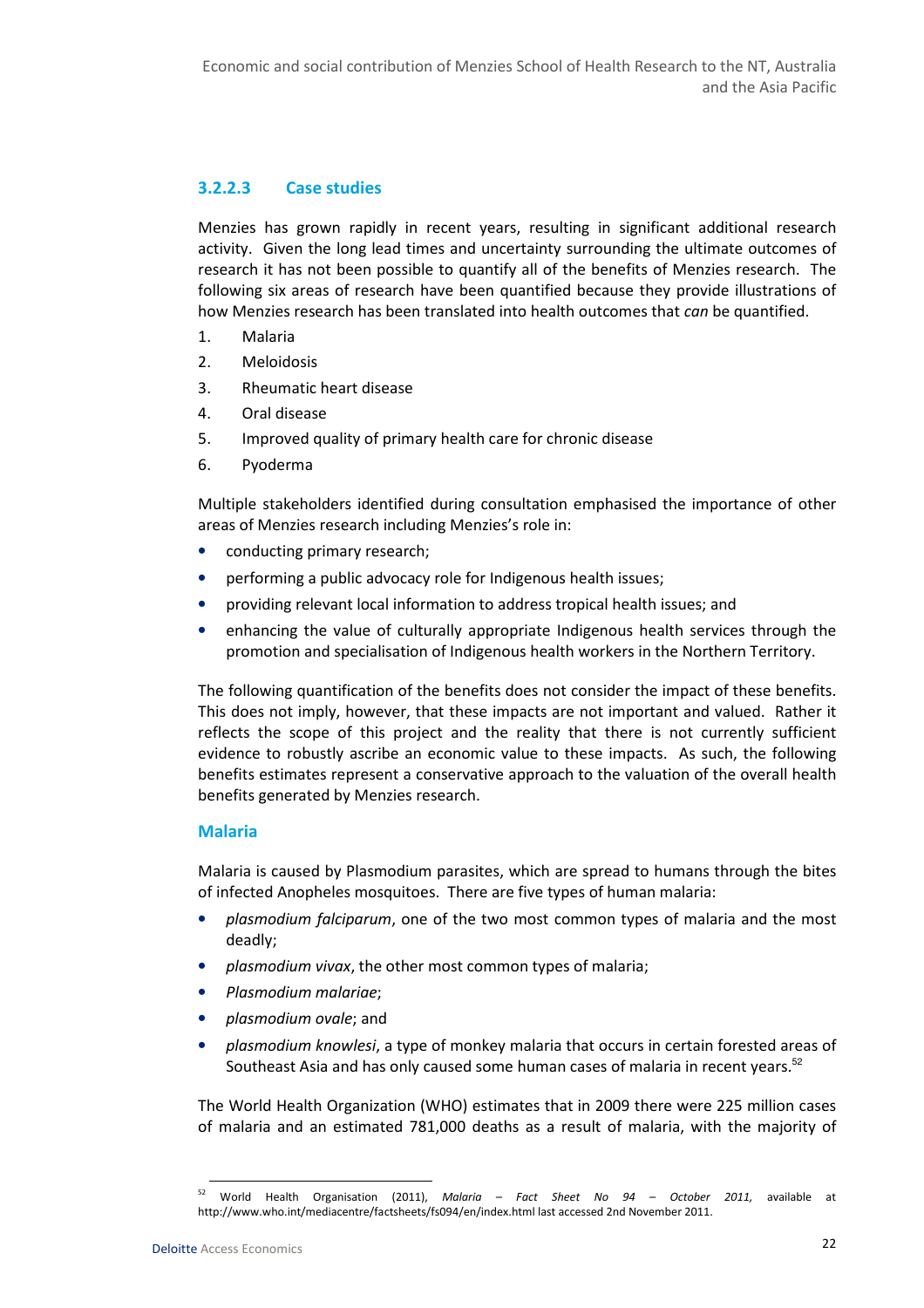#### 3.2.2.3 Case studies

Menzies has grown rapidly in recent years, resulting in significant additional research activity. Given the long lead times and uncertainty surrounding the ultimate outcomes of research it has not been possible to quantify all of the benefits of Menzies research. The following six areas of research have been quantified because they provide illustrations of how Menzies research has been translated into health outcomes that *can* be quantified.

1. Malaria
2. Meloidosis
3. Rheumatic heart disease
4. Oral disease
5. Improved quality of primary health care for chronic disease
6. Pyoderma

Multiple stakeholders identified during consultation emphasised the importance of other areas of Menzies research including Menzies's role in:

- conducting primary research;
- performing a public advocacy role for Indigenous health issues;
- providing relevant local information to address tropical health issues; and
- enhancing the value of culturally appropriate Indigenous health services through the promotion and specialisation of Indigenous health workers in the Northern Territory.

The following quantification of the benefits does not consider the impact of these benefits. This does not imply, however, that these impacts are not important and valued. Rather it reflects the scope of this project and the reality that there is not currently sufficient evidence to robustly ascribe an economic value to these impacts. As such, the following benefits estimates represent a conservative approach to the valuation of the overall health benefits generated by Menzies research.

**Malaria**

Malaria is caused by Plasmodium parasites, which are spread to humans through the bites of infected Anopheles mosquitoes. There are five types of human malaria:

- *plasmodium falciparum*, one of the two most common types of malaria and the most deadly;
- *plasmodium vivax*, the other most common types of malaria;
- *Plasmodium malariae*;
- *plasmodium ovale*; and
- *plasmodium knowlesi*, a type of monkey malaria that occurs in certain forested areas of Southeast Asia and has only caused some human cases of malaria in recent years.[52]

The World Health Organization (WHO) estimates that in 2009 there were 225 million cases of malaria and an estimated 781,000 deaths as a result of malaria, with the majority of

[52] World Health Organisation (2011), *Malaria – Fact Sheet No 94 – October 2011,* available at http://www.who.int/mediacentre/factsheets/fs094/en/index.html last accessed 2nd November 2011.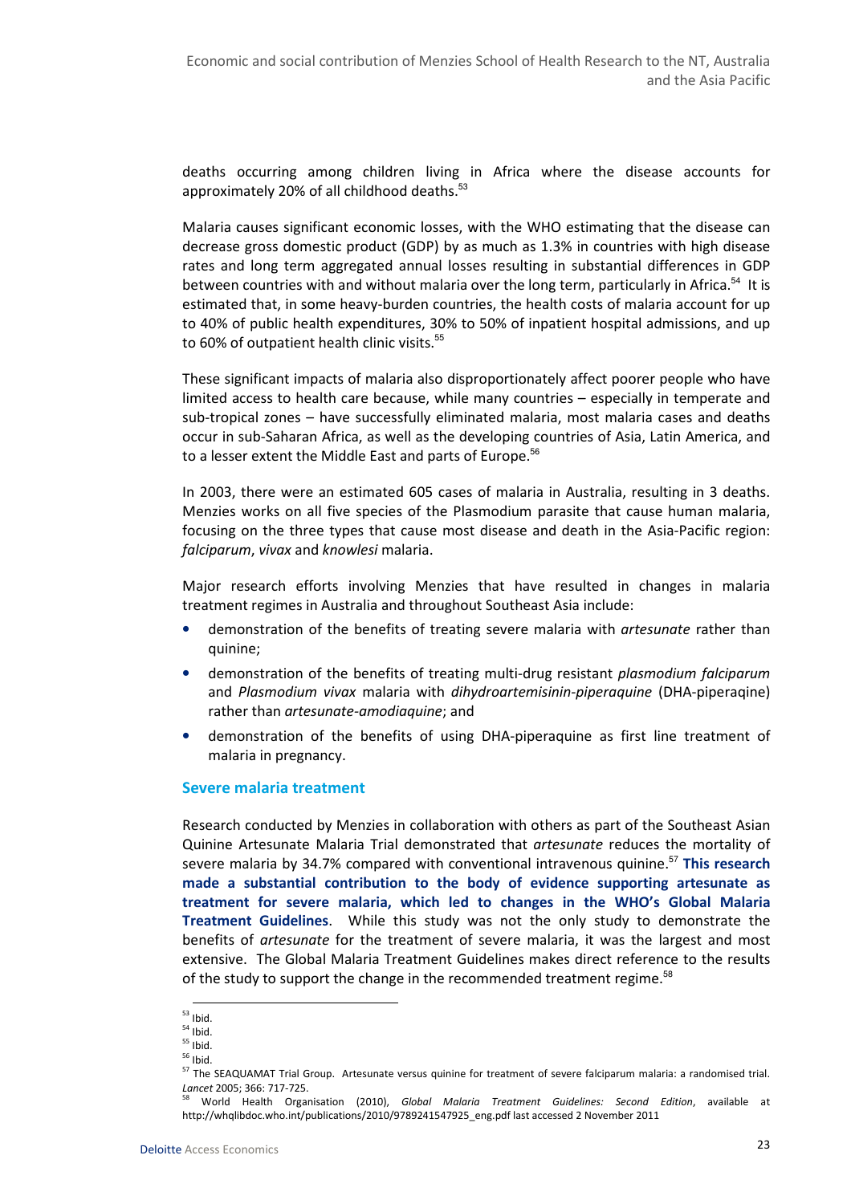deaths occurring among children living in Africa where the disease accounts for approximately 20% of all childhood deaths.[53]

Malaria causes significant economic losses, with the WHO estimating that the disease can decrease gross domestic product (GDP) by as much as 1.3% in countries with high disease rates and long term aggregated annual losses resulting in substantial differences in GDP between countries with and without malaria over the long term, particularly in Africa.[54] It is estimated that, in some heavy-burden countries, the health costs of malaria account for up to 40% of public health expenditures, 30% to 50% of inpatient hospital admissions, and up to 60% of outpatient health clinic visits.[55]

These significant impacts of malaria also disproportionately affect poorer people who have limited access to health care because, while many countries – especially in temperate and sub-tropical zones – have successfully eliminated malaria, most malaria cases and deaths occur in sub-Saharan Africa, as well as the developing countries of Asia, Latin America, and to a lesser extent the Middle East and parts of Europe.[56]

In 2003, there were an estimated 605 cases of malaria in Australia, resulting in 3 deaths. Menzies works on all five species of the Plasmodium parasite that cause human malaria, focusing on the three types that cause most disease and death in the Asia-Pacific region: *falciparum*, *vivax* and *knowlesi* malaria.

Major research efforts involving Menzies that have resulted in changes in malaria treatment regimes in Australia and throughout Southeast Asia include:

- demonstration of the benefits of treating severe malaria with *artesunate* rather than quinine;
- demonstration of the benefits of treating multi-drug resistant *plasmodium falciparum* and *Plasmodium vivax* malaria with *dihydroartemisinin-piperaquine* (DHA-piperaqine) rather than *artesunate-amodiaquine*; and
- demonstration of the benefits of using DHA-piperaquine as first line treatment of malaria in pregnancy.

### Severe malaria treatment

Research conducted by Menzies in collaboration with others as part of the Southeast Asian Quinine Artesunate Malaria Trial demonstrated that *artesunate* reduces the mortality of severe malaria by 34.7% compared with conventional intravenous quinine.[57] **This research made a substantial contribution to the body of evidence supporting artesunate as treatment for severe malaria, which led to changes in the WHO's Global Malaria Treatment Guidelines**. While this study was not the only study to demonstrate the benefits of *artesunate* for the treatment of severe malaria, it was the largest and most extensive. The Global Malaria Treatment Guidelines makes direct reference to the results of the study to support the change in the recommended treatment regime.[58]

---

[53] Ibid.

[54] Ibid.

[55] Ibid.

[56] Ibid.

[57] The SEAQUAMAT Trial Group. Artesunate versus quinine for treatment of severe falciparum malaria: a randomised trial. *Lancet* 2005; 366: 717-725.

[58] World Health Organisation (2010), *Global Malaria Treatment Guidelines: Second Edition*, available at http://whqlibdoc.who.int/publications/2010/9789241547925_eng.pdf last accessed 2 November 2011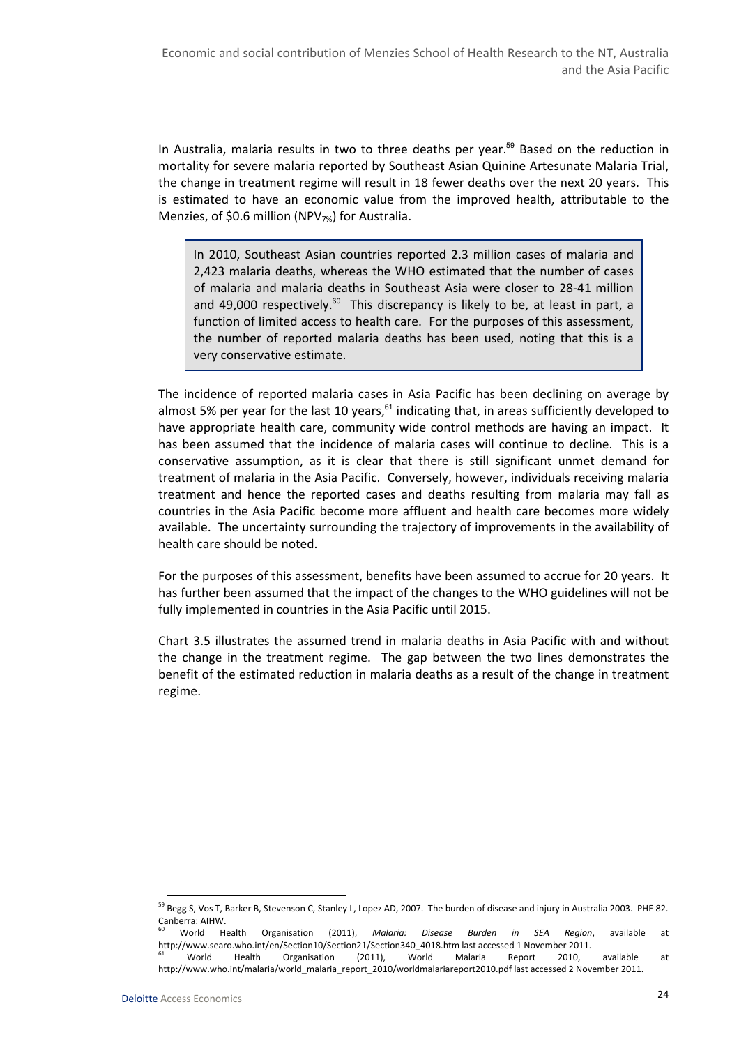In Australia, malaria results in two to three deaths per year.[59] Based on the reduction in mortality for severe malaria reported by Southeast Asian Quinine Artesunate Malaria Trial, the change in treatment regime will result in 18 fewer deaths over the next 20 years. This is estimated to have an economic value from the improved health, attributable to the Menzies, of \$0.6 million ($NPV_{7\%}$) for Australia.

> In 2010, Southeast Asian countries reported 2.3 million cases of malaria and 2,423 malaria deaths, whereas the WHO estimated that the number of cases of malaria and malaria deaths in Southeast Asia were closer to 28-41 million and 49,000 respectively.[60] This discrepancy is likely to be, at least in part, a function of limited access to health care. For the purposes of this assessment, the number of reported malaria deaths has been used, noting that this is a very conservative estimate.

The incidence of reported malaria cases in Asia Pacific has been declining on average by almost 5% per year for the last 10 years,[61] indicating that, in areas sufficiently developed to have appropriate health care, community wide control methods are having an impact. It has been assumed that the incidence of malaria cases will continue to decline. This is a conservative assumption, as it is clear that there is still significant unmet demand for treatment of malaria in the Asia Pacific. Conversely, however, individuals receiving malaria treatment and hence the reported cases and deaths resulting from malaria may fall as countries in the Asia Pacific become more affluent and health care becomes more widely available. The uncertainty surrounding the trajectory of improvements in the availability of health care should be noted.

For the purposes of this assessment, benefits have been assumed to accrue for 20 years. It has further been assumed that the impact of the changes to the WHO guidelines will not be fully implemented in countries in the Asia Pacific until 2015.

Chart 3.5 illustrates the assumed trend in malaria deaths in Asia Pacific with and without the change in the treatment regime. The gap between the two lines demonstrates the benefit of the estimated reduction in malaria deaths as a result of the change in treatment regime.

---

[59] Begg S, Vos T, Barker B, Stevenson C, Stanley L, Lopez AD, 2007. The burden of disease and injury in Australia 2003. PHE 82. Canberra: AIHW.

[60] World Health Organisation (2011), *Malaria: Disease Burden in SEA Region*, available at http://www.searo.who.int/en/Section10/Section21/Section340_4018.htm last accessed 1 November 2011.

[61] World Health Organisation (2011), World Malaria Report 2010, available at http://www.who.int/malaria/world_malaria_report_2010/worldmalariareport2010.pdf last accessed 2 November 2011.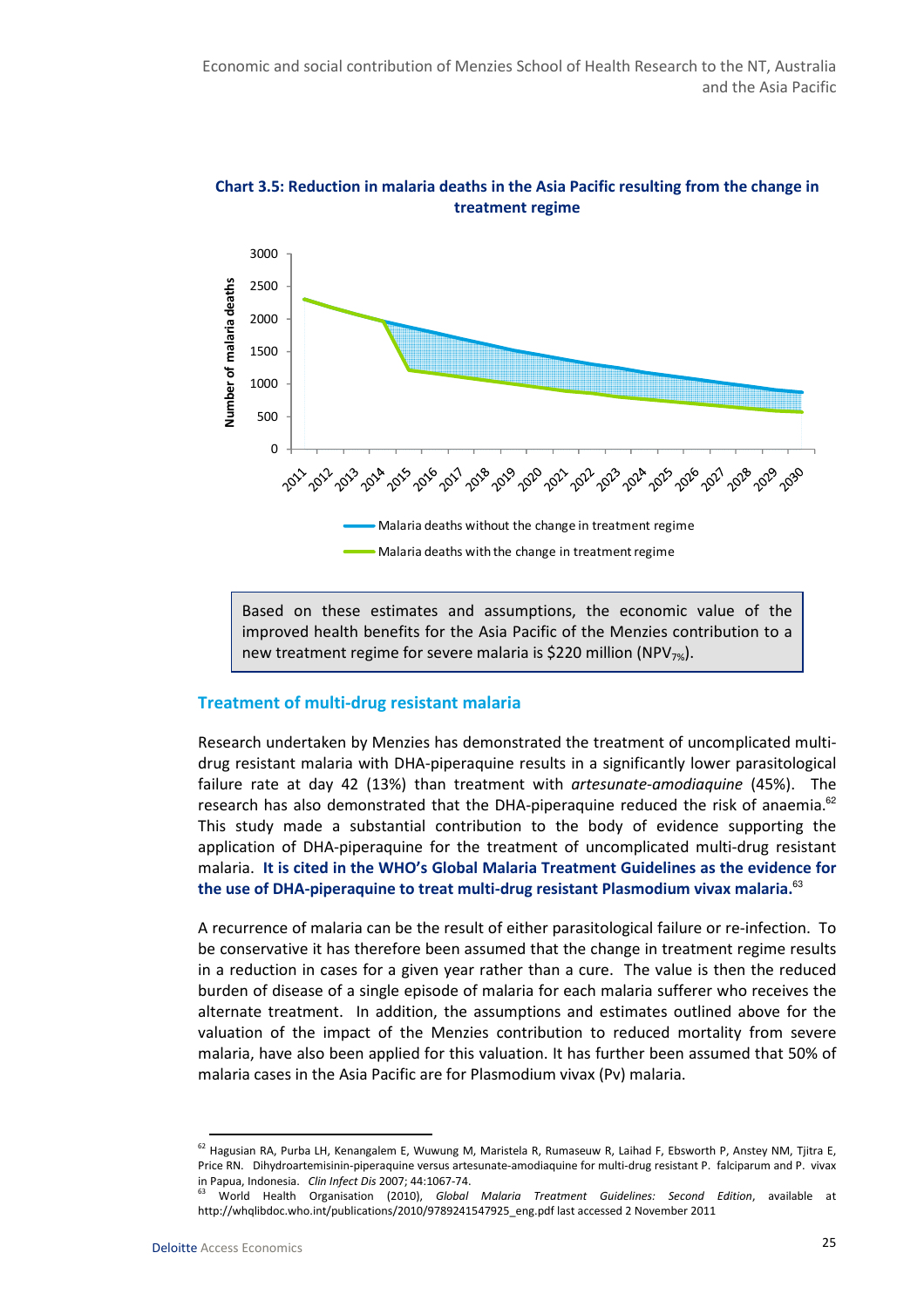**Chart 3.5: Reduction in malaria deaths in the Asia Pacific resulting from the change in treatment regime**

Based on these estimates and assumptions, the economic value of the improved health benefits for the Asia Pacific of the Menzies contribution to a new treatment regime for severe malaria is $220 million ($NPV_{7\%}$).

### Treatment of multi-drug resistant malaria

Research undertaken by Menzies has demonstrated the treatment of uncomplicated multi-drug resistant malaria with DHA-piperaquine results in a significantly lower parasitological failure rate at day 42 (13%) than treatment with *artesunate-amodiaquine* (45%). The research has also demonstrated that the DHA-piperaquine reduced the risk of anaemia.[62] This study made a substantial contribution to the body of evidence supporting the application of DHA-piperaquine for the treatment of uncomplicated multi-drug resistant malaria. **It is cited in the WHO's Global Malaria Treatment Guidelines as the evidence for the use of DHA-piperaquine to treat multi-drug resistant Plasmodium vivax malaria.**[63]

A recurrence of malaria can be the result of either parasitological failure or re-infection. To be conservative it has therefore been assumed that the change in treatment regime results in a reduction in cases for a given year rather than a cure. The value is then the reduced burden of disease of a single episode of malaria for each malaria sufferer who receives the alternate treatment. In addition, the assumptions and estimates outlined above for the valuation of the impact of the Menzies contribution to reduced mortality from severe malaria, have also been applied for this valuation. It has further been assumed that 50% of malaria cases in the Asia Pacific are for Plasmodium vivax (Pv) malaria.

---

[62] Hagusian RA, Purba LH, Kenangalem E, Wuwung M, Maristela R, Rumaseuw R, Laihad F, Ebsworth P, Anstey NM, Tjitra E, Price RN. Dihydroartemisinin-piperaquine versus artesunate-amodiaquine for multi-drug resistant P. falciparum and P. vivax in Papua, Indonesia. *Clin Infect Dis* 2007; 44:1067-74.

[63] World Health Organisation (2010), *Global Malaria Treatment Guidelines: Second Edition*, available at http://whqlibdoc.who.int/publications/2010/9789241547925_eng.pdf last accessed 2 November 2011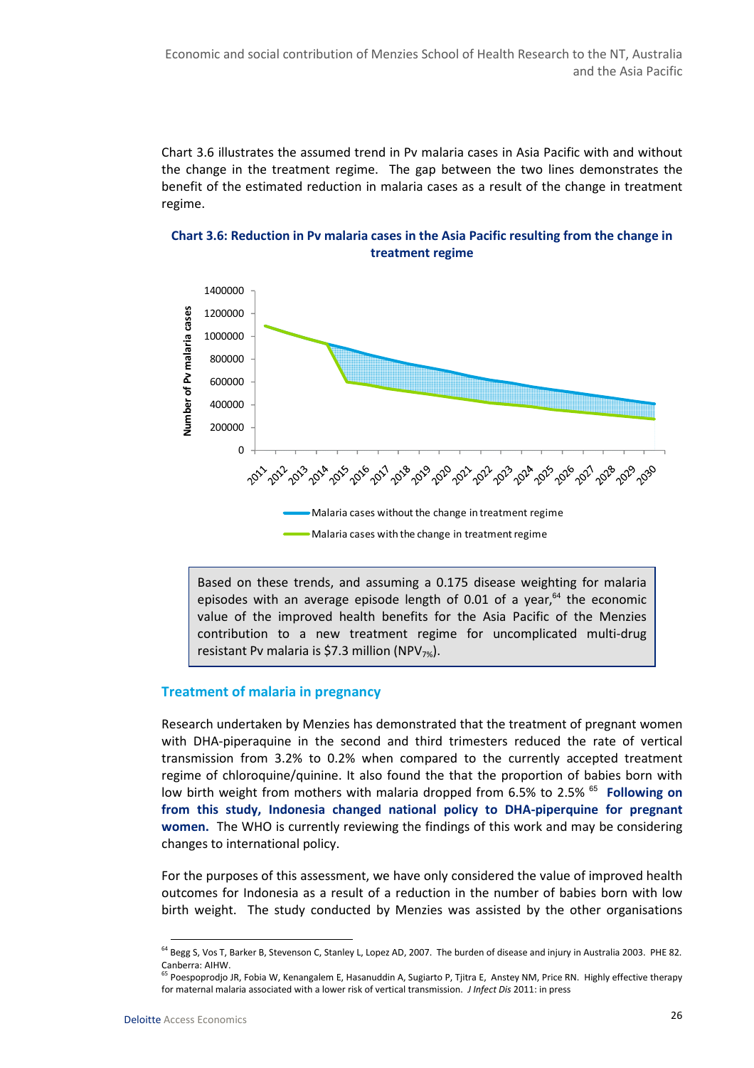Chart 3.6 illustrates the assumed trend in Pv malaria cases in Asia Pacific with and without the change in the treatment regime. The gap between the two lines demonstrates the benefit of the estimated reduction in malaria cases as a result of the change in treatment regime.

**Chart 3.6: Reduction in Pv malaria cases in the Asia Pacific resulting from the change in treatment regime**

Based on these trends, and assuming a 0.175 disease weighting for malaria episodes with an average episode length of 0.01 of a year,[64] the economic value of the improved health benefits for the Asia Pacific of the Menzies contribution to a new treatment regime for uncomplicated multi-drug resistant Pv malaria is $7.3 million ($NPV_{7\%}$).

### Treatment of malaria in pregnancy

Research undertaken by Menzies has demonstrated that the treatment of pregnant women with DHA-piperaquine in the second and third trimesters reduced the rate of vertical transmission from 3.2% to 0.2% when compared to the currently accepted treatment regime of chloroquine/quinine. It also found the that the proportion of babies born with low birth weight from mothers with malaria dropped from 6.5% to 2.5% [65] **Following on from this study, Indonesia changed national policy to DHA-piperquine for pregnant women.** The WHO is currently reviewing the findings of this work and may be considering changes to international policy.

For the purposes of this assessment, we have only considered the value of improved health outcomes for Indonesia as a result of a reduction in the number of babies born with low birth weight. The study conducted by Menzies was assisted by the other organisations

---

[64] Begg S, Vos T, Barker B, Stevenson C, Stanley L, Lopez AD, 2007. The burden of disease and injury in Australia 2003. PHE 82. Canberra: AIHW.

[65] Poespoprodjo JR, Fobia W, Kenangalem E, Hasanuddin A, Sugiarto P, Tjitra E, Anstey NM, Price RN. Highly effective therapy for maternal malaria associated with a lower risk of vertical transmission. *J Infect Dis* 2011: in press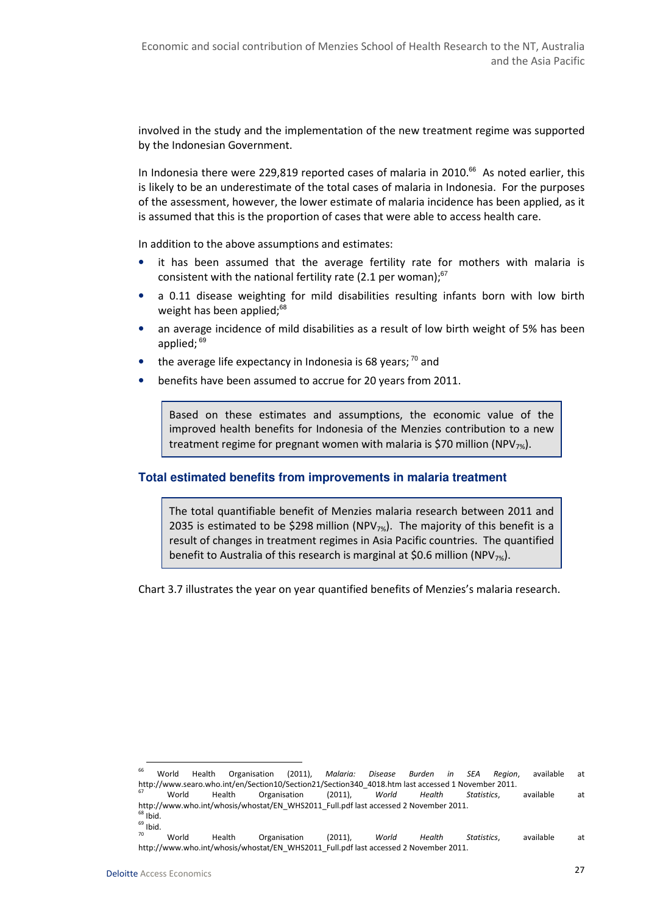involved in the study and the implementation of the new treatment regime was supported by the Indonesian Government.

In Indonesia there were 229,819 reported cases of malaria in 2010.[66] As noted earlier, this is likely to be an underestimate of the total cases of malaria in Indonesia. For the purposes of the assessment, however, the lower estimate of malaria incidence has been applied, as it is assumed that this is the proportion of cases that were able to access health care.

In addition to the above assumptions and estimates:

- it has been assumed that the average fertility rate for mothers with malaria is consistent with the national fertility rate (2.1 per woman);[67]
- a 0.11 disease weighting for mild disabilities resulting infants born with low birth weight has been applied;[68]
- an average incidence of mild disabilities as a result of low birth weight of 5% has been applied; [69]
- the average life expectancy in Indonesia is 68 years; [70] and
- benefits have been assumed to accrue for 20 years from 2011.

> Based on these estimates and assumptions, the economic value of the improved health benefits for Indonesia of the Menzies contribution to a new treatment regime for pregnant women with malaria is \$70 million ($NPV_{7\%}$).

### Total estimated benefits from improvements in malaria treatment

> The total quantifiable benefit of Menzies malaria research between 2011 and 2035 is estimated to be \$298 million ($NPV_{7\%}$). The majority of this benefit is a result of changes in treatment regimes in Asia Pacific countries. The quantified benefit to Australia of this research is marginal at \$0.6 million ($NPV_{7\%}$).

Chart 3.7 illustrates the year on year quantified benefits of Menzies's malaria research.

---

[66] World Health Organisation (2011), *Malaria: Disease Burden in SEA Region*, available at http://www.searo.who.int/en/Section10/Section21/Section340_4018.htm last accessed 1 November 2011.

[67] World Health Organisation (2011), *World Health Statistics*, available at http://www.who.int/whosis/whostat/EN_WHS2011_Full.pdf last accessed 2 November 2011.

[68] Ibid.

[69] Ibid.

[70] World Health Organisation (2011), *World Health Statistics*, available at http://www.who.int/whosis/whostat/EN_WHS2011_Full.pdf last accessed 2 November 2011.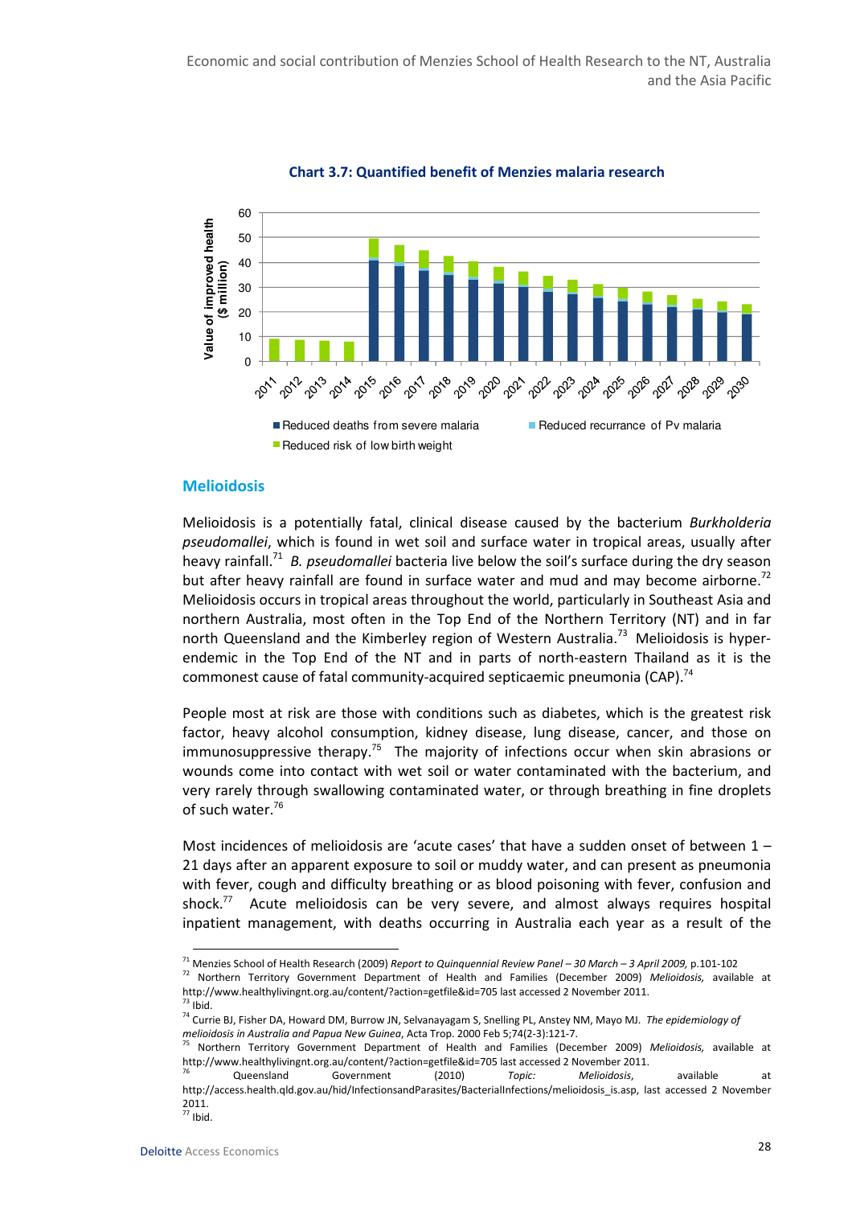**Chart 3.7: Quantified benefit of Menzies malaria research**

## Melioidosis

Melioidosis is a potentially fatal, clinical disease caused by the bacterium *Burkholderia pseudomallei*, which is found in wet soil and surface water in tropical areas, usually after heavy rainfall.[71] *B. pseudomallei* bacteria live below the soil's surface during the dry season but after heavy rainfall are found in surface water and mud and may become airborne.[72] Melioidosis occurs in tropical areas throughout the world, particularly in Southeast Asia and northern Australia, most often in the Top End of the Northern Territory (NT) and in far north Queensland and the Kimberley region of Western Australia.[73] Melioidosis is hyper-endemic in the Top End of the NT and in parts of north-eastern Thailand as it is the commonest cause of fatal community-acquired septicaemic pneumonia (CAP).[74]

People most at risk are those with conditions such as diabetes, which is the greatest risk factor, heavy alcohol consumption, kidney disease, lung disease, cancer, and those on immunosuppressive therapy.[75] The majority of infections occur when skin abrasions or wounds come into contact with wet soil or water contaminated with the bacterium, and very rarely through swallowing contaminated water, or through breathing in fine droplets of such water.[76]

Most incidences of melioidosis are 'acute cases' that have a sudden onset of between 1 – 21 days after an apparent exposure to soil or muddy water, and can present as pneumonia with fever, cough and difficulty breathing or as blood poisoning with fever, confusion and shock.[77] Acute melioidosis can be very severe, and almost always requires hospital inpatient management, with deaths occurring in Australia each year as a result of the

---

[71] Menzies School of Health Research (2009) *Report to Quinquennial Review Panel – 30 March – 3 April 2009,* p.101-102

[72] Northern Territory Government Department of Health and Families (December 2009) *Melioidosis,* available at http://www.healthylivingnt.org.au/content/?action=getfile&id=705 last accessed 2 November 2011.

[73] Ibid.

[74] Currie BJ, Fisher DA, Howard DM, Burrow JN, Selvanayagam S, Snelling PL, Anstey NM, Mayo MJ. *The epidemiology of melioidosis in Australia and Papua New Guinea*, Acta Trop. 2000 Feb 5;74(2-3):121-7.

[75] Northern Territory Government Department of Health and Families (December 2009) *Melioidosis,* available at http://www.healthylivingnt.org.au/content/?action=getfile&id=705 last accessed 2 November 2011.

[76] Queensland Government (2010) *Topic: Melioidosis*, available at http://access.health.qld.gov.au/hid/InfectionsandParasites/BacterialInfections/melioidosis_is.asp, last accessed 2 November 2011.

[77] Ibid.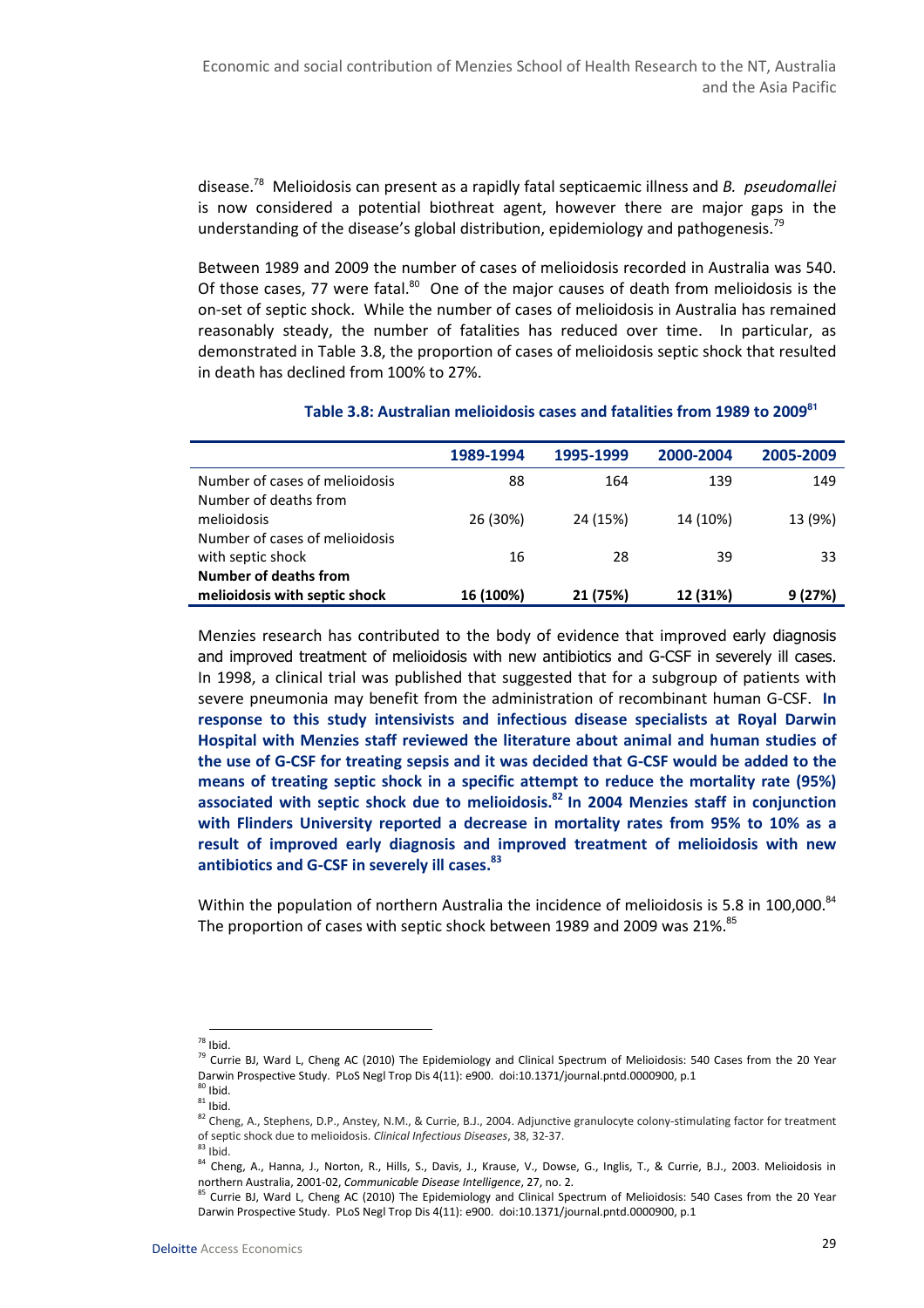disease.[78] Melioidosis can present as a rapidly fatal septicaemic illness and *B. pseudomallei* is now considered a potential biothreat agent, however there are major gaps in the understanding of the disease's global distribution, epidemiology and pathogenesis.[79]

Between 1989 and 2009 the number of cases of melioidosis recorded in Australia was 540. Of those cases, 77 were fatal.[80] One of the major causes of death from melioidosis is the on-set of septic shock. While the number of cases of melioidosis in Australia has remained reasonably steady, the number of fatalities has reduced over time. In particular, as demonstrated in Table 3.8, the proportion of cases of melioidosis septic shock that resulted in death has declined from 100% to 27%.

**Table 3.8: Australian melioidosis cases and fatalities from 1989 to 2009[81]**

| | 1989-1994 | 1995-1999 | 2000-2004 | 2005-2009 |
|---|---|---|---|---|
| Number of cases of melioidosis | 88 | 164 | 139 | 149 |
| Number of deaths from melioidosis | 26 (30%) | 24 (15%) | 14 (10%) | 13 (9%) |
| Number of cases of melioidosis with septic shock | 16 | 28 | 39 | 33 |
| **Number of deaths from melioidosis with septic shock** | **16 (100%)** | **21 (75%)** | **12 (31%)** | **9 (27%)** |

Menzies research has contributed to the body of evidence that improved early diagnosis and improved treatment of melioidosis with new antibiotics and G-CSF in severely ill cases. In 1998, a clinical trial was published that suggested that for a subgroup of patients with severe pneumonia may benefit from the administration of recombinant human G-CSF. **In response to this study intensivists and infectious disease specialists at Royal Darwin Hospital with Menzies staff reviewed the literature about animal and human studies of the use of G-CSF for treating sepsis and it was decided that G-CSF would be added to the means of treating septic shock in a specific attempt to reduce the mortality rate (95%) associated with septic shock due to melioidosis.[82] In 2004 Menzies staff in conjunction with Flinders University reported a decrease in mortality rates from 95% to 10% as a result of improved early diagnosis and improved treatment of melioidosis with new antibiotics and G-CSF in severely ill cases.[83]**

Within the population of northern Australia the incidence of melioidosis is 5.8 in 100,000.[84] The proportion of cases with septic shock between 1989 and 2009 was 21%.[85]

---

[78] Ibid.

[79] Currie BJ, Ward L, Cheng AC (2010) The Epidemiology and Clinical Spectrum of Melioidosis: 540 Cases from the 20 Year Darwin Prospective Study. PLoS Negl Trop Dis 4(11): e900. doi:10.1371/journal.pntd.0000900, p.1

[80] Ibid.

[81] Ibid.

[82] Cheng, A., Stephens, D.P., Anstey, N.M., & Currie, B.J., 2004. Adjunctive granulocyte colony-stimulating factor for treatment of septic shock due to melioidosis. *Clinical Infectious Diseases*, 38, 32-37.

[83] Ibid.

[84] Cheng, A., Hanna, J., Norton, R., Hills, S., Davis, J., Krause, V., Dowse, G., Inglis, T., & Currie, B.J., 2003. Melioidosis in northern Australia, 2001-02, *Communicable Disease Intelligence*, 27, no. 2.

[85] Currie BJ, Ward L, Cheng AC (2010) The Epidemiology and Clinical Spectrum of Melioidosis: 540 Cases from the 20 Year Darwin Prospective Study. PLoS Negl Trop Dis 4(11): e900. doi:10.1371/journal.pntd.0000900, p.1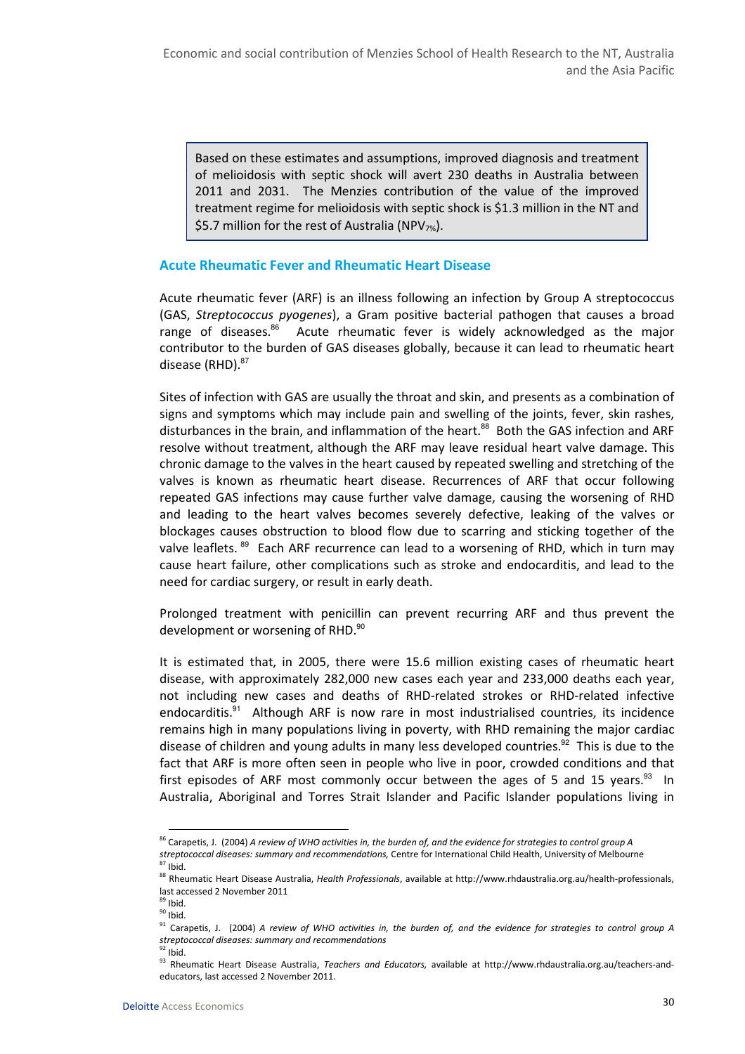> Based on these estimates and assumptions, improved diagnosis and treatment of melioidosis with septic shock will avert 230 deaths in Australia between 2011 and 2031. The Menzies contribution of the value of the improved treatment regime for melioidosis with septic shock is \$1.3 million in the NT and \$5.7 million for the rest of Australia ($NPV_{7\%}$).

### Acute Rheumatic Fever and Rheumatic Heart Disease

Acute rheumatic fever (ARF) is an illness following an infection by Group A streptococcus (GAS, *Streptococcus pyogenes*), a Gram positive bacterial pathogen that causes a broad range of diseases.[86] Acute rheumatic fever is widely acknowledged as the major contributor to the burden of GAS diseases globally, because it can lead to rheumatic heart disease (RHD).[87]

Sites of infection with GAS are usually the throat and skin, and presents as a combination of signs and symptoms which may include pain and swelling of the joints, fever, skin rashes, disturbances in the brain, and inflammation of the heart.[88] Both the GAS infection and ARF resolve without treatment, although the ARF may leave residual heart valve damage. This chronic damage to the valves in the heart caused by repeated swelling and stretching of the valves is known as rheumatic heart disease. Recurrences of ARF that occur following repeated GAS infections may cause further valve damage, causing the worsening of RHD and leading to the heart valves becomes severely defective, leaking of the valves or blockages causes obstruction to blood flow due to scarring and sticking together of the valve leaflets.[89] Each ARF recurrence can lead to a worsening of RHD, which in turn may cause heart failure, other complications such as stroke and endocarditis, and lead to the need for cardiac surgery, or result in early death.

Prolonged treatment with penicillin can prevent recurring ARF and thus prevent the development or worsening of RHD.[90]

It is estimated that, in 2005, there were 15.6 million existing cases of rheumatic heart disease, with approximately 282,000 new cases each year and 233,000 deaths each year, not including new cases and deaths of RHD-related strokes or RHD-related infective endocarditis.[91] Although ARF is now rare in most industrialised countries, its incidence remains high in many populations living in poverty, with RHD remaining the major cardiac disease of children and young adults in many less developed countries.[92] This is due to the fact that ARF is more often seen in people who live in poor, crowded conditions and that first episodes of ARF most commonly occur between the ages of 5 and 15 years.[93] In Australia, Aboriginal and Torres Strait Islander and Pacific Islander populations living in

---

[86] Carapetis, J. (2004) *A review of WHO activities in, the burden of, and the evidence for strategies to control group A streptococcal diseases: summary and recommendations,* Centre for International Child Health, University of Melbourne

[87] Ibid.

[88] Rheumatic Heart Disease Australia, *Health Professionals*, available at http://www.rhdaustralia.org.au/health-professionals, last accessed 2 November 2011

[89] Ibid.

[90] Ibid.

[91] Carapetis, J. (2004) *A review of WHO activities in, the burden of, and the evidence for strategies to control group A streptococcal diseases: summary and recommendations*

[92] Ibid.

[93] Rheumatic Heart Disease Australia, *Teachers and Educators,* available at http://www.rhdaustralia.org.au/teachers-and-educators, last accessed 2 November 2011.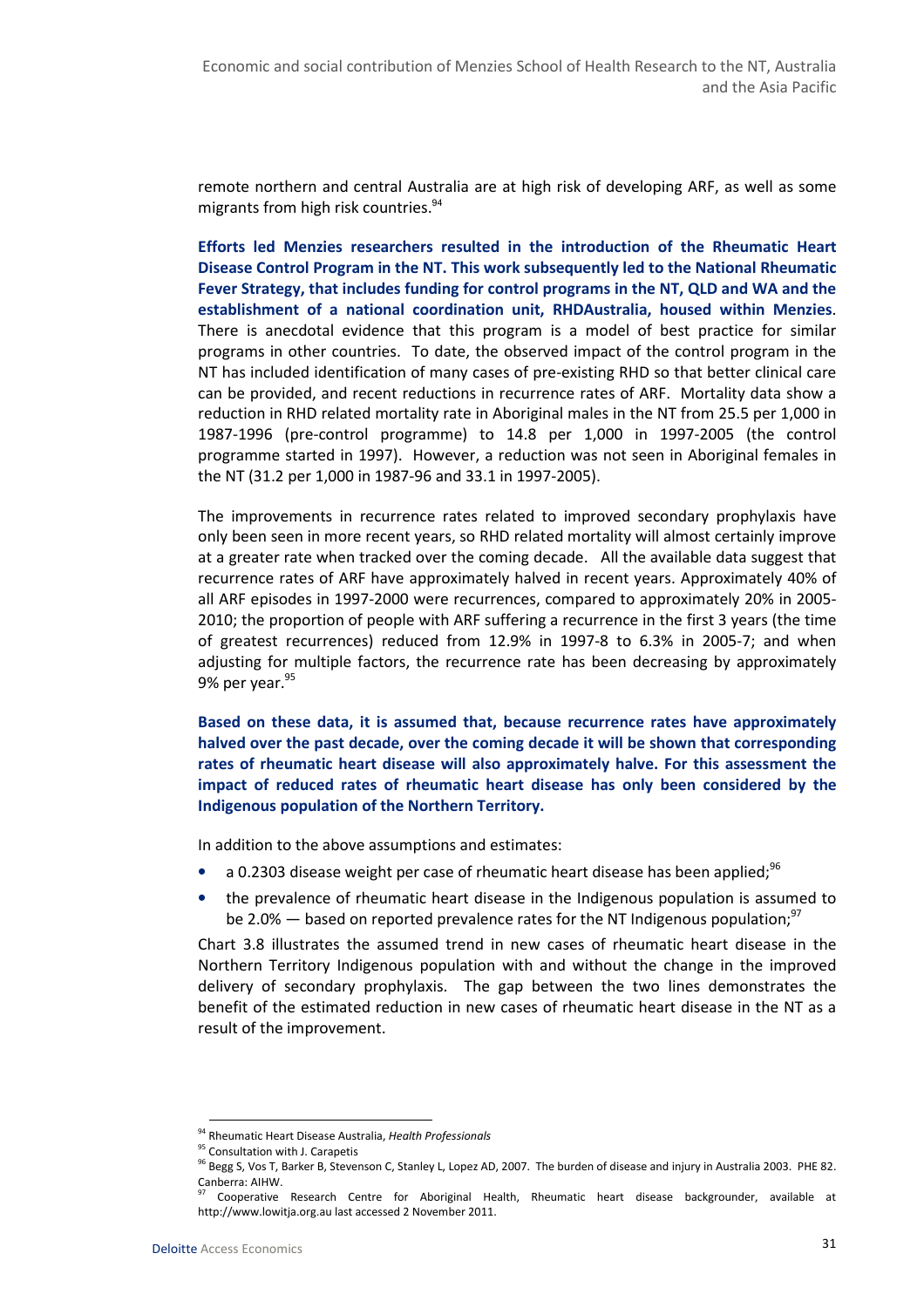remote northern and central Australia are at high risk of developing ARF, as well as some migrants from high risk countries.[94]

**Efforts led Menzies researchers resulted in the introduction of the Rheumatic Heart Disease Control Program in the NT. This work subsequently led to the National Rheumatic Fever Strategy, that includes funding for control programs in the NT, QLD and WA and the establishment of a national coordination unit, RHDAustralia, housed within Menzies**. There is anecdotal evidence that this program is a model of best practice for similar programs in other countries. To date, the observed impact of the control program in the NT has included identification of many cases of pre-existing RHD so that better clinical care can be provided, and recent reductions in recurrence rates of ARF. Mortality data show a reduction in RHD related mortality rate in Aboriginal males in the NT from 25.5 per 1,000 in 1987-1996 (pre-control programme) to 14.8 per 1,000 in 1997-2005 (the control programme started in 1997). However, a reduction was not seen in Aboriginal females in the NT (31.2 per 1,000 in 1987-96 and 33.1 in 1997-2005).

The improvements in recurrence rates related to improved secondary prophylaxis have only been seen in more recent years, so RHD related mortality will almost certainly improve at a greater rate when tracked over the coming decade. All the available data suggest that recurrence rates of ARF have approximately halved in recent years. Approximately 40% of all ARF episodes in 1997-2000 were recurrences, compared to approximately 20% in 2005-2010; the proportion of people with ARF suffering a recurrence in the first 3 years (the time of greatest recurrences) reduced from 12.9% in 1997-8 to 6.3% in 2005-7; and when adjusting for multiple factors, the recurrence rate has been decreasing by approximately 9% per year.[95]

**Based on these data, it is assumed that, because recurrence rates have approximately halved over the past decade, over the coming decade it will be shown that corresponding rates of rheumatic heart disease will also approximately halve. For this assessment the impact of reduced rates of rheumatic heart disease has only been considered by the Indigenous population of the Northern Territory.**

In addition to the above assumptions and estimates:

- a 0.2303 disease weight per case of rheumatic heart disease has been applied;[96]
- the prevalence of rheumatic heart disease in the Indigenous population is assumed to be 2.0% — based on reported prevalence rates for the NT Indigenous population;[97]

Chart 3.8 illustrates the assumed trend in new cases of rheumatic heart disease in the Northern Territory Indigenous population with and without the change in the improved delivery of secondary prophylaxis. The gap between the two lines demonstrates the benefit of the estimated reduction in new cases of rheumatic heart disease in the NT as a result of the improvement.

---

[94] Rheumatic Heart Disease Australia, *Health Professionals*

[95] Consultation with J. Carapetis

[96] Begg S, Vos T, Barker B, Stevenson C, Stanley L, Lopez AD, 2007. The burden of disease and injury in Australia 2003. PHE 82. Canberra: AIHW.

[97] Cooperative Research Centre for Aboriginal Health, Rheumatic heart disease backgrounder, available at http://www.lowitja.org.au last accessed 2 November 2011.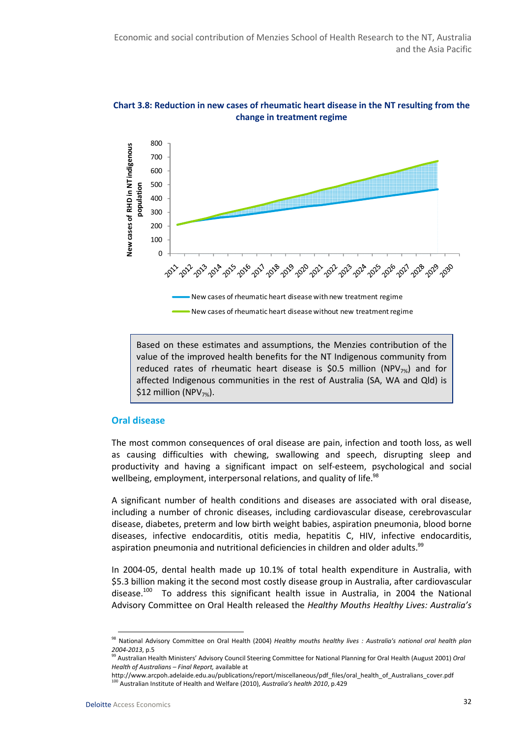**Chart 3.8: Reduction in new cases of rheumatic heart disease in the NT resulting from the change in treatment regime**

Based on these estimates and assumptions, the Menzies contribution of the value of the improved health benefits for the NT Indigenous community from reduced rates of rheumatic heart disease is \$0.5 million ($NPV_{7\%}$) and for affected Indigenous communities in the rest of Australia (SA, WA and Qld) is \$12 million ($NPV_{7\%}$).

### Oral disease

The most common consequences of oral disease are pain, infection and tooth loss, as well as causing difficulties with chewing, swallowing and speech, disrupting sleep and productivity and having a significant impact on self-esteem, psychological and social wellbeing, employment, interpersonal relations, and quality of life.[98]

A significant number of health conditions and diseases are associated with oral disease, including a number of chronic diseases, including cardiovascular disease, cerebrovascular disease, diabetes, preterm and low birth weight babies, aspiration pneumonia, blood borne diseases, infective endocarditis, otitis media, hepatitis C, HIV, infective endocarditis, aspiration pneumonia and nutritional deficiencies in children and older adults.[99]

In 2004-05, dental health made up 10.1% of total health expenditure in Australia, with \$5.3 billion making it the second most costly disease group in Australia, after cardiovascular disease.[100] To address this significant health issue in Australia, in 2004 the National Advisory Committee on Oral Health released the *Healthy Mouths Healthy Lives: Australia's*

---

[98] National Advisory Committee on Oral Health (2004) *Healthy mouths healthy lives : Australia's national oral health plan 2004-2013*, p.5

[99] Australian Health Ministers' Advisory Council Steering Committee for National Planning for Oral Health (August 2001) *Oral Health of Australians – Final Report,* available at http://www.arcpoh.adelaide.edu.au/publications/report/miscellaneous/pdf_files/oral_health_of_Australians_cover.pdf

[100] Australian Institute of Health and Welfare (2010), *Australia's health 2010*, p.429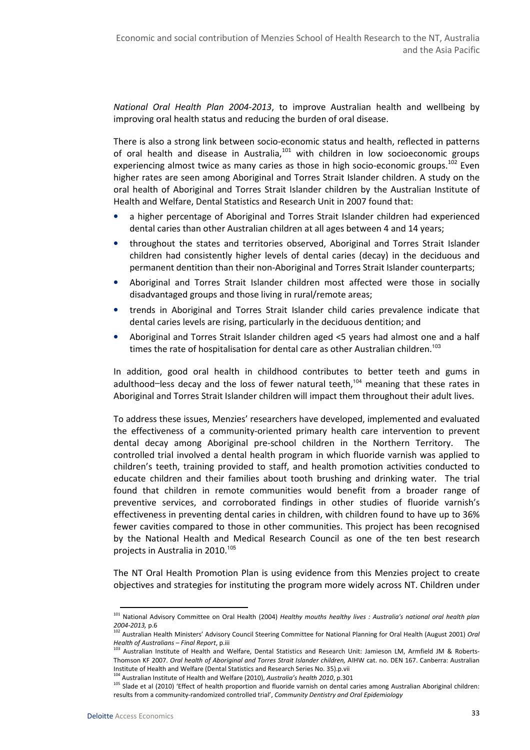*National Oral Health Plan 2004-2013*, to improve Australian health and wellbeing by improving oral health status and reducing the burden of oral disease.

There is also a strong link between socio-economic status and health, reflected in patterns of oral health and disease in Australia,[101] with children in low socioeconomic groups experiencing almost twice as many caries as those in high socio-economic groups.[102] Even higher rates are seen among Aboriginal and Torres Strait Islander children. A study on the oral health of Aboriginal and Torres Strait Islander children by the Australian Institute of Health and Welfare, Dental Statistics and Research Unit in 2007 found that:

- a higher percentage of Aboriginal and Torres Strait Islander children had experienced dental caries than other Australian children at all ages between 4 and 14 years;
- throughout the states and territories observed, Aboriginal and Torres Strait Islander children had consistently higher levels of dental caries (decay) in the deciduous and permanent dentition than their non-Aboriginal and Torres Strait Islander counterparts;
- Aboriginal and Torres Strait Islander children most affected were those in socially disadvantaged groups and those living in rural/remote areas;
- trends in Aboriginal and Torres Strait Islander child caries prevalence indicate that dental caries levels are rising, particularly in the deciduous dentition; and
- Aboriginal and Torres Strait Islander children aged <5 years had almost one and a half times the rate of hospitalisation for dental care as other Australian children.[103]

In addition, good oral health in childhood contributes to better teeth and gums in adulthood–less decay and the loss of fewer natural teeth,[104] meaning that these rates in Aboriginal and Torres Strait Islander children will impact them throughout their adult lives.

To address these issues, Menzies' researchers have developed, implemented and evaluated the effectiveness of a community-oriented primary health care intervention to prevent dental decay among Aboriginal pre-school children in the Northern Territory. The controlled trial involved a dental health program in which fluoride varnish was applied to children's teeth, training provided to staff, and health promotion activities conducted to educate children and their families about tooth brushing and drinking water. The trial found that children in remote communities would benefit from a broader range of preventive services, and corroborated findings in other studies of fluoride varnish's effectiveness in preventing dental caries in children, with children found to have up to 36% fewer cavities compared to those in other communities. This project has been recognised by the National Health and Medical Research Council as one of the ten best research projects in Australia in 2010.[105]

The NT Oral Health Promotion Plan is using evidence from this Menzies project to create objectives and strategies for instituting the program more widely across NT. Children under

---

[101] National Advisory Committee on Oral Health (2004) *Healthy mouths healthy lives : Australia's national oral health plan 2004-2013,* p.6

[102] Australian Health Ministers' Advisory Council Steering Committee for National Planning for Oral Health (August 2001) *Oral Health of Australians – Final Report*, p.iii

[103] Australian Institute of Health and Welfare, Dental Statistics and Research Unit: Jamieson LM, Armfield JM & Roberts-Thomson KF 2007. *Oral health of Aboriginal and Torres Strait Islander children,* AIHW cat. no. DEN 167. Canberra: Australian Institute of Health and Welfare (Dental Statistics and Research Series No. 35).p.vii

[104] Australian Institute of Health and Welfare (2010), *Australia's health 2010*, p.301

[105] Slade et al (2010) 'Effect of health proportion and fluoride varnish on dental caries among Australian Aboriginal children: results from a community-randomized controlled trial', *Community Dentistry and Oral Epidemiology*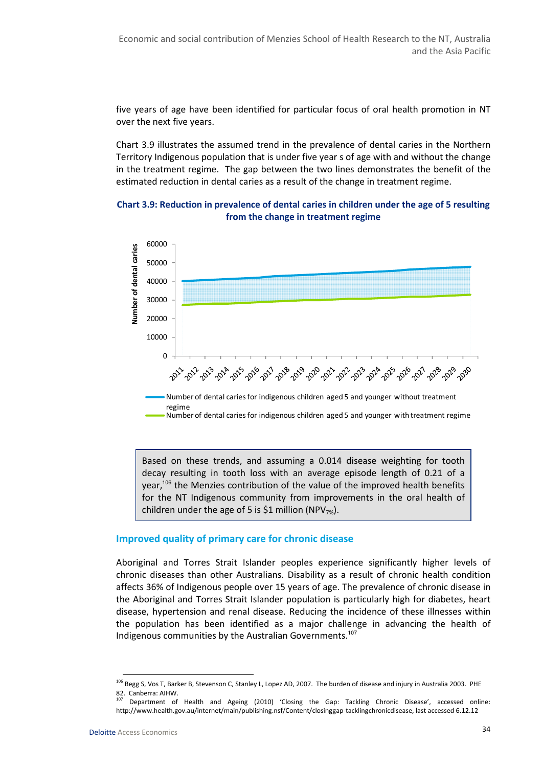five years of age have been identified for particular focus of oral health promotion in NT over the next five years.

Chart 3.9 illustrates the assumed trend in the prevalence of dental caries in the Northern Territory Indigenous population that is under five year s of age with and without the change in the treatment regime. The gap between the two lines demonstrates the benefit of the estimated reduction in dental caries as a result of the change in treatment regime.

**Chart 3.9: Reduction in prevalence of dental caries in children under the age of 5 resulting from the change in treatment regime**

> Based on these trends, and assuming a 0.014 disease weighting for tooth decay resulting in tooth loss with an average episode length of 0.21 of a year,[106] the Menzies contribution of the value of the improved health benefits for the NT Indigenous community from improvements in the oral health of children under the age of 5 is $1 million ($NPV_{7\%}$).

### Improved quality of primary care for chronic disease

Aboriginal and Torres Strait Islander peoples experience significantly higher levels of chronic diseases than other Australians. Disability as a result of chronic health condition affects 36% of Indigenous people over 15 years of age. The prevalence of chronic disease in the Aboriginal and Torres Strait Islander population is particularly high for diabetes, heart disease, hypertension and renal disease. Reducing the incidence of these illnesses within the population has been identified as a major challenge in advancing the health of Indigenous communities by the Australian Governments.[107]

---

[106] Begg S, Vos T, Barker B, Stevenson C, Stanley L, Lopez AD, 2007. The burden of disease and injury in Australia 2003. PHE 82. Canberra: AIHW.

[107] Department of Health and Ageing (2010) 'Closing the Gap: Tackling Chronic Disease', accessed online: http://www.health.gov.au/internet/main/publishing.nsf/Content/closinggap-tacklingchronicdisease, last accessed 6.12.12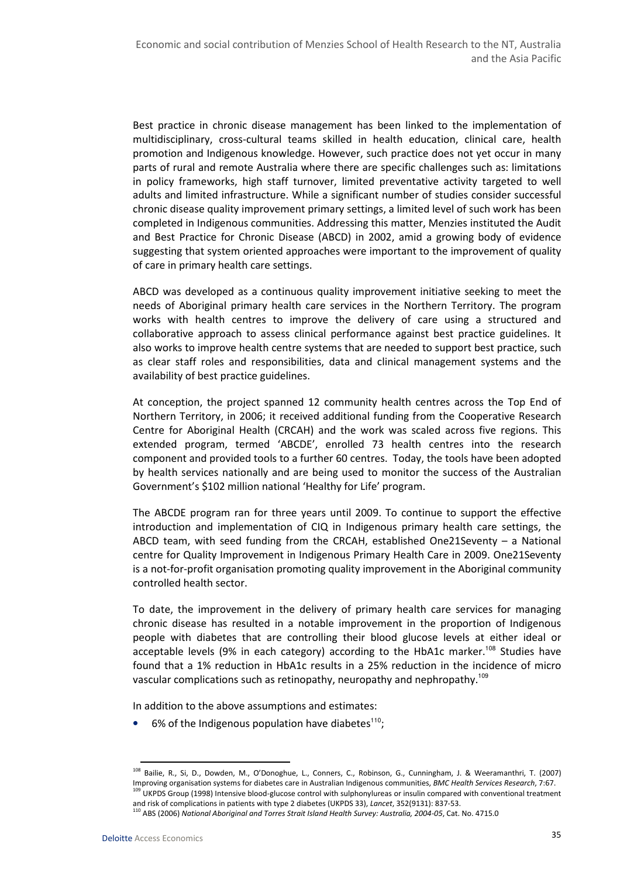Best practice in chronic disease management has been linked to the implementation of multidisciplinary, cross-cultural teams skilled in health education, clinical care, health promotion and Indigenous knowledge. However, such practice does not yet occur in many parts of rural and remote Australia where there are specific challenges such as: limitations in policy frameworks, high staff turnover, limited preventative activity targeted to well adults and limited infrastructure. While a significant number of studies consider successful chronic disease quality improvement primary settings, a limited level of such work has been completed in Indigenous communities. Addressing this matter, Menzies instituted the Audit and Best Practice for Chronic Disease (ABCD) in 2002, amid a growing body of evidence suggesting that system oriented approaches were important to the improvement of quality of care in primary health care settings.

ABCD was developed as a continuous quality improvement initiative seeking to meet the needs of Aboriginal primary health care services in the Northern Territory. The program works with health centres to improve the delivery of care using a structured and collaborative approach to assess clinical performance against best practice guidelines. It also works to improve health centre systems that are needed to support best practice, such as clear staff roles and responsibilities, data and clinical management systems and the availability of best practice guidelines.

At conception, the project spanned 12 community health centres across the Top End of Northern Territory, in 2006; it received additional funding from the Cooperative Research Centre for Aboriginal Health (CRCAH) and the work was scaled across five regions. This extended program, termed 'ABCDE', enrolled 73 health centres into the research component and provided tools to a further 60 centres. Today, the tools have been adopted by health services nationally and are being used to monitor the success of the Australian Government's $102 million national 'Healthy for Life' program.

The ABCDE program ran for three years until 2009. To continue to support the effective introduction and implementation of CIQ in Indigenous primary health care settings, the ABCD team, with seed funding from the CRCAH, established One21Seventy – a National centre for Quality Improvement in Indigenous Primary Health Care in 2009. One21Seventy is a not-for-profit organisation promoting quality improvement in the Aboriginal community controlled health sector.

To date, the improvement in the delivery of primary health care services for managing chronic disease has resulted in a notable improvement in the proportion of Indigenous people with diabetes that are controlling their blood glucose levels at either ideal or acceptable levels (9% in each category) according to the HbA1c marker.[108] Studies have found that a 1% reduction in HbA1c results in a 25% reduction in the incidence of micro vascular complications such as retinopathy, neuropathy and nephropathy.[109]

In addition to the above assumptions and estimates:

- 6% of the Indigenous population have diabetes[110];

---

[108] Bailie, R., Si, D., Dowden, M., O'Donoghue, L., Conners, C., Robinson, G., Cunningham, J. & Weeramanthri, T. (2007) Improving organisation systems for diabetes care in Australian Indigenous communities, *BMC Health Services Research*, 7:67.

[109] UKPDS Group (1998) Intensive blood-glucose control with sulphonylureas or insulin compared with conventional treatment and risk of complications in patients with type 2 diabetes (UKPDS 33), *Lancet*, 352(9131): 837-53.

[110] ABS (2006) *National Aboriginal and Torres Strait Island Health Survey: Australia, 2004-05*, Cat. No. 4715.0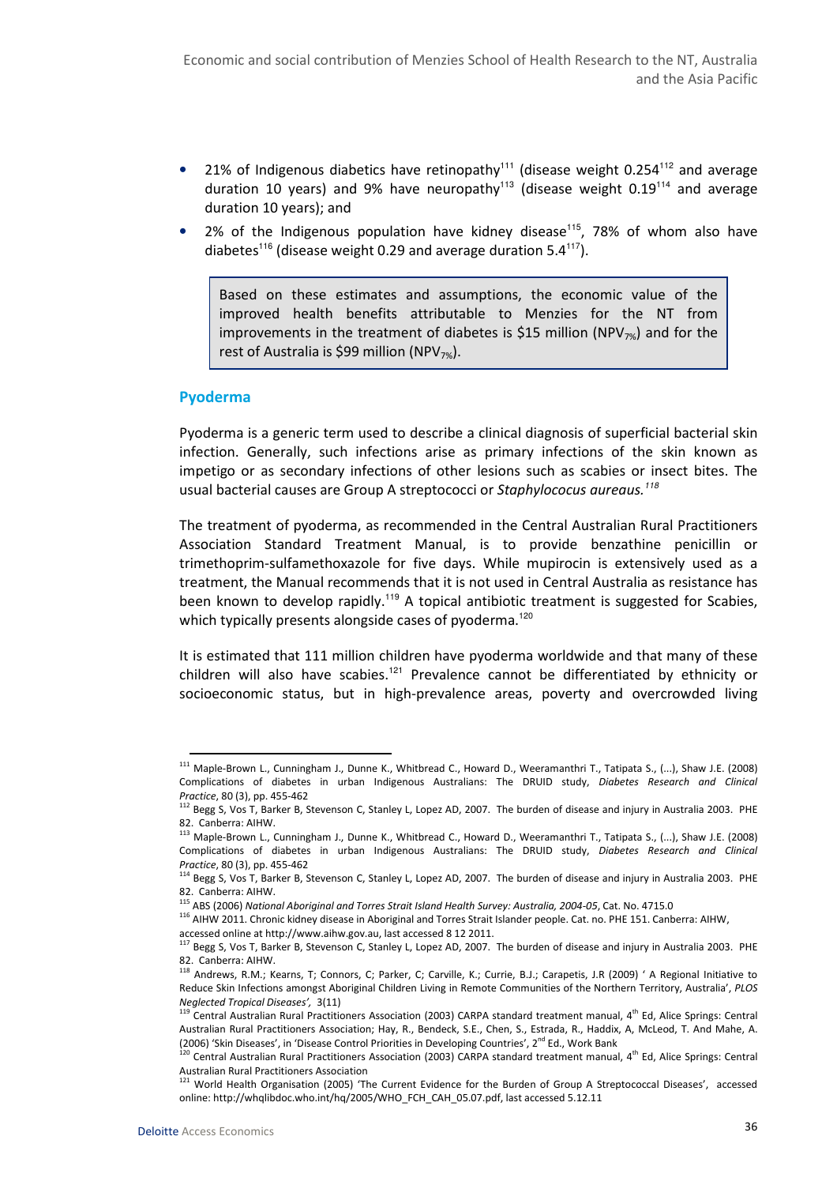- 21% of Indigenous diabetics have retinopathy[111] (disease weight 0.254[112] and average duration 10 years) and 9% have neuropathy[113] (disease weight 0.19[114] and average duration 10 years); and
- 2% of the Indigenous population have kidney disease[115], 78% of whom also have diabetes[116] (disease weight 0.29 and average duration 5.4[117]).

> Based on these estimates and assumptions, the economic value of the improved health benefits attributable to Menzies for the NT from improvements in the treatment of diabetes is $15 million (NPV$_{7\%}$) and for the rest of Australia is $99 million (NPV$_{7\%}$).

### Pyoderma

Pyoderma is a generic term used to describe a clinical diagnosis of superficial bacterial skin infection. Generally, such infections arise as primary infections of the skin known as impetigo or as secondary infections of other lesions such as scabies or insect bites. The usual bacterial causes are Group A streptococci or *Staphylococus aureaus.*[118]

The treatment of pyoderma, as recommended in the Central Australian Rural Practitioners Association Standard Treatment Manual, is to provide benzathine penicillin or trimethoprim-sulfamethoxazole for five days. While mupirocin is extensively used as a treatment, the Manual recommends that it is not used in Central Australia as resistance has been known to develop rapidly.[119] A topical antibiotic treatment is suggested for Scabies, which typically presents alongside cases of pyoderma.[120]

It is estimated that 111 million children have pyoderma worldwide and that many of these children will also have scabies.[121] Prevalence cannot be differentiated by ethnicity or socioeconomic status, but in high-prevalence areas, poverty and overcrowded living

---

[111] Maple-Brown L., Cunningham J., Dunne K., Whitbread C., Howard D., Weeramanthri T., Tatipata S., (...), Shaw J.E. (2008) Complications of diabetes in urban Indigenous Australians: The DRUID study, *Diabetes Research and Clinical Practice*, 80 (3), pp. 455-462

[112] Begg S, Vos T, Barker B, Stevenson C, Stanley L, Lopez AD, 2007. The burden of disease and injury in Australia 2003. PHE 82. Canberra: AIHW.

[113] Maple-Brown L., Cunningham J., Dunne K., Whitbread C., Howard D., Weeramanthri T., Tatipata S., (...), Shaw J.E. (2008) Complications of diabetes in urban Indigenous Australians: The DRUID study, *Diabetes Research and Clinical Practice*, 80 (3), pp. 455-462

[114] Begg S, Vos T, Barker B, Stevenson C, Stanley L, Lopez AD, 2007. The burden of disease and injury in Australia 2003. PHE 82. Canberra: AIHW.

[115] ABS (2006) *National Aboriginal and Torres Strait Island Health Survey: Australia, 2004-05*, Cat. No. 4715.0

[116] AIHW 2011. Chronic kidney disease in Aboriginal and Torres Strait Islander people. Cat. no. PHE 151. Canberra: AIHW, accessed online at http://www.aihw.gov.au, last accessed 8 12 2011.

[117] Begg S, Vos T, Barker B, Stevenson C, Stanley L, Lopez AD, 2007. The burden of disease and injury in Australia 2003. PHE 82. Canberra: AIHW.

[118] Andrews, R.M.; Kearns, T; Connors, C; Parker, C; Carville, K.; Currie, B.J.; Carapetis, J.R (2009) ' A Regional Initiative to Reduce Skin Infections amongst Aboriginal Children Living in Remote Communities of the Northern Territory, Australia', *PLOS Neglected Tropical Diseases',* 3(11)

[119] Central Australian Rural Practitioners Association (2003) CARPA standard treatment manual, 4th Ed, Alice Springs: Central Australian Rural Practitioners Association; Hay, R., Bendeck, S.E., Chen, S., Estrada, R., Haddix, A, McLeod, T. And Mahe, A. (2006) 'Skin Diseases', in 'Disease Control Priorities in Developing Countries', 2nd Ed., Work Bank

[120] Central Australian Rural Practitioners Association (2003) CARPA standard treatment manual, 4th Ed, Alice Springs: Central Australian Rural Practitioners Association

[121] World Health Organisation (2005) 'The Current Evidence for the Burden of Group A Streptococcal Diseases', accessed online: http://whqlibdoc.who.int/hq/2005/WHO_FCH_CAH_05.07.pdf, last accessed 5.12.11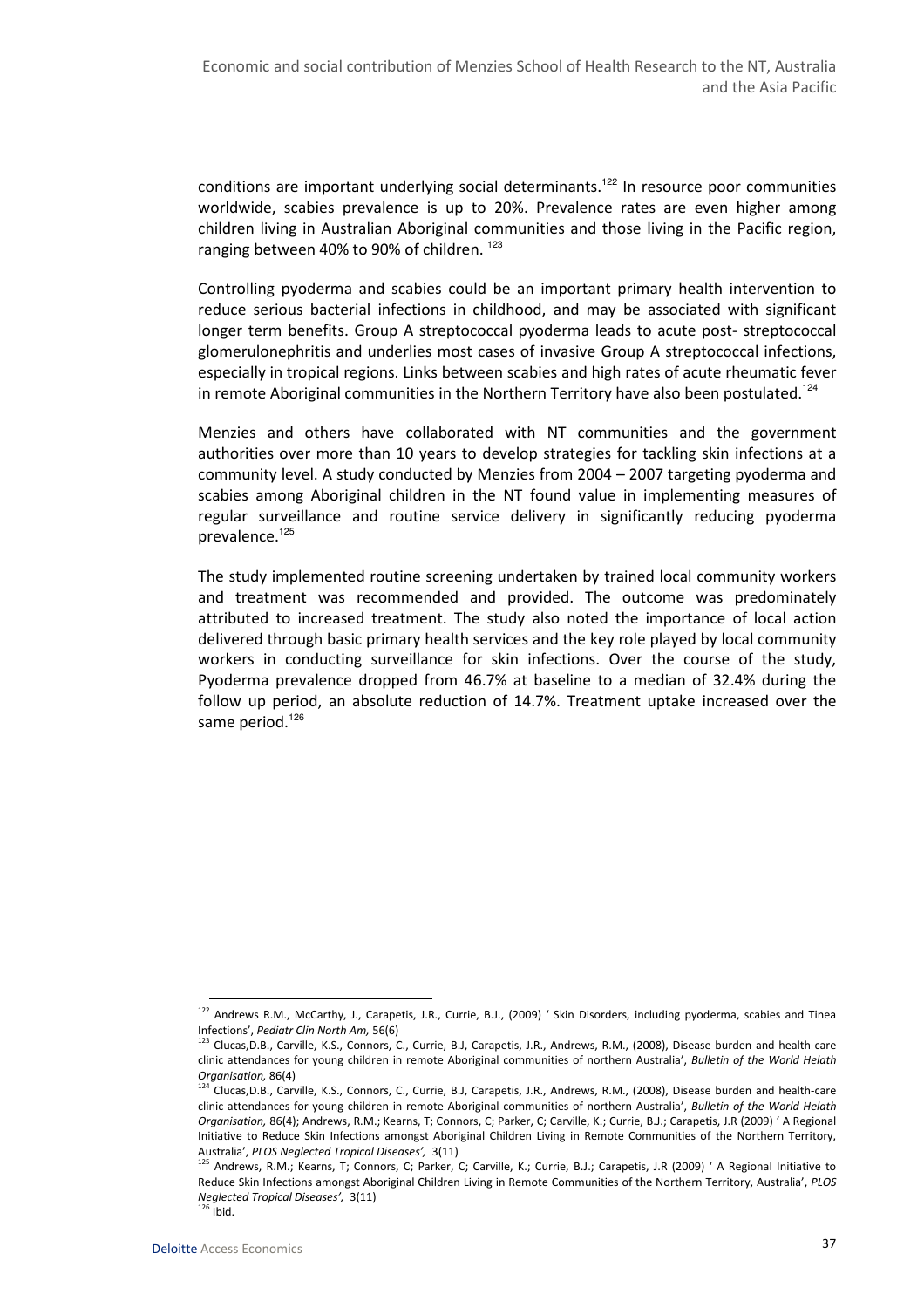conditions are important underlying social determinants.[122] In resource poor communities worldwide, scabies prevalence is up to 20%. Prevalence rates are even higher among children living in Australian Aboriginal communities and those living in the Pacific region, ranging between 40% to 90% of children. [123]

Controlling pyoderma and scabies could be an important primary health intervention to reduce serious bacterial infections in childhood, and may be associated with significant longer term benefits. Group A streptococcal pyoderma leads to acute post- streptococcal glomerulonephritis and underlies most cases of invasive Group A streptococcal infections, especially in tropical regions. Links between scabies and high rates of acute rheumatic fever in remote Aboriginal communities in the Northern Territory have also been postulated.[124]

Menzies and others have collaborated with NT communities and the government authorities over more than 10 years to develop strategies for tackling skin infections at a community level. A study conducted by Menzies from 2004 – 2007 targeting pyoderma and scabies among Aboriginal children in the NT found value in implementing measures of regular surveillance and routine service delivery in significantly reducing pyoderma prevalence.[125]

The study implemented routine screening undertaken by trained local community workers and treatment was recommended and provided. The outcome was predominately attributed to increased treatment. The study also noted the importance of local action delivered through basic primary health services and the key role played by local community workers in conducting surveillance for skin infections. Over the course of the study, Pyoderma prevalence dropped from 46.7% at baseline to a median of 32.4% during the follow up period, an absolute reduction of 14.7%. Treatment uptake increased over the same period.[126]

---

[122] Andrews R.M., McCarthy, J., Carapetis, J.R., Currie, B.J., (2009) ' Skin Disorders, including pyoderma, scabies and Tinea Infections', *Pediatr Clin North Am,* 56(6)

[123] Clucas,D.B., Carville, K.S., Connors, C., Currie, B.J, Carapetis, J.R., Andrews, R.M., (2008), Disease burden and health-care clinic attendances for young children in remote Aboriginal communities of northern Australia', *Bulletin of the World Helath Organisation,* 86(4)

[124] Clucas,D.B., Carville, K.S., Connors, C., Currie, B.J, Carapetis, J.R., Andrews, R.M., (2008), Disease burden and health-care clinic attendances for young children in remote Aboriginal communities of northern Australia', *Bulletin of the World Helath Organisation,* 86(4); Andrews, R.M.; Kearns, T; Connors, C; Parker, C; Carville, K.; Currie, B.J.; Carapetis, J.R (2009) ' A Regional Initiative to Reduce Skin Infections amongst Aboriginal Children Living in Remote Communities of the Northern Territory, Australia', *PLOS Neglected Tropical Diseases',* 3(11)

[125] Andrews, R.M.; Kearns, T; Connors, C; Parker, C; Carville, K.; Currie, B.J.; Carapetis, J.R (2009) ' A Regional Initiative to Reduce Skin Infections amongst Aboriginal Children Living in Remote Communities of the Northern Territory, Australia', *PLOS Neglected Tropical Diseases',* 3(11)

[126] Ibid.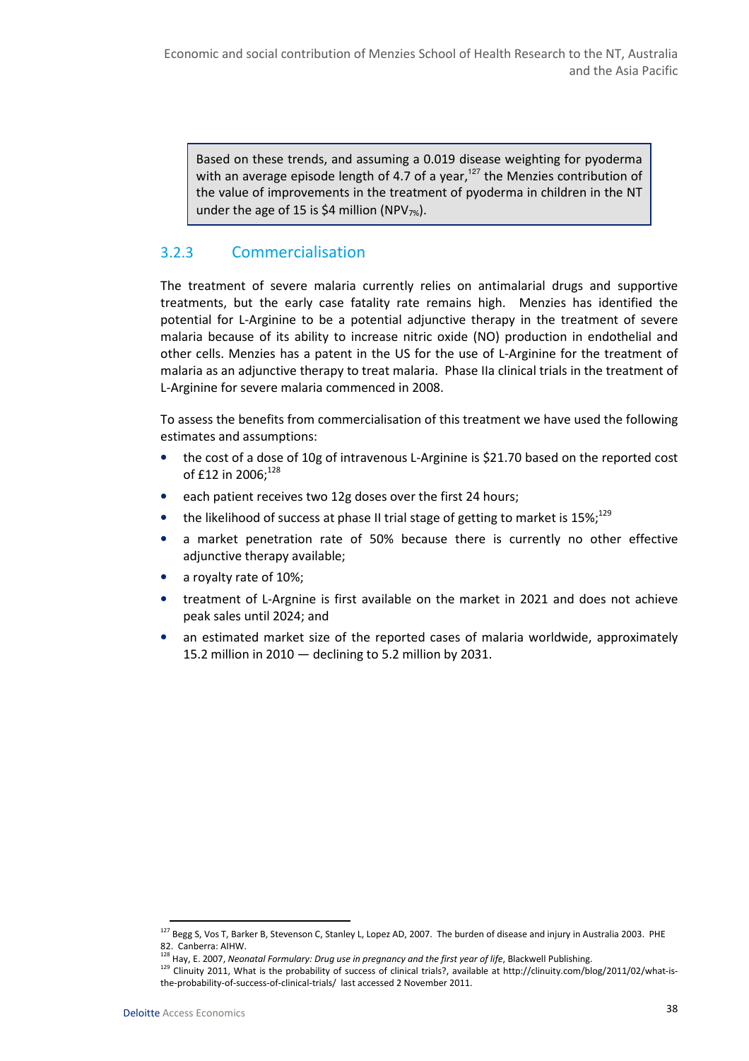> Based on these trends, and assuming a 0.019 disease weighting for pyoderma with an average episode length of 4.7 of a year,[127] the Menzies contribution of the value of improvements in the treatment of pyoderma in children in the NT under the age of 15 is $4 million ($NPV_{7\%}$).

### 3.2.3 Commercialisation

The treatment of severe malaria currently relies on antimalarial drugs and supportive treatments, but the early case fatality rate remains high. Menzies has identified the potential for L-Arginine to be a potential adjunctive therapy in the treatment of severe malaria because of its ability to increase nitric oxide (NO) production in endothelial and other cells. Menzies has a patent in the US for the use of L-Arginine for the treatment of malaria as an adjunctive therapy to treat malaria. Phase IIa clinical trials in the treatment of L-Arginine for severe malaria commenced in 2008.

To assess the benefits from commercialisation of this treatment we have used the following estimates and assumptions:

- the cost of a dose of 10g of intravenous L-Arginine is $21.70 based on the reported cost of £12 in 2006;[128]
- each patient receives two 12g doses over the first 24 hours;
- the likelihood of success at phase II trial stage of getting to market is 15%;[129]
- a market penetration rate of 50% because there is currently no other effective adjunctive therapy available;
- a royalty rate of 10%;
- treatment of L-Argnine is first available on the market in 2021 and does not achieve peak sales until 2024; and
- an estimated market size of the reported cases of malaria worldwide, approximately 15.2 million in 2010 — declining to 5.2 million by 2031.

---

[127] Begg S, Vos T, Barker B, Stevenson C, Stanley L, Lopez AD, 2007. The burden of disease and injury in Australia 2003. PHE 82. Canberra: AIHW.

[128] Hay, E. 2007, *Neonatal Formulary: Drug use in pregnancy and the first year of life*, Blackwell Publishing.

[129] Clinuity 2011, What is the probability of success of clinical trials?, available at http://clinuity.com/blog/2011/02/what-is-the-probability-of-success-of-clinical-trials/ last accessed 2 November 2011.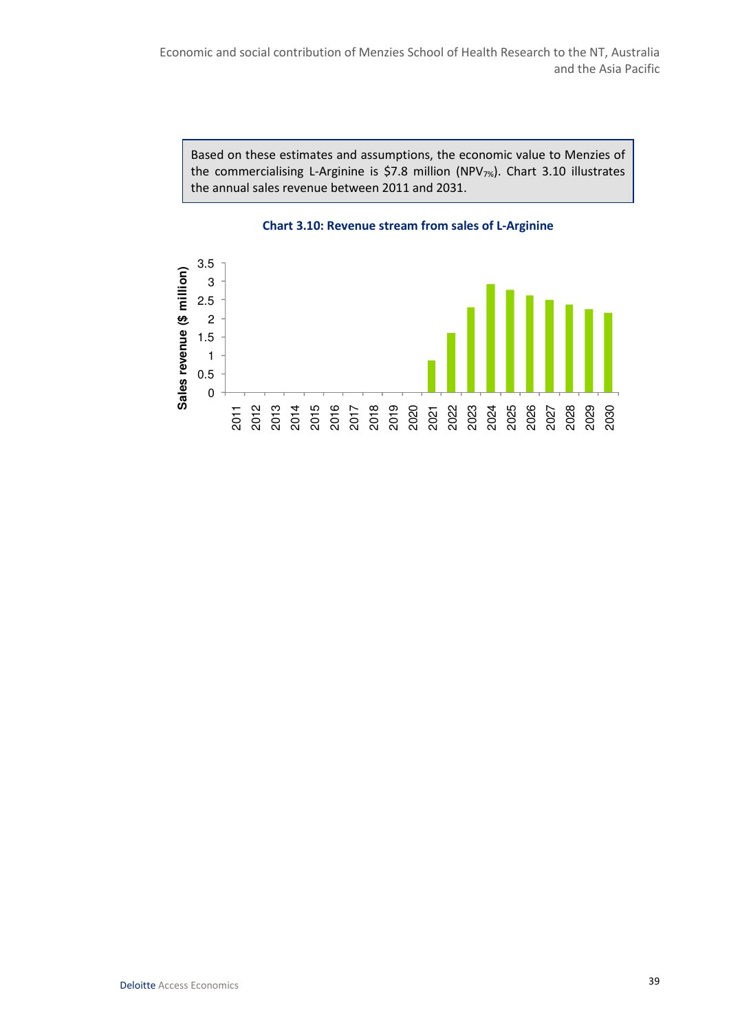Based on these estimates and assumptions, the economic value to Menzies of the commercialising L-Arginine is $7.8 million ($NPV_{7\%}$). Chart 3.10 illustrates the annual sales revenue between 2011 and 2031.

**Chart 3.10: Revenue stream from sales of L-Arginine**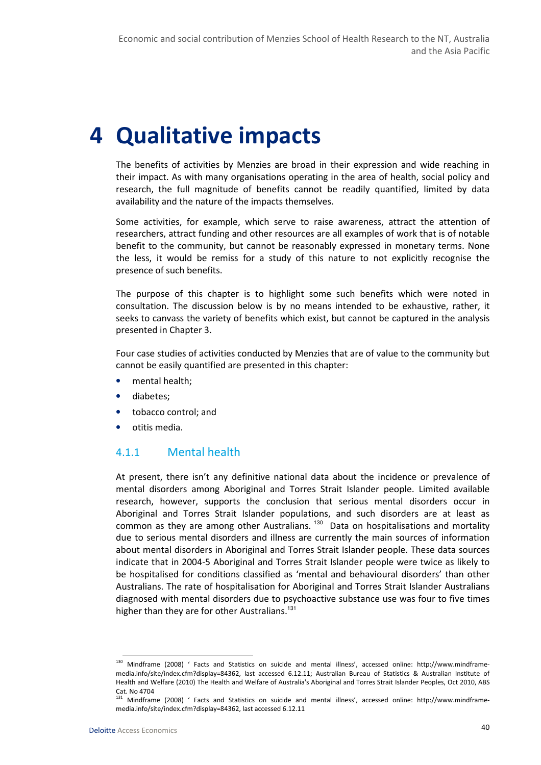# 4 Qualitative impacts

The benefits of activities by Menzies are broad in their expression and wide reaching in their impact. As with many organisations operating in the area of health, social policy and research, the full magnitude of benefits cannot be readily quantified, limited by data availability and the nature of the impacts themselves.

Some activities, for example, which serve to raise awareness, attract the attention of researchers, attract funding and other resources are all examples of work that is of notable benefit to the community, but cannot be reasonably expressed in monetary terms. None the less, it would be remiss for a study of this nature to not explicitly recognise the presence of such benefits.

The purpose of this chapter is to highlight some such benefits which were noted in consultation. The discussion below is by no means intended to be exhaustive, rather, it seeks to canvass the variety of benefits which exist, but cannot be captured in the analysis presented in Chapter 3.

Four case studies of activities conducted by Menzies that are of value to the community but cannot be easily quantified are presented in this chapter:

- mental health;
- diabetes;
- tobacco control; and
- otitis media.

### 4.1.1 Mental health

At present, there isn't any definitive national data about the incidence or prevalence of mental disorders among Aboriginal and Torres Strait Islander people. Limited available research, however, supports the conclusion that serious mental disorders occur in Aboriginal and Torres Strait Islander populations, and such disorders are at least as common as they are among other Australians. [130] Data on hospitalisations and mortality due to serious mental disorders and illness are currently the main sources of information about mental disorders in Aboriginal and Torres Strait Islander people. These data sources indicate that in 2004-5 Aboriginal and Torres Strait Islander people were twice as likely to be hospitalised for conditions classified as 'mental and behavioural disorders' than other Australians. The rate of hospitalisation for Aboriginal and Torres Strait Islander Australians diagnosed with mental disorders due to psychoactive substance use was four to five times higher than they are for other Australians.[131]

---

[130] Mindframe (2008) ' Facts and Statistics on suicide and mental illness', accessed online: http://www.mindframe-media.info/site/index.cfm?display=84362, last accessed 6.12.11; Australian Bureau of Statistics & Australian Institute of Health and Welfare (2010) The Health and Welfare of Australia's Aboriginal and Torres Strait Islander Peoples, Oct 2010, ABS Cat. No 4704

[131] Mindframe (2008) ' Facts and Statistics on suicide and mental illness', accessed online: http://www.mindframe-media.info/site/index.cfm?display=84362, last accessed 6.12.11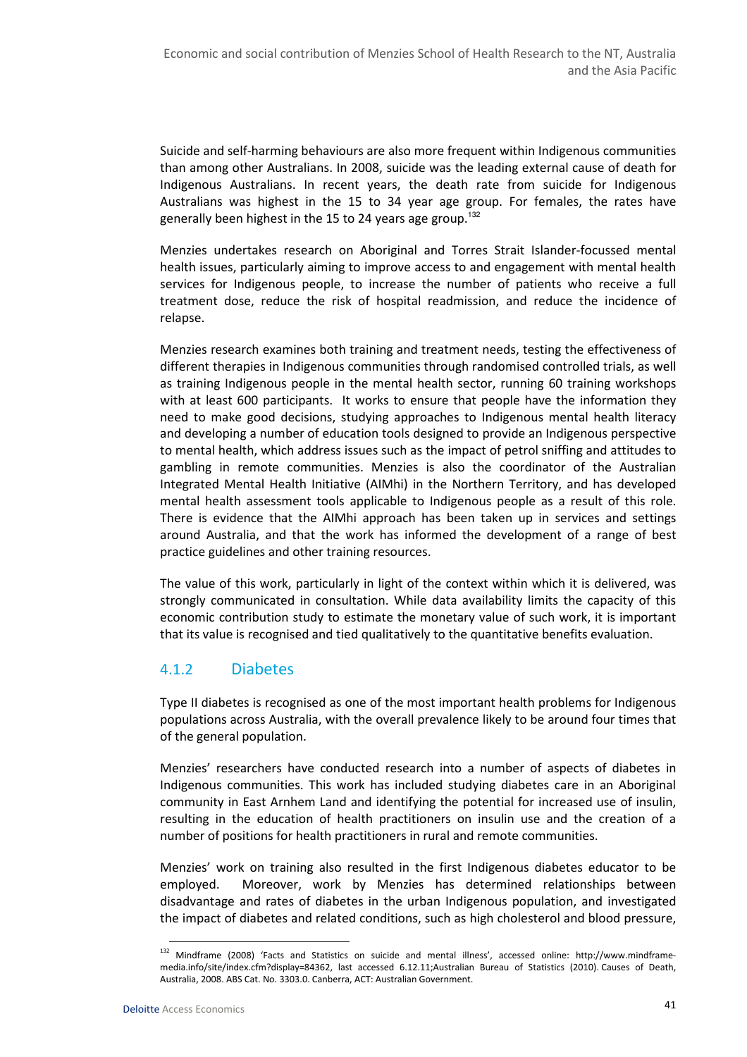Suicide and self-harming behaviours are also more frequent within Indigenous communities than among other Australians. In 2008, suicide was the leading external cause of death for Indigenous Australians. In recent years, the death rate from suicide for Indigenous Australians was highest in the 15 to 34 year age group. For females, the rates have generally been highest in the 15 to 24 years age group.[132]

Menzies undertakes research on Aboriginal and Torres Strait Islander-focussed mental health issues, particularly aiming to improve access to and engagement with mental health services for Indigenous people, to increase the number of patients who receive a full treatment dose, reduce the risk of hospital readmission, and reduce the incidence of relapse.

Menzies research examines both training and treatment needs, testing the effectiveness of different therapies in Indigenous communities through randomised controlled trials, as well as training Indigenous people in the mental health sector, running 60 training workshops with at least 600 participants. It works to ensure that people have the information they need to make good decisions, studying approaches to Indigenous mental health literacy and developing a number of education tools designed to provide an Indigenous perspective to mental health, which address issues such as the impact of petrol sniffing and attitudes to gambling in remote communities. Menzies is also the coordinator of the Australian Integrated Mental Health Initiative (AIMhi) in the Northern Territory, and has developed mental health assessment tools applicable to Indigenous people as a result of this role. There is evidence that the AIMhi approach has been taken up in services and settings around Australia, and that the work has informed the development of a range of best practice guidelines and other training resources.

The value of this work, particularly in light of the context within which it is delivered, was strongly communicated in consultation. While data availability limits the capacity of this economic contribution study to estimate the monetary value of such work, it is important that its value is recognised and tied qualitatively to the quantitative benefits evaluation.

### 4.1.2 Diabetes

Type II diabetes is recognised as one of the most important health problems for Indigenous populations across Australia, with the overall prevalence likely to be around four times that of the general population.

Menzies' researchers have conducted research into a number of aspects of diabetes in Indigenous communities. This work has included studying diabetes care in an Aboriginal community in East Arnhem Land and identifying the potential for increased use of insulin, resulting in the education of health practitioners on insulin use and the creation of a number of positions for health practitioners in rural and remote communities.

Menzies' work on training also resulted in the first Indigenous diabetes educator to be employed. Moreover, work by Menzies has determined relationships between disadvantage and rates of diabetes in the urban Indigenous population, and investigated the impact of diabetes and related conditions, such as high cholesterol and blood pressure,

---

[132] Mindframe (2008) 'Facts and Statistics on suicide and mental illness', accessed online: http://www.mindframe-media.info/site/index.cfm?display=84362, last accessed 6.12.11;Australian Bureau of Statistics (2010). Causes of Death, Australia, 2008. ABS Cat. No. 3303.0. Canberra, ACT: Australian Government.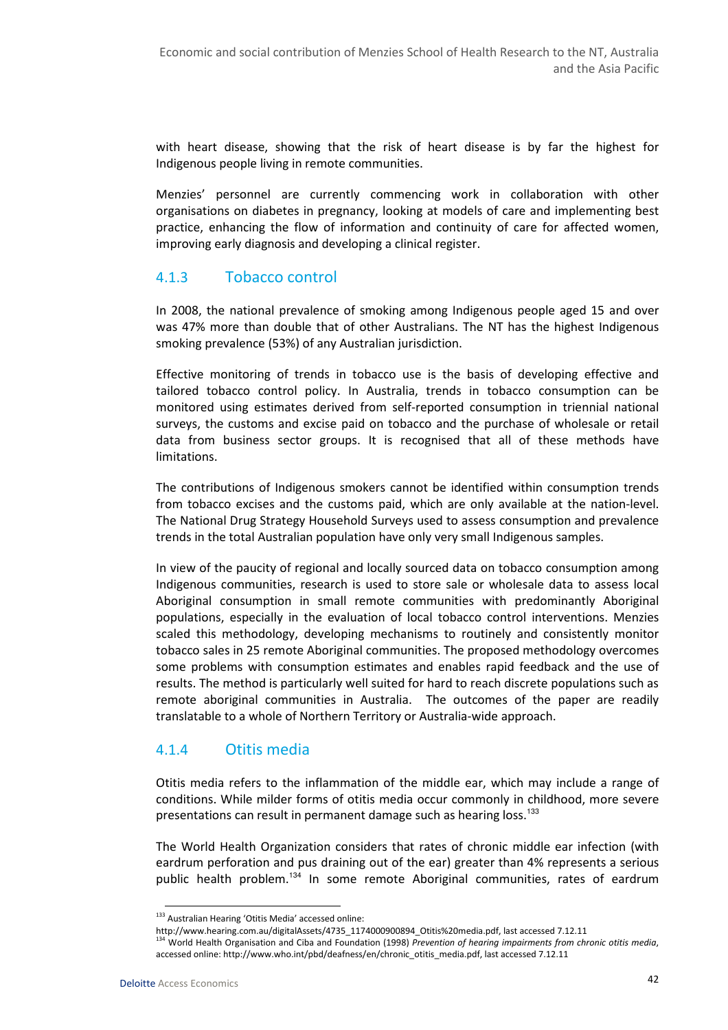with heart disease, showing that the risk of heart disease is by far the highest for Indigenous people living in remote communities.

Menzies' personnel are currently commencing work in collaboration with other organisations on diabetes in pregnancy, looking at models of care and implementing best practice, enhancing the flow of information and continuity of care for affected women, improving early diagnosis and developing a clinical register.

### 4.1.3 Tobacco control

In 2008, the national prevalence of smoking among Indigenous people aged 15 and over was 47% more than double that of other Australians. The NT has the highest Indigenous smoking prevalence (53%) of any Australian jurisdiction.

Effective monitoring of trends in tobacco use is the basis of developing effective and tailored tobacco control policy. In Australia, trends in tobacco consumption can be monitored using estimates derived from self-reported consumption in triennial national surveys, the customs and excise paid on tobacco and the purchase of wholesale or retail data from business sector groups. It is recognised that all of these methods have limitations.

The contributions of Indigenous smokers cannot be identified within consumption trends from tobacco excises and the customs paid, which are only available at the nation-level. The National Drug Strategy Household Surveys used to assess consumption and prevalence trends in the total Australian population have only very small Indigenous samples.

In view of the paucity of regional and locally sourced data on tobacco consumption among Indigenous communities, research is used to store sale or wholesale data to assess local Aboriginal consumption in small remote communities with predominantly Aboriginal populations, especially in the evaluation of local tobacco control interventions. Menzies scaled this methodology, developing mechanisms to routinely and consistently monitor tobacco sales in 25 remote Aboriginal communities. The proposed methodology overcomes some problems with consumption estimates and enables rapid feedback and the use of results. The method is particularly well suited for hard to reach discrete populations such as remote aboriginal communities in Australia. The outcomes of the paper are readily translatable to a whole of Northern Territory or Australia-wide approach.

### 4.1.4 Otitis media

Otitis media refers to the inflammation of the middle ear, which may include a range of conditions. While milder forms of otitis media occur commonly in childhood, more severe presentations can result in permanent damage such as hearing loss.[133]

The World Health Organization considers that rates of chronic middle ear infection (with eardrum perforation and pus draining out of the ear) greater than 4% represents a serious public health problem.[134] In some remote Aboriginal communities, rates of eardrum

---

[133] Australian Hearing 'Otitis Media' accessed online: http://www.hearing.com.au/digitalAssets/4735_1174000900894_Otitis%20media.pdf, last accessed 7.12.11

[134] World Health Organisation and Ciba and Foundation (1998) *Prevention of hearing impairments from chronic otitis media*, accessed online: http://www.who.int/pbd/deafness/en/chronic_otitis_media.pdf, last accessed 7.12.11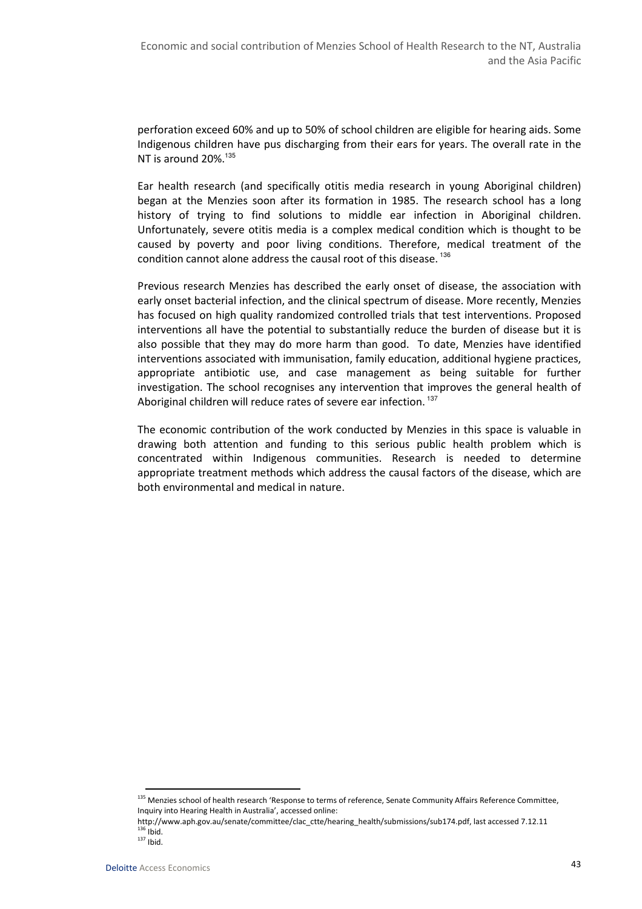perforation exceed 60% and up to 50% of school children are eligible for hearing aids. Some Indigenous children have pus discharging from their ears for years. The overall rate in the NT is around 20%.[135]

Ear health research (and specifically otitis media research in young Aboriginal children) began at the Menzies soon after its formation in 1985. The research school has a long history of trying to find solutions to middle ear infection in Aboriginal children. Unfortunately, severe otitis media is a complex medical condition which is thought to be caused by poverty and poor living conditions. Therefore, medical treatment of the condition cannot alone address the causal root of this disease.[136]

Previous research Menzies has described the early onset of disease, the association with early onset bacterial infection, and the clinical spectrum of disease. More recently, Menzies has focused on high quality randomized controlled trials that test interventions. Proposed interventions all have the potential to substantially reduce the burden of disease but it is also possible that they may do more harm than good. To date, Menzies have identified interventions associated with immunisation, family education, additional hygiene practices, appropriate antibiotic use, and case management as being suitable for further investigation. The school recognises any intervention that improves the general health of Aboriginal children will reduce rates of severe ear infection.[137]

The economic contribution of the work conducted by Menzies in this space is valuable in drawing both attention and funding to this serious public health problem which is concentrated within Indigenous communities. Research is needed to determine appropriate treatment methods which address the causal factors of the disease, which are both environmental and medical in nature.

---

[135] Menzies school of health research 'Response to terms of reference, Senate Community Affairs Reference Committee, Inquiry into Hearing Health in Australia', accessed online: http://www.aph.gov.au/senate/committee/clac_ctte/hearing_health/submissions/sub174.pdf, last accessed 7.12.11

[136] Ibid.

[137] Ibid.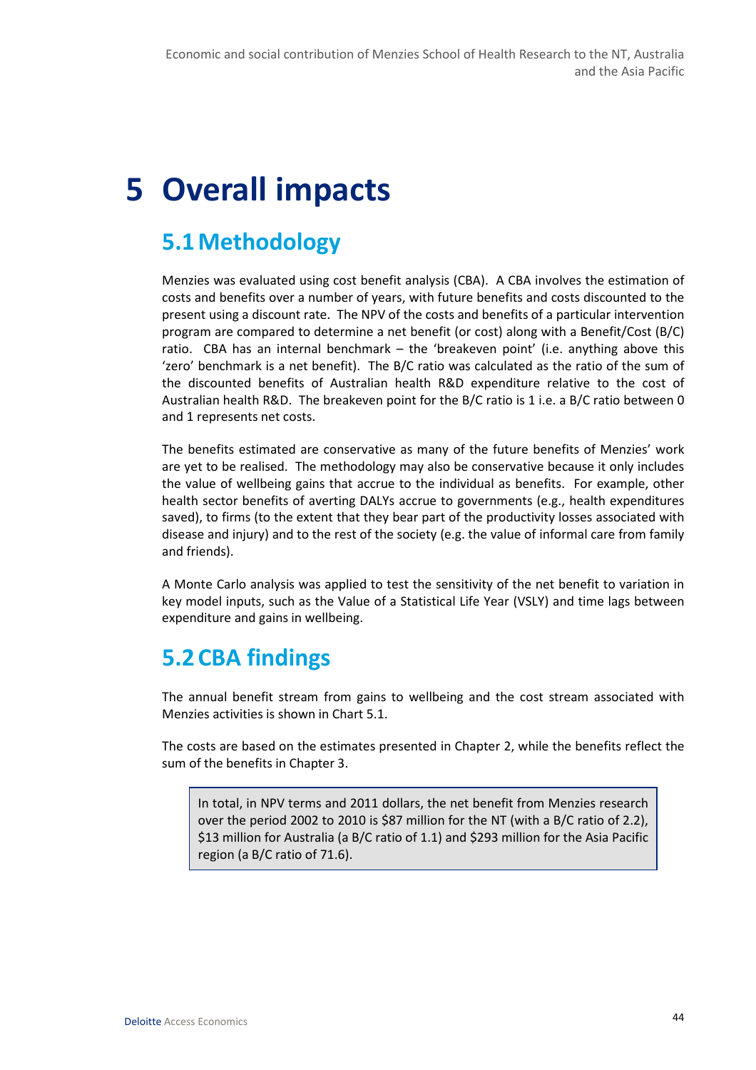# 5 Overall impacts

## 5.1 Methodology

Menzies was evaluated using cost benefit analysis (CBA). A CBA involves the estimation of costs and benefits over a number of years, with future benefits and costs discounted to the present using a discount rate. The NPV of the costs and benefits of a particular intervention program are compared to determine a net benefit (or cost) along with a Benefit/Cost (B/C) ratio. CBA has an internal benchmark – the 'breakeven point' (i.e. anything above this 'zero' benchmark is a net benefit). The B/C ratio was calculated as the ratio of the sum of the discounted benefits of Australian health R&D expenditure relative to the cost of Australian health R&D. The breakeven point for the B/C ratio is 1 i.e. a B/C ratio between 0 and 1 represents net costs.

The benefits estimated are conservative as many of the future benefits of Menzies' work are yet to be realised. The methodology may also be conservative because it only includes the value of wellbeing gains that accrue to the individual as benefits. For example, other health sector benefits of averting DALYs accrue to governments (e.g., health expenditures saved), to firms (to the extent that they bear part of the productivity losses associated with disease and injury) and to the rest of the society (e.g. the value of informal care from family and friends).

A Monte Carlo analysis was applied to test the sensitivity of the net benefit to variation in key model inputs, such as the Value of a Statistical Life Year (VSLY) and time lags between expenditure and gains in wellbeing.

## 5.2 CBA findings

The annual benefit stream from gains to wellbeing and the cost stream associated with Menzies activities is shown in Chart 5.1.

The costs are based on the estimates presented in Chapter 2, while the benefits reflect the sum of the benefits in Chapter 3.

> In total, in NPV terms and 2011 dollars, the net benefit from Menzies research over the period 2002 to 2010 is $87 million for the NT (with a B/C ratio of 2.2), $13 million for Australia (a B/C ratio of 1.1) and $293 million for the Asia Pacific region (a B/C ratio of 71.6).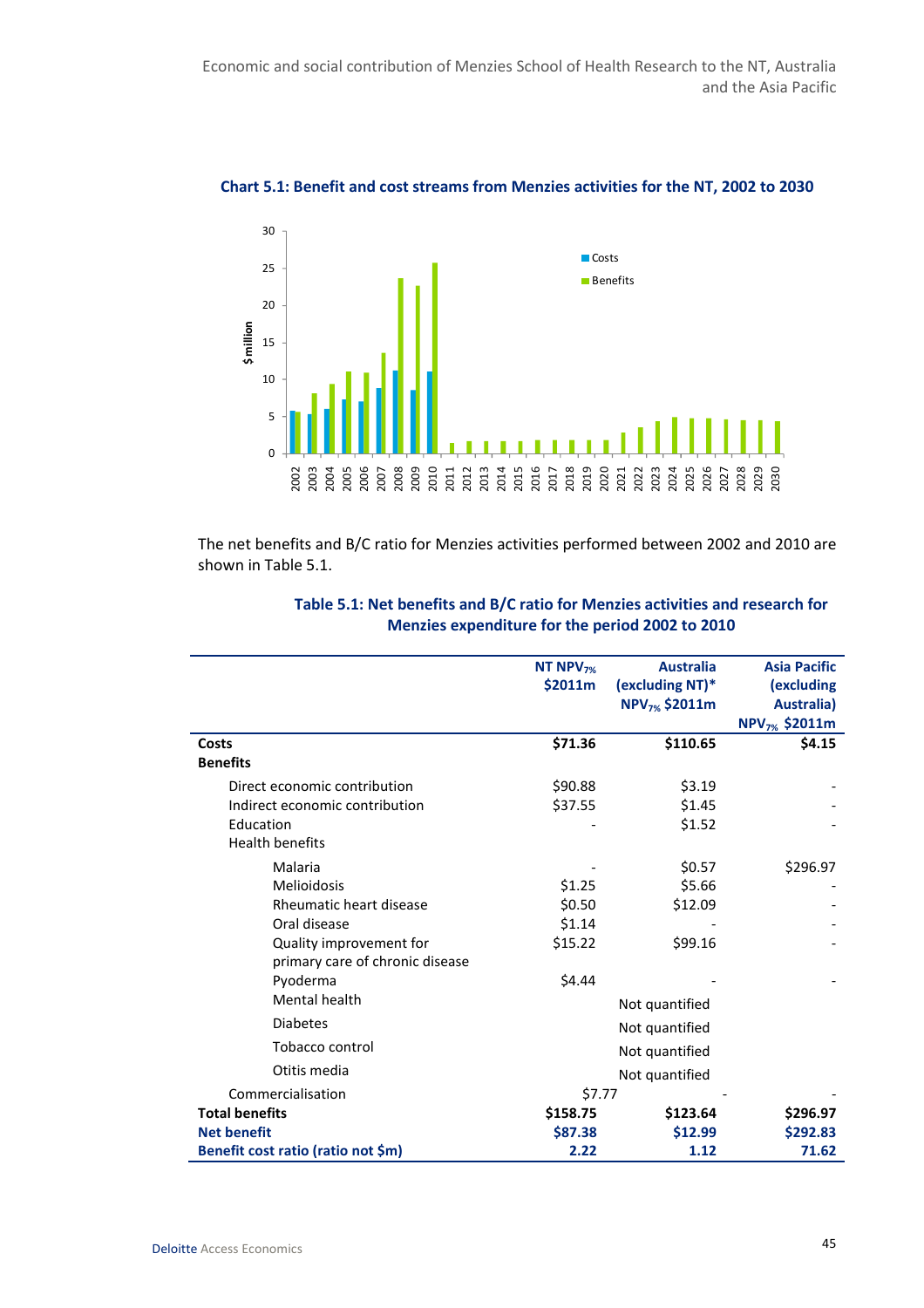**Chart 5.1: Benefit and cost streams from Menzies activities for the NT, 2002 to 2030**

The net benefits and B/C ratio for Menzies activities performed between 2002 and 2010 are shown in Table 5.1.

**Table 5.1: Net benefits and B/C ratio for Menzies activities and research for Menzies expenditure for the period 2002 to 2010**

| | NT $NPV_{7\%}$ \$2011m | Australia (excluding NT)* $NPV_{7\%}$ \$2011m | Asia Pacific (excluding Australia) $NPV_{7\%}$ \$2011m |
|---|---|---|---|
| **Costs** | **\$71.36** | **\$110.65** | **\$4.15** |
| **Benefits** | | | |
| Direct economic contribution | \$90.88 | \$3.19 | - |
| Indirect economic contribution | \$37.55 | \$1.45 | - |
| Education | - | \$1.52 | - |
| Health benefits | | | |
| Malaria | - | \$0.57 | \$296.97 |
| Melioidosis | \$1.25 | \$5.66 | - |
| Rheumatic heart disease | \$0.50 | \$12.09 | - |
| Oral disease | \$1.14 | - | - |
| Quality improvement for primary care of chronic disease | \$15.22 | \$99.16 | - |
| Pyoderma | \$4.44 | - | - |
| Mental health | | Not quantified | |
| Diabetes | | Not quantified | |
| Tobacco control | | Not quantified | |
| Otitis media | | Not quantified | |
| Commercialisation | \$7.77 | - | - |
| **Total benefits** | **\$158.75** | **\$123.64** | **\$296.97** |
| **Net benefit** | **\$87.38** | **\$12.99** | **\$292.83** |
| **Benefit cost ratio (ratio not \$m)** | **2.22** | **1.12** | **71.62** |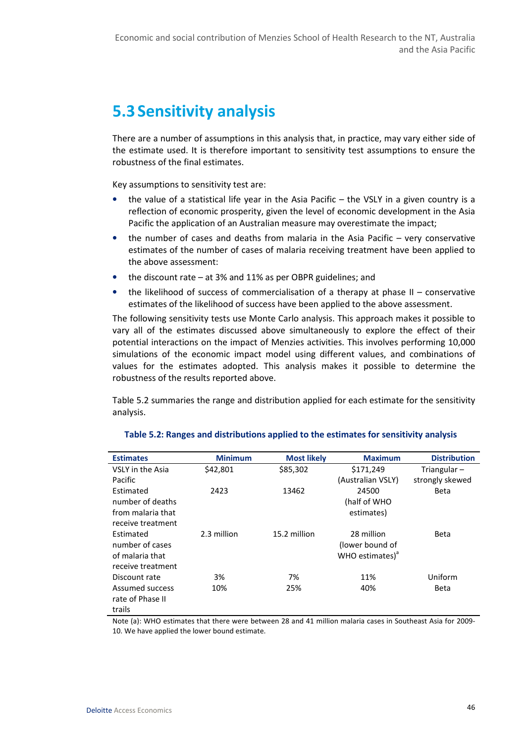## 5.3 Sensitivity analysis

There are a number of assumptions in this analysis that, in practice, may vary either side of the estimate used. It is therefore important to sensitivity test assumptions to ensure the robustness of the final estimates.

Key assumptions to sensitivity test are:

- the value of a statistical life year in the Asia Pacific – the VSLY in a given country is a reflection of economic prosperity, given the level of economic development in the Asia Pacific the application of an Australian measure may overestimate the impact;
- the number of cases and deaths from malaria in the Asia Pacific – very conservative estimates of the number of cases of malaria receiving treatment have been applied to the above assessment:
- the discount rate – at 3% and 11% as per OBPR guidelines; and
- the likelihood of success of commercialisation of a therapy at phase II – conservative estimates of the likelihood of success have been applied to the above assessment.

The following sensitivity tests use Monte Carlo analysis. This approach makes it possible to vary all of the estimates discussed above simultaneously to explore the effect of their potential interactions on the impact of Menzies activities. This involves performing 10,000 simulations of the economic impact model using different values, and combinations of values for the estimates adopted. This analysis makes it possible to determine the robustness of the results reported above.

Table 5.2 summaries the range and distribution applied for each estimate for the sensitivity analysis.

**Table 5.2: Ranges and distributions applied to the estimates for sensitivity analysis**

| Estimates | Minimum | Most likely | Maximum | Distribution |
|---|---|---|---|---|
| VSLY in the Asia Pacific | $42,801 | $85,302 | $171,249 (Australian VSLY) | Triangular – strongly skewed |
| Estimated number of deaths from malaria that receive treatment | 2423 | 13462 | 24500 (half of WHO estimates) | Beta |
| Estimated number of cases of malaria that receive treatment | 2.3 million | 15.2 million | 28 million (lower bound of WHO estimates)[a] | Beta |
| Discount rate | 3% | 7% | 11% | Uniform |
| Assumed success rate of Phase II trails | 10% | 25% | 40% | Beta |

Note (a): WHO estimates that there were between 28 and 41 million malaria cases in Southeast Asia for 2009-10. We have applied the lower bound estimate.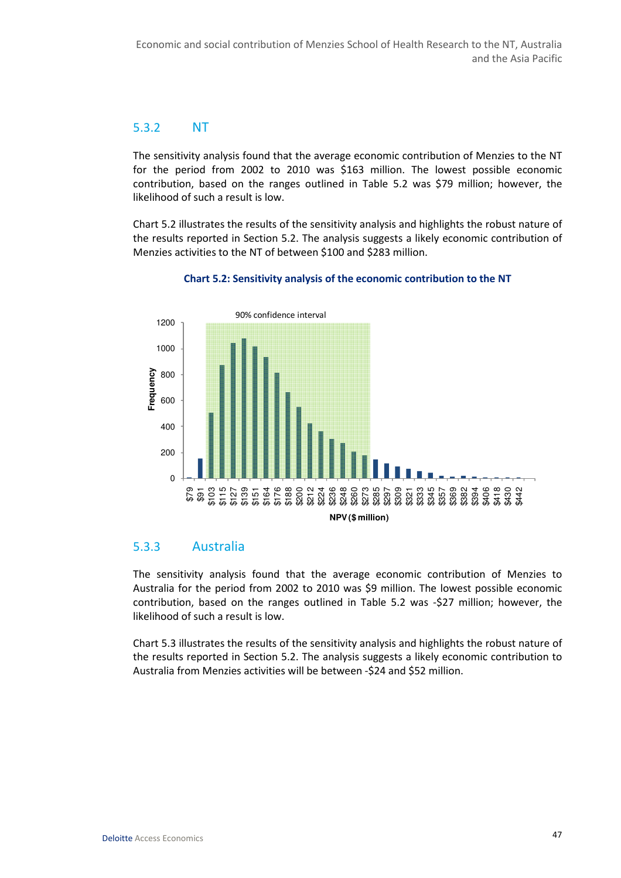### 5.3.2 NT

The sensitivity analysis found that the average economic contribution of Menzies to the NT for the period from 2002 to 2010 was $163 million. The lowest possible economic contribution, based on the ranges outlined in Table 5.2 was $79 million; however, the likelihood of such a result is low.

Chart 5.2 illustrates the results of the sensitivity analysis and highlights the robust nature of the results reported in Section 5.2. The analysis suggests a likely economic contribution of Menzies activities to the NT of between $100 and $283 million.

**Chart 5.2: Sensitivity analysis of the economic contribution to the NT**

### 5.3.3 Australia

The sensitivity analysis found that the average economic contribution of Menzies to Australia for the period from 2002 to 2010 was $9 million. The lowest possible economic contribution, based on the ranges outlined in Table 5.2 was -$27 million; however, the likelihood of such a result is low.

Chart 5.3 illustrates the results of the sensitivity analysis and highlights the robust nature of the results reported in Section 5.2. The analysis suggests a likely economic contribution to Australia from Menzies activities will be between -$24 and $52 million.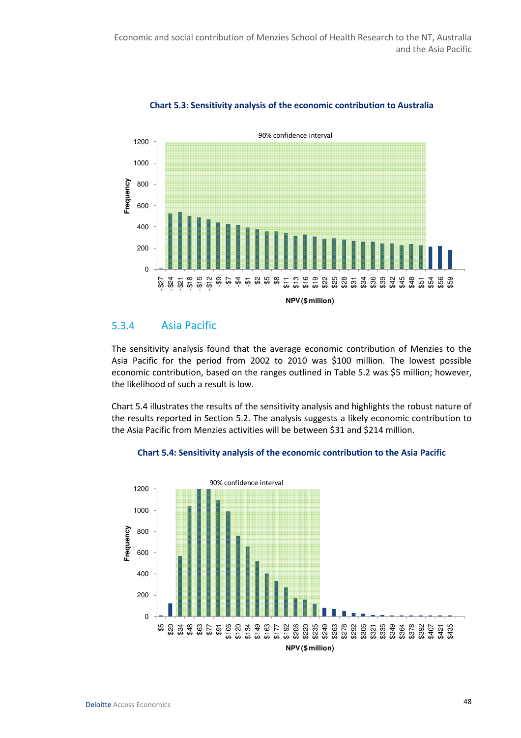**Chart 5.3: Sensitivity analysis of the economic contribution to Australia**

### 5.3.4 Asia Pacific

The sensitivity analysis found that the average economic contribution of Menzies to the Asia Pacific for the period from 2002 to 2010 was $100 million. The lowest possible economic contribution, based on the ranges outlined in Table 5.2 was $5 million; however, the likelihood of such a result is low.

Chart 5.4 illustrates the results of the sensitivity analysis and highlights the robust nature of the results reported in Section 5.2. The analysis suggests a likely economic contribution to the Asia Pacific from Menzies activities will be between $31 and $214 million.

**Chart 5.4: Sensitivity analysis of the economic contribution to the Asia Pacific**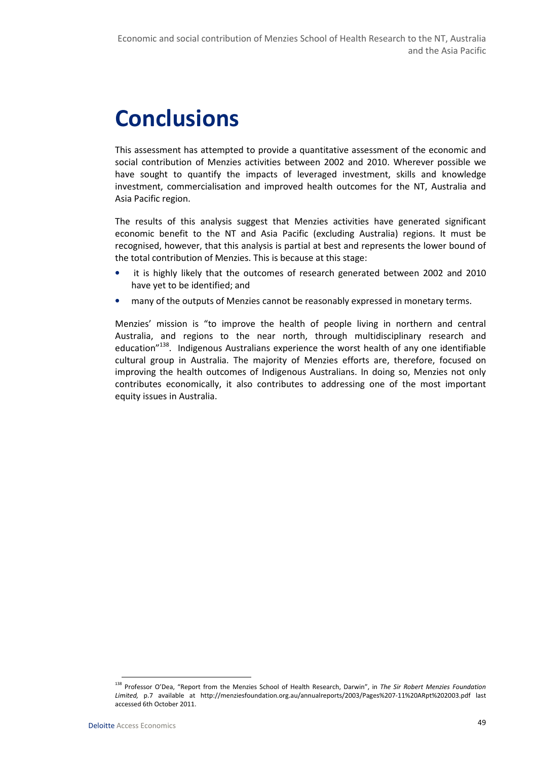# Conclusions

This assessment has attempted to provide a quantitative assessment of the economic and social contribution of Menzies activities between 2002 and 2010. Wherever possible we have sought to quantify the impacts of leveraged investment, skills and knowledge investment, commercialisation and improved health outcomes for the NT, Australia and Asia Pacific region.

The results of this analysis suggest that Menzies activities have generated significant economic benefit to the NT and Asia Pacific (excluding Australia) regions. It must be recognised, however, that this analysis is partial at best and represents the lower bound of the total contribution of Menzies. This is because at this stage:

- it is highly likely that the outcomes of research generated between 2002 and 2010 have yet to be identified; and
- many of the outputs of Menzies cannot be reasonably expressed in monetary terms.

Menzies' mission is "to improve the health of people living in northern and central Australia, and regions to the near north, through multidisciplinary research and education"[138]. Indigenous Australians experience the worst health of any one identifiable cultural group in Australia. The majority of Menzies efforts are, therefore, focused on improving the health outcomes of Indigenous Australians. In doing so, Menzies not only contributes economically, it also contributes to addressing one of the most important equity issues in Australia.

---

[138] Professor O'Dea, "Report from the Menzies School of Health Research, Darwin", in *The Sir Robert Menzies Foundation Limited,* p.7 available at http://menziesfoundation.org.au/annualreports/2003/Pages%207-11%20ARpt%202003.pdf last accessed 6th October 2011.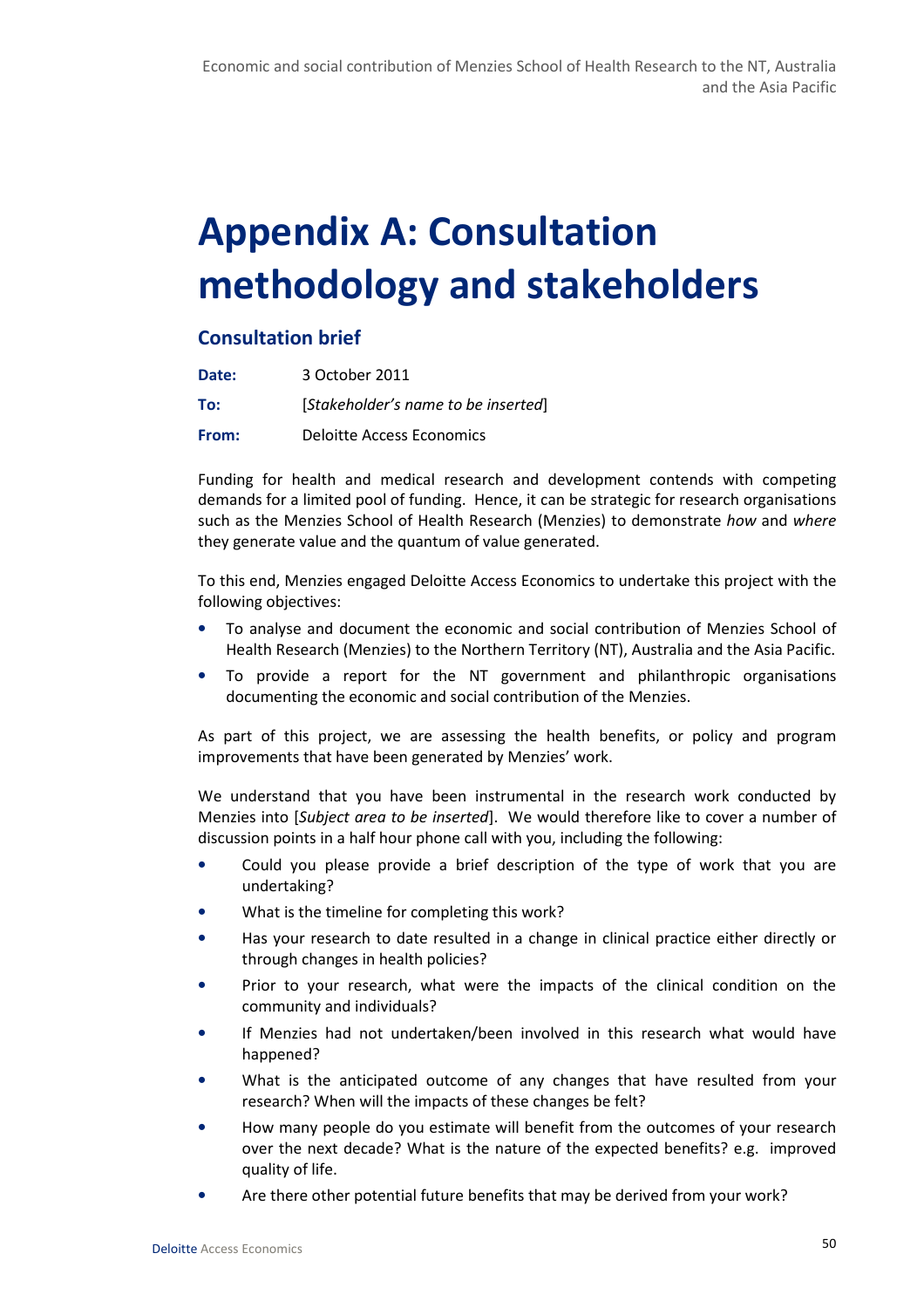# Appendix A: Consultation methodology and stakeholders

## Consultation brief

**Date:** 3 October 2011

**To:** [*Stakeholder's name to be inserted*]

**From:** Deloitte Access Economics

Funding for health and medical research and development contends with competing demands for a limited pool of funding. Hence, it can be strategic for research organisations such as the Menzies School of Health Research (Menzies) to demonstrate *how* and *where* they generate value and the quantum of value generated.

To this end, Menzies engaged Deloitte Access Economics to undertake this project with the following objectives:

- To analyse and document the economic and social contribution of Menzies School of Health Research (Menzies) to the Northern Territory (NT), Australia and the Asia Pacific.
- To provide a report for the NT government and philanthropic organisations documenting the economic and social contribution of the Menzies.

As part of this project, we are assessing the health benefits, or policy and program improvements that have been generated by Menzies' work.

We understand that you have been instrumental in the research work conducted by Menzies into [*Subject area to be inserted*]. We would therefore like to cover a number of discussion points in a half hour phone call with you, including the following:

- Could you please provide a brief description of the type of work that you are undertaking?
- What is the timeline for completing this work?
- Has your research to date resulted in a change in clinical practice either directly or through changes in health policies?
- Prior to your research, what were the impacts of the clinical condition on the community and individuals?
- If Menzies had not undertaken/been involved in this research what would have happened?
- What is the anticipated outcome of any changes that have resulted from your research? When will the impacts of these changes be felt?
- How many people do you estimate will benefit from the outcomes of your research over the next decade? What is the nature of the expected benefits? e.g. improved quality of life.
- Are there other potential future benefits that may be derived from your work?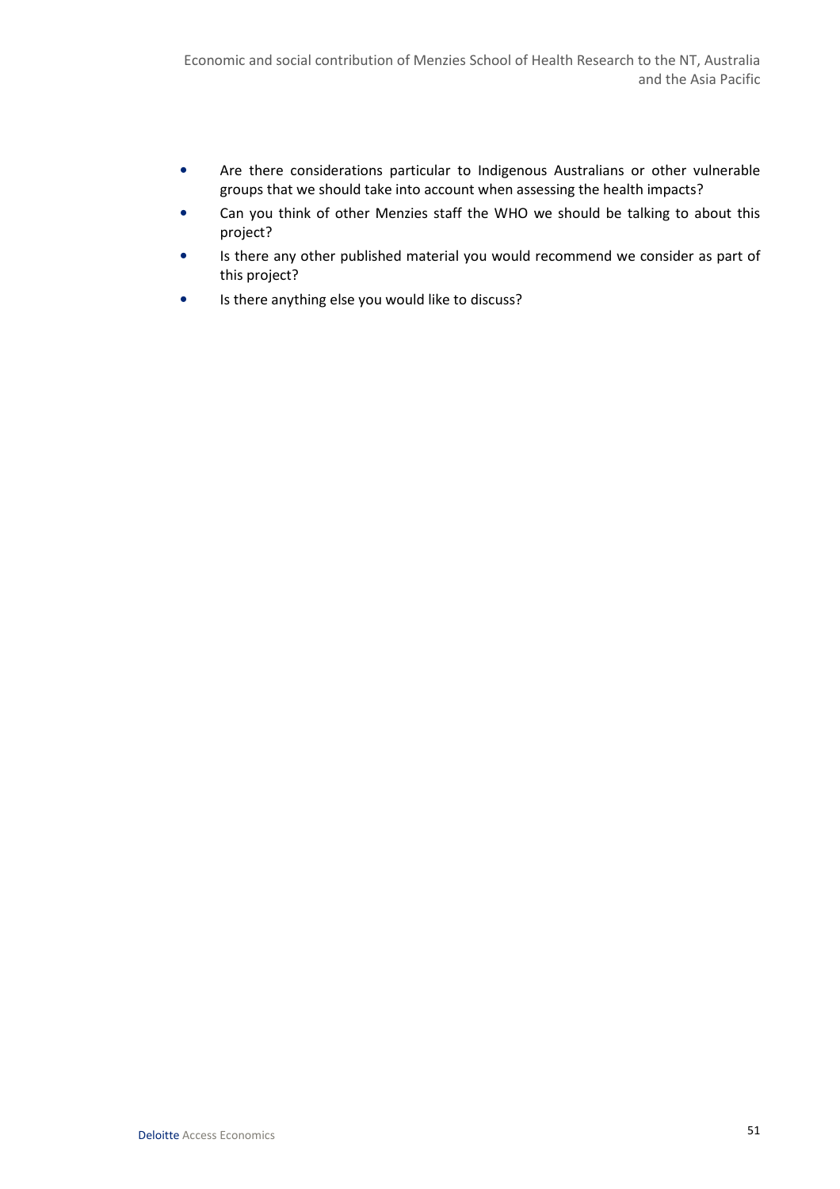- Are there considerations particular to Indigenous Australians or other vulnerable groups that we should take into account when assessing the health impacts?
- Can you think of other Menzies staff the WHO we should be talking to about this project?
- Is there any other published material you would recommend we consider as part of this project?
- Is there anything else you would like to discuss?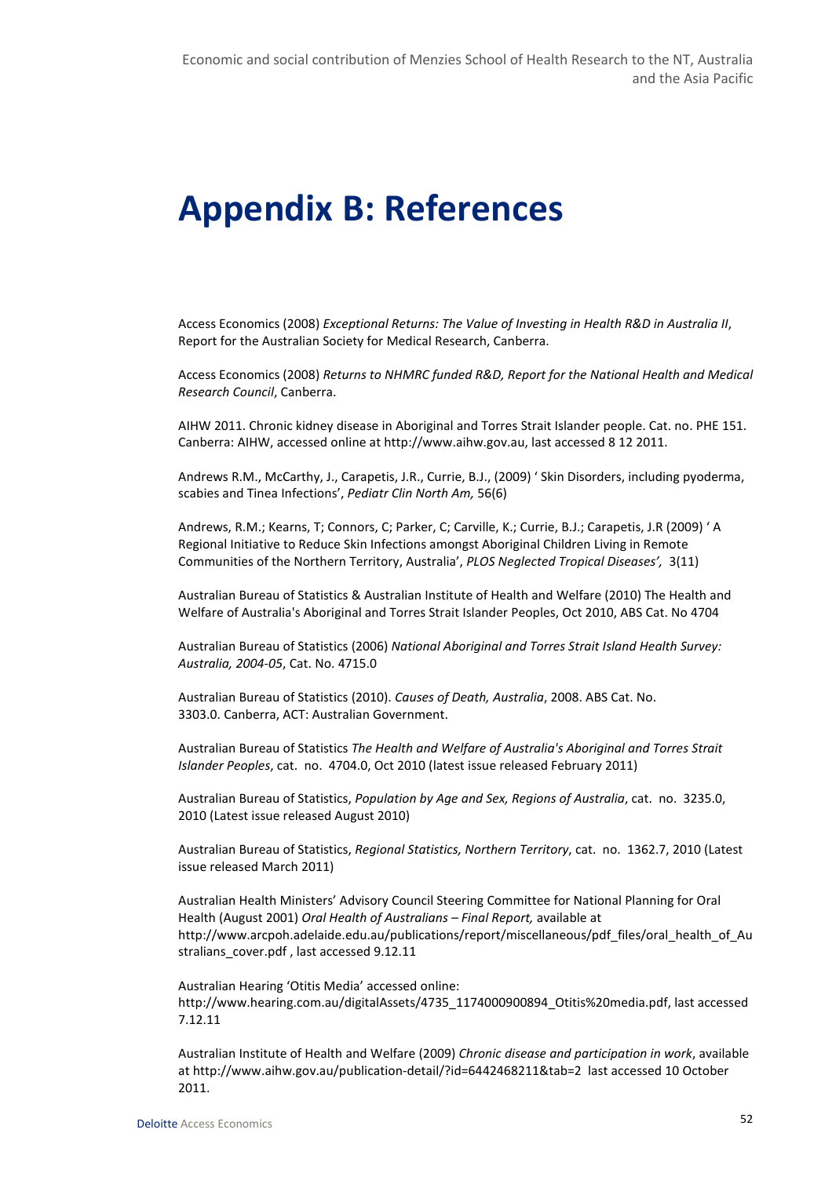# Appendix B: References

Access Economics (2008) *Exceptional Returns: The Value of Investing in Health R&D in Australia II*, Report for the Australian Society for Medical Research, Canberra.

Access Economics (2008) *Returns to NHMRC funded R&D, Report for the National Health and Medical Research Council*, Canberra.

AIHW 2011. Chronic kidney disease in Aboriginal and Torres Strait Islander people. Cat. no. PHE 151. Canberra: AIHW, accessed online at http://www.aihw.gov.au, last accessed 8 12 2011.

Andrews R.M., McCarthy, J., Carapetis, J.R., Currie, B.J., (2009) ' Skin Disorders, including pyoderma, scabies and Tinea Infections', *Pediatr Clin North Am,* 56(6)

Andrews, R.M.; Kearns, T; Connors, C; Parker, C; Carville, K.; Currie, B.J.; Carapetis, J.R (2009) ' A Regional Initiative to Reduce Skin Infections amongst Aboriginal Children Living in Remote Communities of the Northern Territory, Australia', *PLOS Neglected Tropical Diseases',* 3(11)

Australian Bureau of Statistics & Australian Institute of Health and Welfare (2010) The Health and Welfare of Australia's Aboriginal and Torres Strait Islander Peoples, Oct 2010, ABS Cat. No 4704

Australian Bureau of Statistics (2006) *National Aboriginal and Torres Strait Island Health Survey: Australia, 2004-05*, Cat. No. 4715.0

Australian Bureau of Statistics (2010). *Causes of Death, Australia*, 2008. ABS Cat. No. 3303.0. Canberra, ACT: Australian Government.

Australian Bureau of Statistics *The Health and Welfare of Australia's Aboriginal and Torres Strait Islander Peoples*, cat. no. 4704.0, Oct 2010 (latest issue released February 2011)

Australian Bureau of Statistics, *Population by Age and Sex, Regions of Australia*, cat. no. 3235.0, 2010 (Latest issue released August 2010)

Australian Bureau of Statistics, *Regional Statistics, Northern Territory*, cat. no. 1362.7, 2010 (Latest issue released March 2011)

Australian Health Ministers' Advisory Council Steering Committee for National Planning for Oral Health (August 2001) *Oral Health of Australians – Final Report,* available at http://www.arcpoh.adelaide.edu.au/publications/report/miscellaneous/pdf_files/oral_health_of_Australians_cover.pdf , last accessed 9.12.11

Australian Hearing 'Otitis Media' accessed online: http://www.hearing.com.au/digitalAssets/4735_1174000900894_Otitis%20media.pdf, last accessed 7.12.11

Australian Institute of Health and Welfare (2009) *Chronic disease and participation in work*, available at http://www.aihw.gov.au/publication-detail/?id=6442468211&tab=2 last accessed 10 October 2011.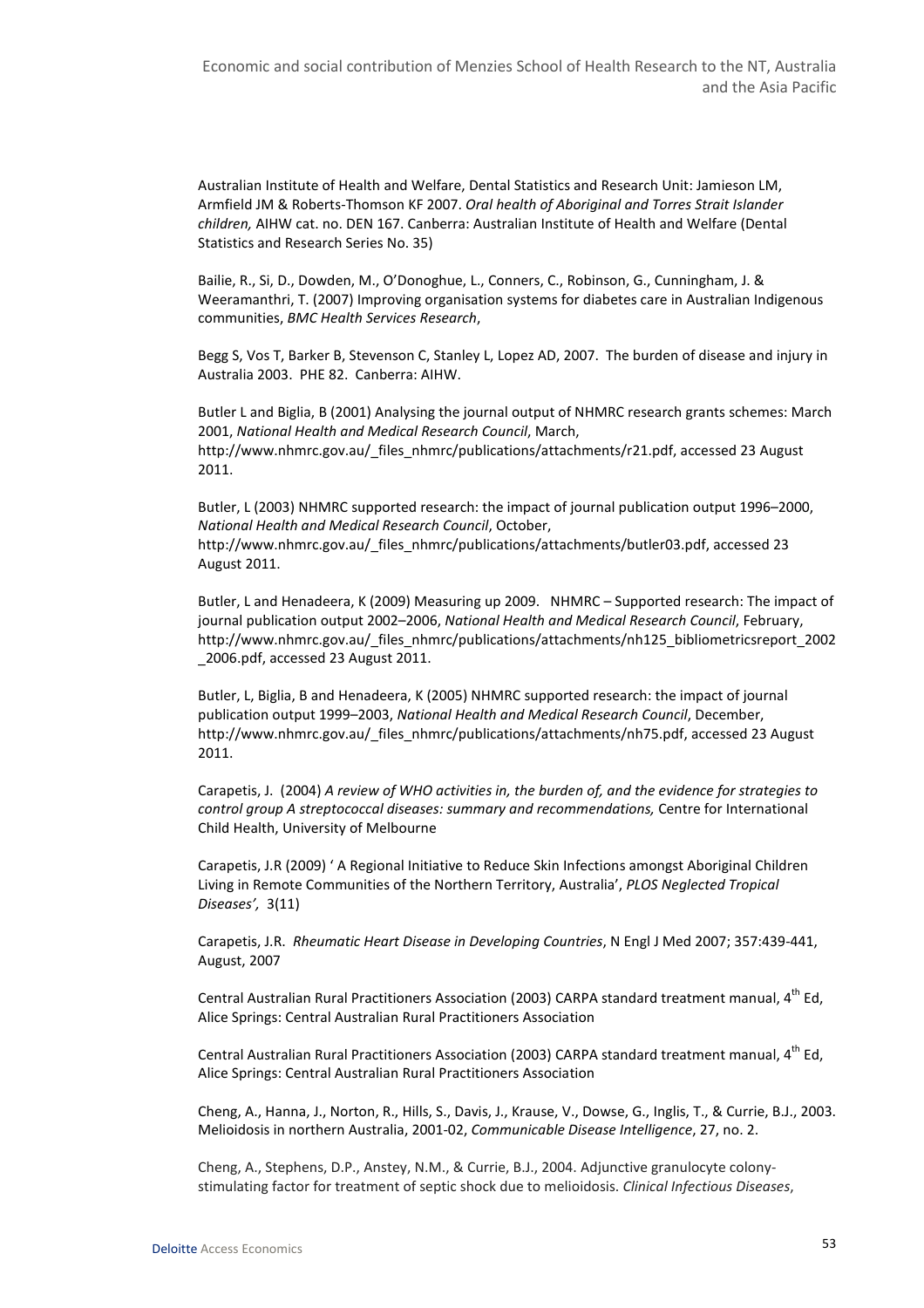Australian Institute of Health and Welfare, Dental Statistics and Research Unit: Jamieson LM, Armfield JM & Roberts-Thomson KF 2007. *Oral health of Aboriginal and Torres Strait Islander children,* AIHW cat. no. DEN 167. Canberra: Australian Institute of Health and Welfare (Dental Statistics and Research Series No. 35)

Bailie, R., Si, D., Dowden, M., O'Donoghue, L., Conners, C., Robinson, G., Cunningham, J. & Weeramanthri, T. (2007) Improving organisation systems for diabetes care in Australian Indigenous communities, *BMC Health Services Research*,

Begg S, Vos T, Barker B, Stevenson C, Stanley L, Lopez AD, 2007. The burden of disease and injury in Australia 2003. PHE 82. Canberra: AIHW.

Butler L and Biglia, B (2001) Analysing the journal output of NHMRC research grants schemes: March 2001, *National Health and Medical Research Council*, March, http://www.nhmrc.gov.au/_files_nhmrc/publications/attachments/r21.pdf, accessed 23 August 2011.

Butler, L (2003) NHMRC supported research: the impact of journal publication output 1996–2000, *National Health and Medical Research Council*, October, http://www.nhmrc.gov.au/_files_nhmrc/publications/attachments/butler03.pdf, accessed 23 August 2011.

Butler, L and Henadeera, K (2009) Measuring up 2009. NHMRC – Supported research: The impact of journal publication output 2002–2006, *National Health and Medical Research Council*, February, http://www.nhmrc.gov.au/_files_nhmrc/publications/attachments/nh125_bibliometricsreport_2002_2006.pdf, accessed 23 August 2011.

Butler, L, Biglia, B and Henadeera, K (2005) NHMRC supported research: the impact of journal publication output 1999–2003, *National Health and Medical Research Council*, December, http://www.nhmrc.gov.au/_files_nhmrc/publications/attachments/nh75.pdf, accessed 23 August 2011.

Carapetis, J. (2004) *A review of WHO activities in, the burden of, and the evidence for strategies to control group A streptococcal diseases: summary and recommendations,* Centre for International Child Health, University of Melbourne

Carapetis, J.R (2009) ' A Regional Initiative to Reduce Skin Infections amongst Aboriginal Children Living in Remote Communities of the Northern Territory, Australia', *PLOS Neglected Tropical Diseases',* 3(11)

Carapetis, J.R. *Rheumatic Heart Disease in Developing Countries*, N Engl J Med 2007; 357:439-441, August, 2007

Central Australian Rural Practitioners Association (2003) CARPA standard treatment manual, 4th Ed, Alice Springs: Central Australian Rural Practitioners Association

Central Australian Rural Practitioners Association (2003) CARPA standard treatment manual, 4th Ed, Alice Springs: Central Australian Rural Practitioners Association

Cheng, A., Hanna, J., Norton, R., Hills, S., Davis, J., Krause, V., Dowse, G., Inglis, T., & Currie, B.J., 2003. Melioidosis in northern Australia, 2001-02, *Communicable Disease Intelligence*, 27, no. 2.

Cheng, A., Stephens, D.P., Anstey, N.M., & Currie, B.J., 2004. Adjunctive granulocyte colony-stimulating factor for treatment of septic shock due to melioidosis. *Clinical Infectious Diseases*,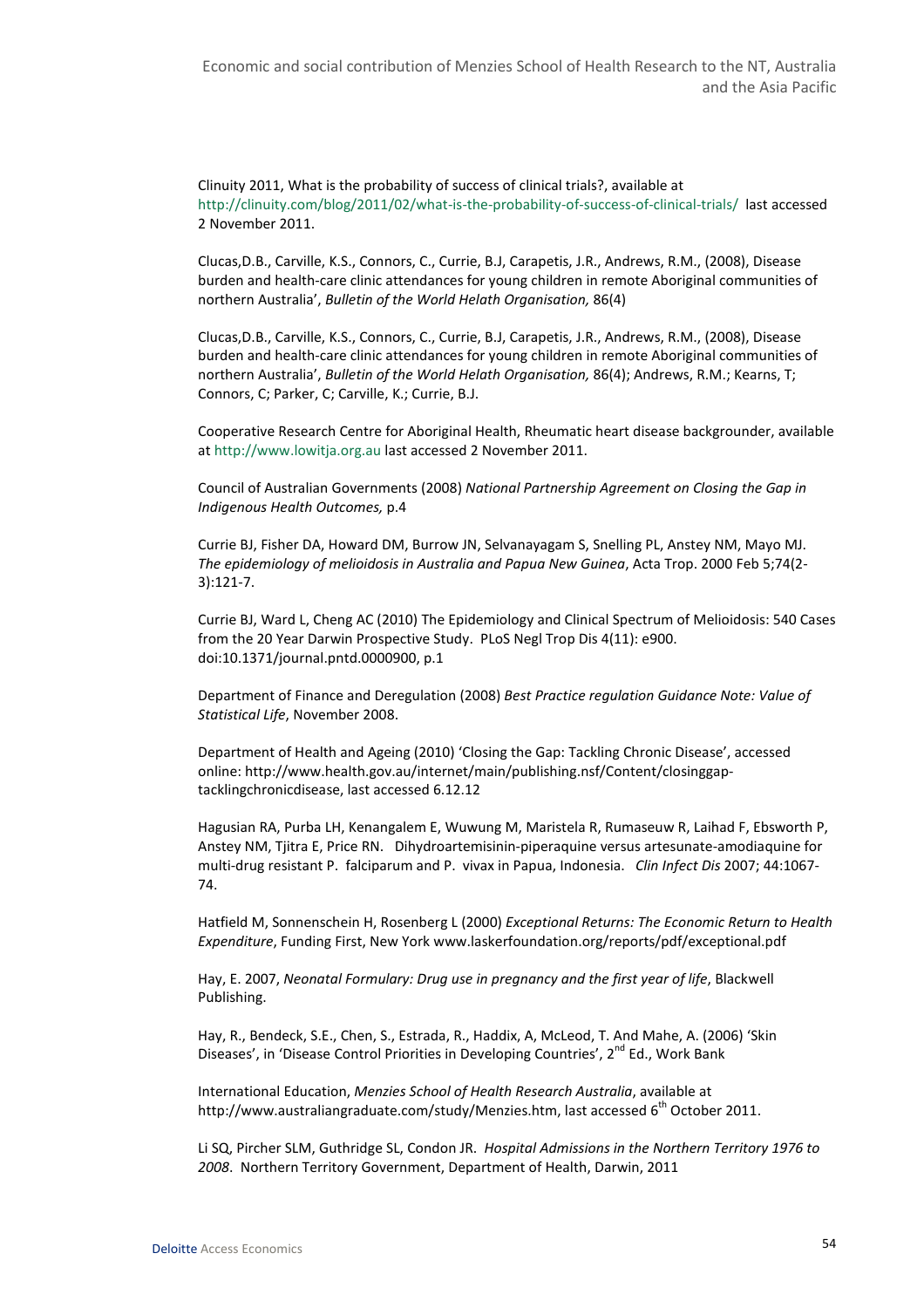Clinuity 2011, What is the probability of success of clinical trials?, available at http://clinuity.com/blog/2011/02/what-is-the-probability-of-success-of-clinical-trials/ last accessed 2 November 2011.

Clucas,D.B., Carville, K.S., Connors, C., Currie, B.J, Carapetis, J.R., Andrews, R.M., (2008), Disease burden and health-care clinic attendances for young children in remote Aboriginal communities of northern Australia', *Bulletin of the World Helath Organisation,* 86(4)

Clucas,D.B., Carville, K.S., Connors, C., Currie, B.J, Carapetis, J.R., Andrews, R.M., (2008), Disease burden and health-care clinic attendances for young children in remote Aboriginal communities of northern Australia', *Bulletin of the World Helath Organisation,* 86(4); Andrews, R.M.; Kearns, T; Connors, C; Parker, C; Carville, K.; Currie, B.J.

Cooperative Research Centre for Aboriginal Health, Rheumatic heart disease backgrounder, available at http://www.lowitja.org.au last accessed 2 November 2011.

Council of Australian Governments (2008) *National Partnership Agreement on Closing the Gap in Indigenous Health Outcomes,* p.4

Currie BJ, Fisher DA, Howard DM, Burrow JN, Selvanayagam S, Snelling PL, Anstey NM, Mayo MJ. *The epidemiology of melioidosis in Australia and Papua New Guinea*, Acta Trop. 2000 Feb 5;74(2-3):121-7.

Currie BJ, Ward L, Cheng AC (2010) The Epidemiology and Clinical Spectrum of Melioidosis: 540 Cases from the 20 Year Darwin Prospective Study. PLoS Negl Trop Dis 4(11): e900. doi:10.1371/journal.pntd.0000900, p.1

Department of Finance and Deregulation (2008) *Best Practice regulation Guidance Note: Value of Statistical Life*, November 2008.

Department of Health and Ageing (2010) 'Closing the Gap: Tackling Chronic Disease', accessed online: http://www.health.gov.au/internet/main/publishing.nsf/Content/closinggap-tacklingchronicdisease, last accessed 6.12.12

Hagusian RA, Purba LH, Kenangalem E, Wuwung M, Maristela R, Rumaseuw R, Laihad F, Ebsworth P, Anstey NM, Tjitra E, Price RN. Dihydroartemisinin-piperaquine versus artesunate-amodiaquine for multi-drug resistant P. falciparum and P. vivax in Papua, Indonesia. *Clin Infect Dis* 2007; 44:1067-74.

Hatfield M, Sonnenschein H, Rosenberg L (2000) *Exceptional Returns: The Economic Return to Health Expenditure*, Funding First, New York www.laskerfoundation.org/reports/pdf/exceptional.pdf

Hay, E. 2007, *Neonatal Formulary: Drug use in pregnancy and the first year of life*, Blackwell Publishing.

Hay, R., Bendeck, S.E., Chen, S., Estrada, R., Haddix, A, McLeod, T. And Mahe, A. (2006) 'Skin Diseases', in 'Disease Control Priorities in Developing Countries', 2nd Ed., Work Bank

International Education, *Menzies School of Health Research Australia*, available at http://www.australiangraduate.com/study/Menzies.htm, last accessed 6th October 2011.

Li SQ, Pircher SLM, Guthridge SL, Condon JR. *Hospital Admissions in the Northern Territory 1976 to 2008*. Northern Territory Government, Department of Health, Darwin, 2011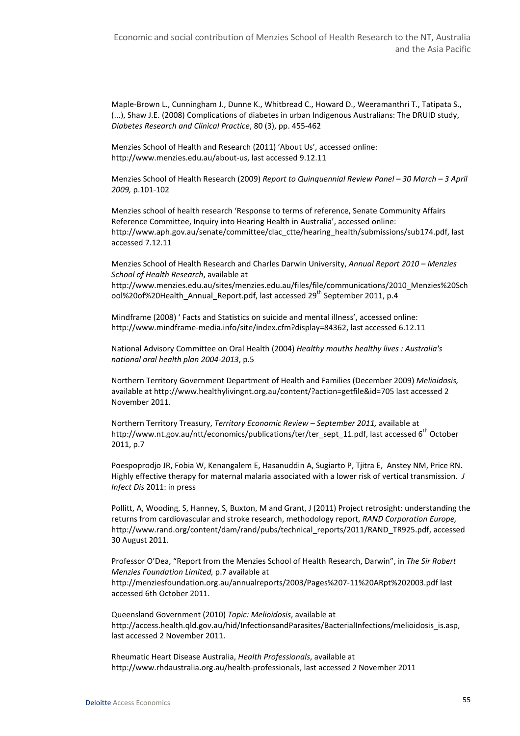Maple-Brown L., Cunningham J., Dunne K., Whitbread C., Howard D., Weeramanthri T., Tatipata S., (...), Shaw J.E. (2008) Complications of diabetes in urban Indigenous Australians: The DRUID study, *Diabetes Research and Clinical Practice*, 80 (3), pp. 455-462

Menzies School of Health and Research (2011) 'About Us', accessed online: http://www.menzies.edu.au/about-us, last accessed 9.12.11

Menzies School of Health Research (2009) *Report to Quinquennial Review Panel – 30 March – 3 April 2009,* p.101-102

Menzies school of health research 'Response to terms of reference, Senate Community Affairs Reference Committee, Inquiry into Hearing Health in Australia', accessed online: http://www.aph.gov.au/senate/committee/clac_ctte/hearing_health/submissions/sub174.pdf, last accessed 7.12.11

Menzies School of Health Research and Charles Darwin University, *Annual Report 2010 – Menzies School of Health Research*, available at http://www.menzies.edu.au/sites/menzies.edu.au/files/file/communications/2010_Menzies%20School%20of%20Health_Annual_Report.pdf, last accessed 29th September 2011, p.4

Mindframe (2008) ' Facts and Statistics on suicide and mental illness', accessed online: http://www.mindframe-media.info/site/index.cfm?display=84362, last accessed 6.12.11

National Advisory Committee on Oral Health (2004) *Healthy mouths healthy lives : Australia's national oral health plan 2004-2013*, p.5

Northern Territory Government Department of Health and Families (December 2009) *Melioidosis,* available at http://www.healthylivingnt.org.au/content/?action=getfile&id=705 last accessed 2 November 2011.

Northern Territory Treasury, *Territory Economic Review – September 2011,* available at http://www.nt.gov.au/ntt/economics/publications/ter/ter_sept_11.pdf, last accessed 6th October 2011, p.7

Poespoprodjo JR, Fobia W, Kenangalem E, Hasanuddin A, Sugiarto P, Tjitra E, Anstey NM, Price RN. Highly effective therapy for maternal malaria associated with a lower risk of vertical transmission. *J Infect Dis* 2011: in press

Pollitt, A, Wooding, S, Hanney, S, Buxton, M and Grant, J (2011) Project retrosight: understanding the returns from cardiovascular and stroke research, methodology report, *RAND Corporation Europe,* http://www.rand.org/content/dam/rand/pubs/technical_reports/2011/RAND_TR925.pdf, accessed 30 August 2011.

Professor O'Dea, "Report from the Menzies School of Health Research, Darwin", in *The Sir Robert Menzies Foundation Limited,* p.7 available at http://menziesfoundation.org.au/annualreports/2003/Pages%207-11%20ARpt%202003.pdf last accessed 6th October 2011.

Queensland Government (2010) *Topic: Melioidosis*, available at http://access.health.qld.gov.au/hid/InfectionsandParasites/BacterialInfections/melioidosis_is.asp, last accessed 2 November 2011.

Rheumatic Heart Disease Australia, *Health Professionals*, available at http://www.rhdaustralia.org.au/health-professionals, last accessed 2 November 2011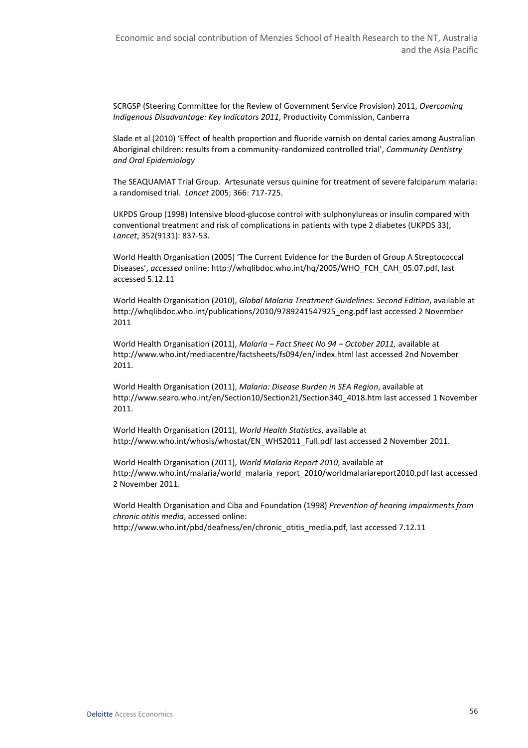SCRGSP (Steering Committee for the Review of Government Service Provision) 2011, *Overcoming Indigenous Disadvantage: Key Indicators 2011*, Productivity Commission, Canberra

Slade et al (2010) 'Effect of health proportion and fluoride varnish on dental caries among Australian Aboriginal children: results from a community-randomized controlled trial', *Community Dentistry and Oral Epidemiology*

The SEAQUAMAT Trial Group. Artesunate versus quinine for treatment of severe falciparum malaria: a randomised trial. *Lancet* 2005; 366: 717-725.

UKPDS Group (1998) Intensive blood-glucose control with sulphonylureas or insulin compared with conventional treatment and risk of complications in patients with type 2 diabetes (UKPDS 33), *Lancet*, 352(9131): 837-53.

World Health Organisation (2005) 'The Current Evidence for the Burden of Group A Streptococcal Diseases', *accessed* online: http://whqlibdoc.who.int/hq/2005/WHO_FCH_CAH_05.07.pdf, last accessed 5.12.11

World Health Organisation (2010), *Global Malaria Treatment Guidelines: Second Edition*, available at http://whqlibdoc.who.int/publications/2010/9789241547925_eng.pdf last accessed 2 November 2011

World Health Organisation (2011), *Malaria – Fact Sheet No 94 – October 2011,* available at http://www.who.int/mediacentre/factsheets/fs094/en/index.html last accessed 2nd November 2011.

World Health Organisation (2011), *Malaria: Disease Burden in SEA Region*, available at http://www.searo.who.int/en/Section10/Section21/Section340_4018.htm last accessed 1 November 2011.

World Health Organisation (2011), *World Health Statistics*, available at http://www.who.int/whosis/whostat/EN_WHS2011_Full.pdf last accessed 2 November 2011.

World Health Organisation (2011), *World Malaria Report 2010*, available at http://www.who.int/malaria/world_malaria_report_2010/worldmalariareport2010.pdf last accessed 2 November 2011.

World Health Organisation and Ciba and Foundation (1998) *Prevention of hearing impairments from chronic otitis media*, accessed online: http://www.who.int/pbd/deafness/en/chronic_otitis_media.pdf, last accessed 7.12.11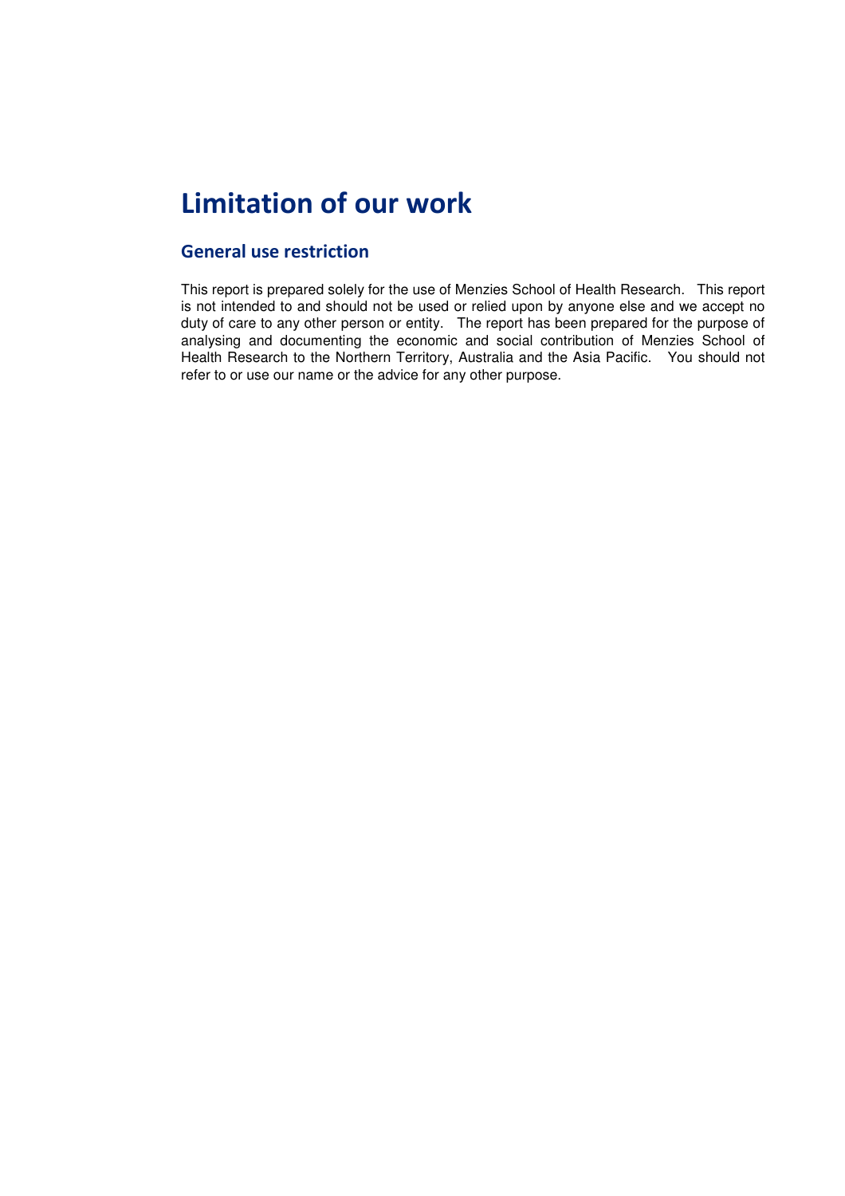# Limitation of our work

## General use restriction

This report is prepared solely for the use of Menzies School of Health Research. This report is not intended to and should not be used or relied upon by anyone else and we accept no duty of care to any other person or entity. The report has been prepared for the purpose of analysing and documenting the economic and social contribution of Menzies School of Health Research to the Northern Territory, Australia and the Asia Pacific. You should not refer to or use our name or the advice for any other purpose.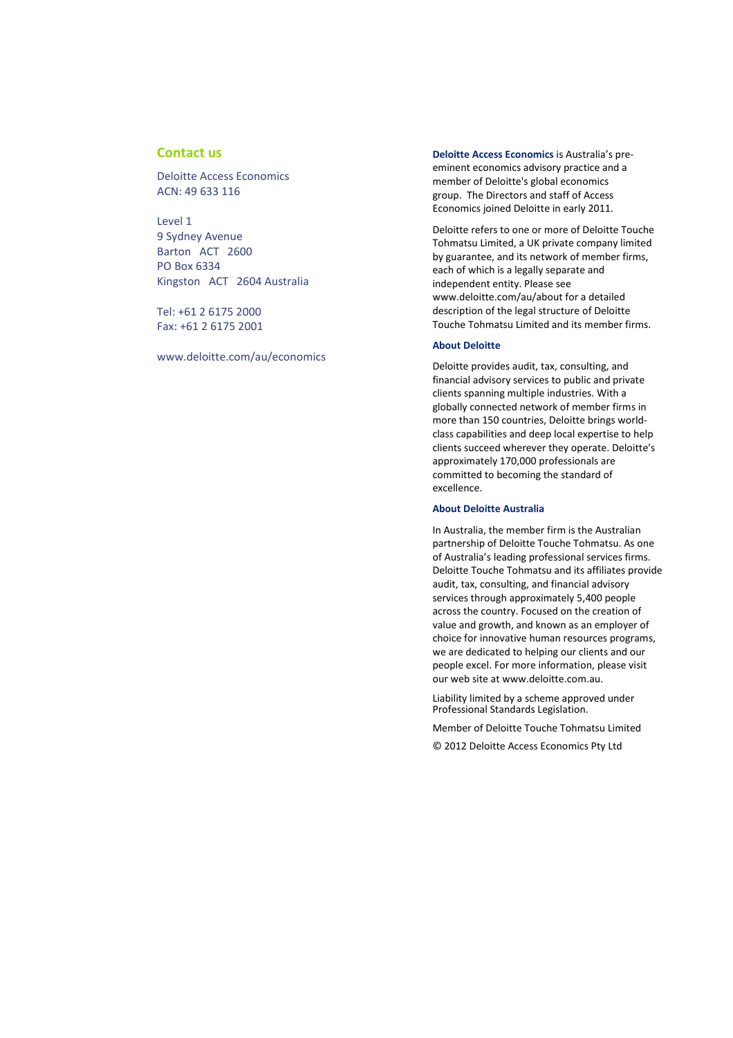## Contact us

Deloitte Access Economics
ACN: 49 633 116

Level 1
9 Sydney Avenue
Barton ACT 2600
PO Box 6334
Kingston ACT 2604 Australia

Tel: +61 2 6175 2000
Fax: +61 2 6175 2001

www.deloitte.com/au/economics

**Deloitte Access Economics** is Australia's pre-eminent economics advisory practice and a member of Deloitte's global economics group. The Directors and staff of Access Economics joined Deloitte in early 2011.

Deloitte refers to one or more of Deloitte Touche Tohmatsu Limited, a UK private company limited by guarantee, and its network of member firms, each of which is a legally separate and independent entity. Please see www.deloitte.com/au/about for a detailed description of the legal structure of Deloitte Touche Tohmatsu Limited and its member firms.

### About Deloitte

Deloitte provides audit, tax, consulting, and financial advisory services to public and private clients spanning multiple industries. With a globally connected network of member firms in more than 150 countries, Deloitte brings world-class capabilities and deep local expertise to help clients succeed wherever they operate. Deloitte's approximately 170,000 professionals are committed to becoming the standard of excellence.

### About Deloitte Australia

In Australia, the member firm is the Australian partnership of Deloitte Touche Tohmatsu. As one of Australia's leading professional services firms. Deloitte Touche Tohmatsu and its affiliates provide audit, tax, consulting, and financial advisory services through approximately 5,400 people across the country. Focused on the creation of value and growth, and known as an employer of choice for innovative human resources programs, we are dedicated to helping our clients and our people excel. For more information, please visit our web site at www.deloitte.com.au.

Liability limited by a scheme approved under Professional Standards Legislation.

Member of Deloitte Touche Tohmatsu Limited

© 2012 Deloitte Access Economics Pty Ltd